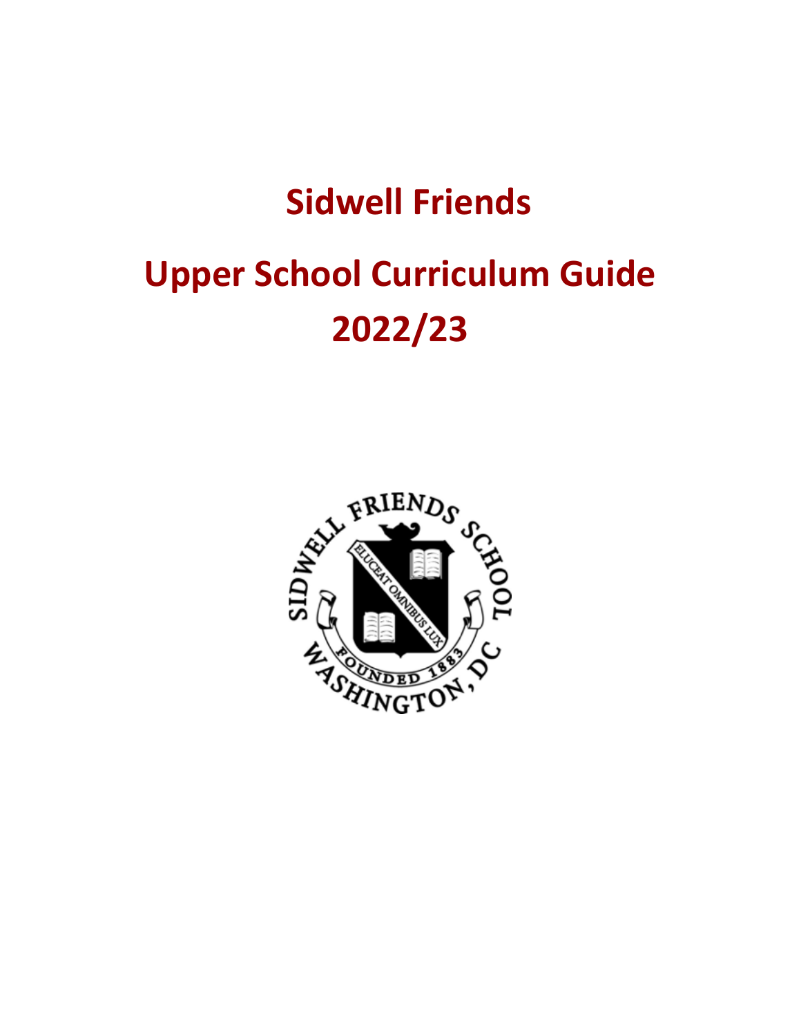# Sidwell Friends

# Upper School Curriculum Guide 2022/23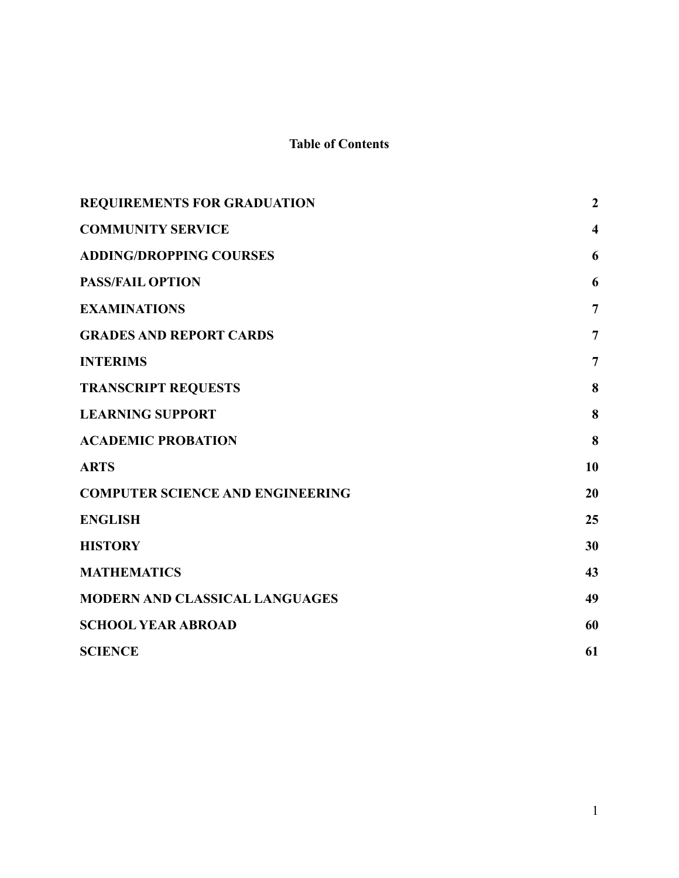# Table of Contents

| | |
|---|---|
| **REQUIREMENTS FOR GRADUATION** | **2** |
| **COMMUNITY SERVICE** | **4** |
| **ADDING/DROPPING COURSES** | **6** |
| **PASS/FAIL OPTION** | **6** |
| **EXAMINATIONS** | **7** |
| **GRADES AND REPORT CARDS** | **7** |
| **INTERIMS** | **7** |
| **TRANSCRIPT REQUESTS** | **8** |
| **LEARNING SUPPORT** | **8** |
| **ACADEMIC PROBATION** | **8** |
| **ARTS** | **10** |
| **COMPUTER SCIENCE AND ENGINEERING** | **20** |
| **ENGLISH** | **25** |
| **HISTORY** | **30** |
| **MATHEMATICS** | **43** |
| **MODERN AND CLASSICAL LANGUAGES** | **49** |
| **SCHOOL YEAR ABROAD** | **60** |
| **SCIENCE** | **61** |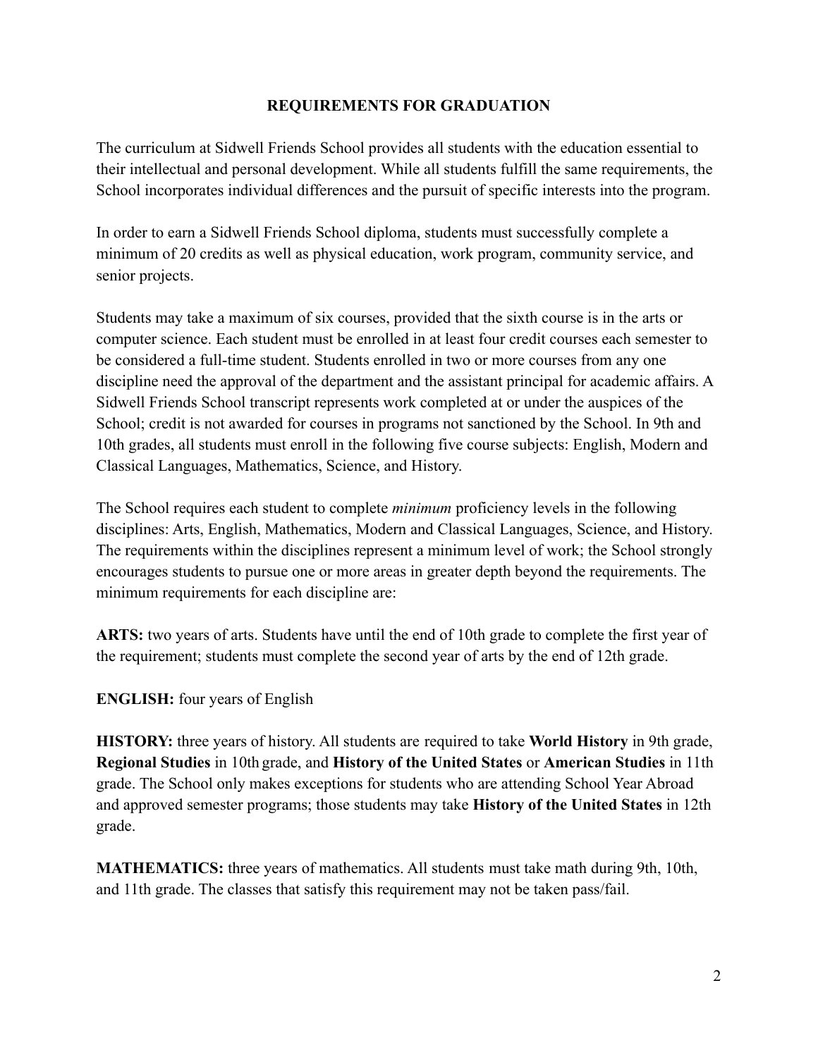## REQUIREMENTS FOR GRADUATION

The curriculum at Sidwell Friends School provides all students with the education essential to their intellectual and personal development. While all students fulfill the same requirements, the School incorporates individual differences and the pursuit of specific interests into the program.

In order to earn a Sidwell Friends School diploma, students must successfully complete a minimum of 20 credits as well as physical education, work program, community service, and senior projects.

Students may take a maximum of six courses, provided that the sixth course is in the arts or computer science. Each student must be enrolled in at least four credit courses each semester to be considered a full-time student. Students enrolled in two or more courses from any one discipline need the approval of the department and the assistant principal for academic affairs. A Sidwell Friends School transcript represents work completed at or under the auspices of the School; credit is not awarded for courses in programs not sanctioned by the School. In 9th and 10th grades, all students must enroll in the following five course subjects: English, Modern and Classical Languages, Mathematics, Science, and History.

The School requires each student to complete *minimum* proficiency levels in the following disciplines: Arts, English, Mathematics, Modern and Classical Languages, Science, and History. The requirements within the disciplines represent a minimum level of work; the School strongly encourages students to pursue one or more areas in greater depth beyond the requirements. The minimum requirements for each discipline are:

**ARTS:** two years of arts. Students have until the end of 10th grade to complete the first year of the requirement; students must complete the second year of arts by the end of 12th grade.

**ENGLISH:** four years of English

**HISTORY:** three years of history. All students are required to take **World History** in 9th grade, **Regional Studies** in 10th grade, and **History of the United States** or **American Studies** in 11th grade. The School only makes exceptions for students who are attending School Year Abroad and approved semester programs; those students may take **History of the United States** in 12th grade.

**MATHEMATICS:** three years of mathematics. All students must take math during 9th, 10th, and 11th grade. The classes that satisfy this requirement may not be taken pass/fail.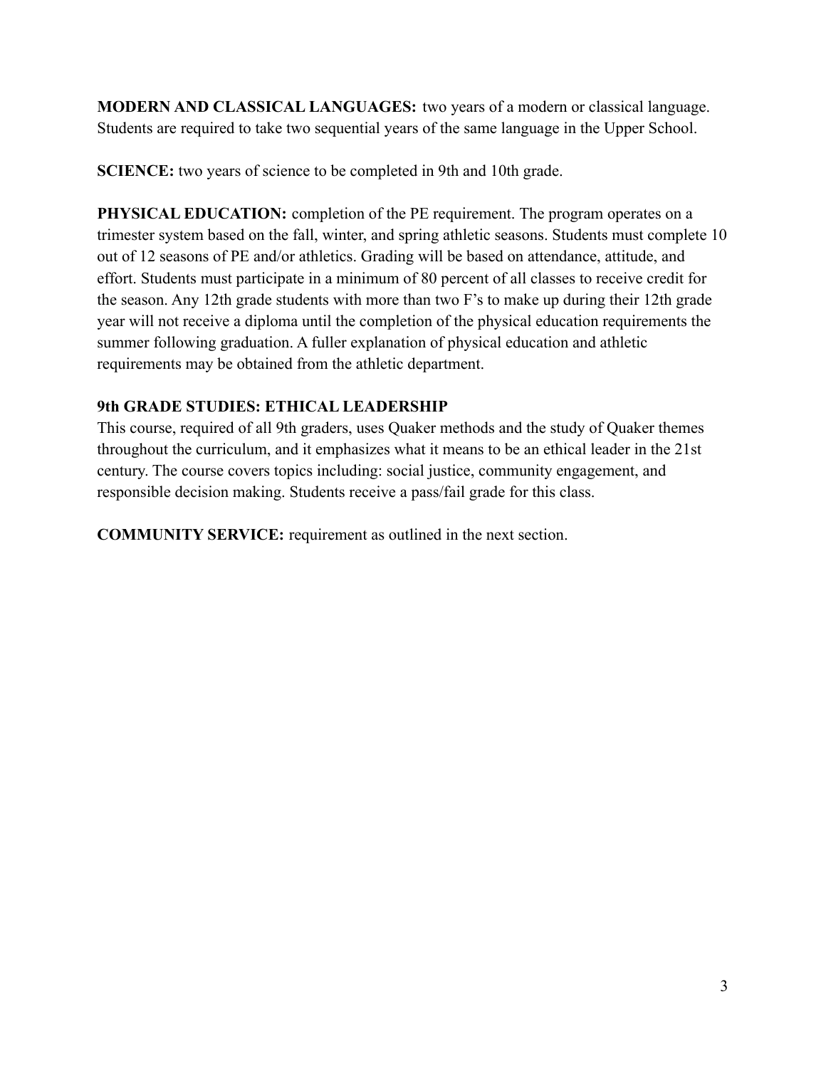**MODERN AND CLASSICAL LANGUAGES:** two years of a modern or classical language. Students are required to take two sequential years of the same language in the Upper School.

**SCIENCE:** two years of science to be completed in 9th and 10th grade.

**PHYSICAL EDUCATION:** completion of the PE requirement. The program operates on a trimester system based on the fall, winter, and spring athletic seasons. Students must complete 10 out of 12 seasons of PE and/or athletics. Grading will be based on attendance, attitude, and effort. Students must participate in a minimum of 80 percent of all classes to receive credit for the season. Any 12th grade students with more than two F's to make up during their 12th grade year will not receive a diploma until the completion of the physical education requirements the summer following graduation. A fuller explanation of physical education and athletic requirements may be obtained from the athletic department.

**9th GRADE STUDIES: ETHICAL LEADERSHIP**

This course, required of all 9th graders, uses Quaker methods and the study of Quaker themes throughout the curriculum, and it emphasizes what it means to be an ethical leader in the 21st century. The course covers topics including: social justice, community engagement, and responsible decision making. Students receive a pass/fail grade for this class.

**COMMUNITY SERVICE:** requirement as outlined in the next section.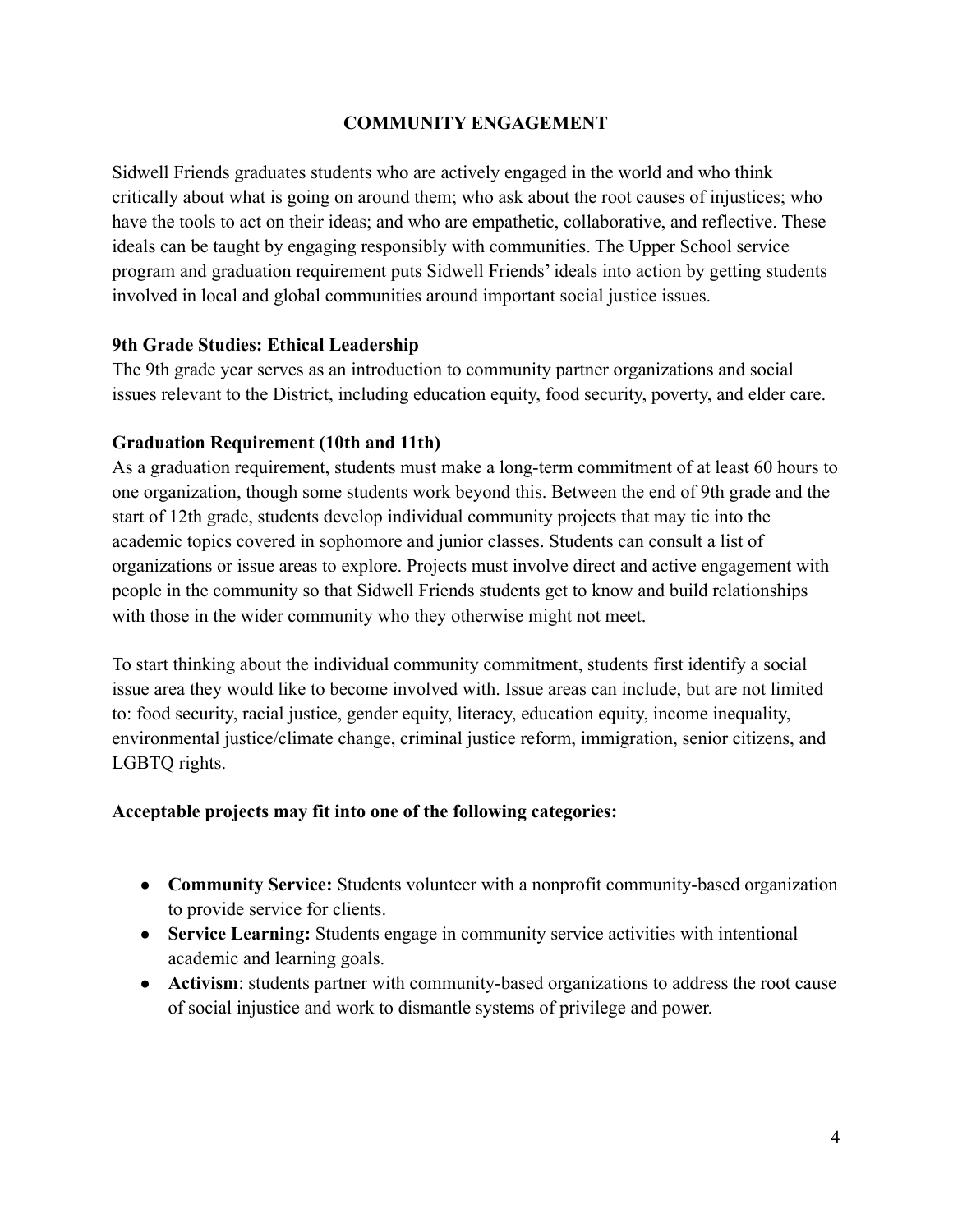## COMMUNITY ENGAGEMENT

Sidwell Friends graduates students who are actively engaged in the world and who think critically about what is going on around them; who ask about the root causes of injustices; who have the tools to act on their ideas; and who are empathetic, collaborative, and reflective. These ideals can be taught by engaging responsibly with communities. The Upper School service program and graduation requirement puts Sidwell Friends' ideals into action by getting students involved in local and global communities around important social justice issues.

**9th Grade Studies: Ethical Leadership**

The 9th grade year serves as an introduction to community partner organizations and social issues relevant to the District, including education equity, food security, poverty, and elder care.

**Graduation Requirement (10th and 11th)**

As a graduation requirement, students must make a long-term commitment of at least 60 hours to one organization, though some students work beyond this. Between the end of 9th grade and the start of 12th grade, students develop individual community projects that may tie into the academic topics covered in sophomore and junior classes. Students can consult a list of organizations or issue areas to explore. Projects must involve direct and active engagement with people in the community so that Sidwell Friends students get to know and build relationships with those in the wider community who they otherwise might not meet.

To start thinking about the individual community commitment, students first identify a social issue area they would like to become involved with. Issue areas can include, but are not limited to: food security, racial justice, gender equity, literacy, education equity, income inequality, environmental justice/climate change, criminal justice reform, immigration, senior citizens, and LGBTQ rights.

**Acceptable projects may fit into one of the following categories:**

- **Community Service:** Students volunteer with a nonprofit community-based organization to provide service for clients.
- **Service Learning:** Students engage in community service activities with intentional academic and learning goals.
- **Activism**: students partner with community-based organizations to address the root cause of social injustice and work to dismantle systems of privilege and power.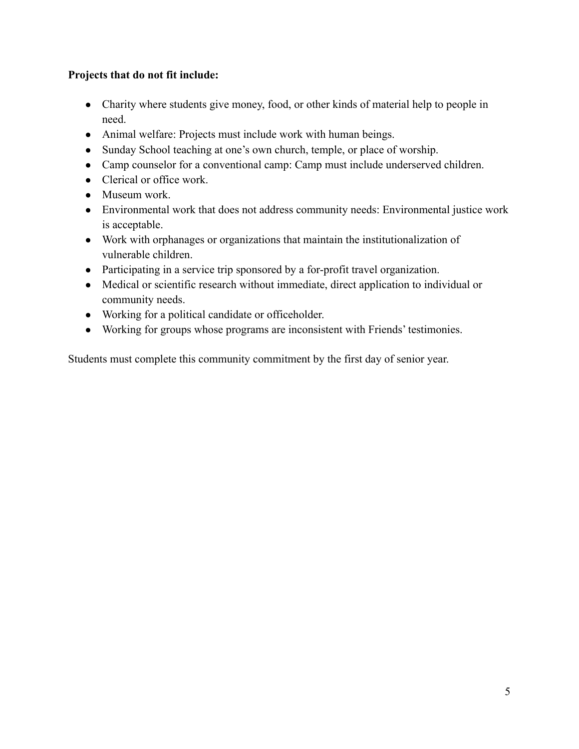**Projects that do not fit include:**

- Charity where students give money, food, or other kinds of material help to people in need.
- Animal welfare: Projects must include work with human beings.
- Sunday School teaching at one's own church, temple, or place of worship.
- Camp counselor for a conventional camp: Camp must include underserved children.
- Clerical or office work.
- Museum work.
- Environmental work that does not address community needs: Environmental justice work is acceptable.
- Work with orphanages or organizations that maintain the institutionalization of vulnerable children.
- Participating in a service trip sponsored by a for-profit travel organization.
- Medical or scientific research without immediate, direct application to individual or community needs.
- Working for a political candidate or officeholder.
- Working for groups whose programs are inconsistent with Friends' testimonies.

Students must complete this community commitment by the first day of senior year.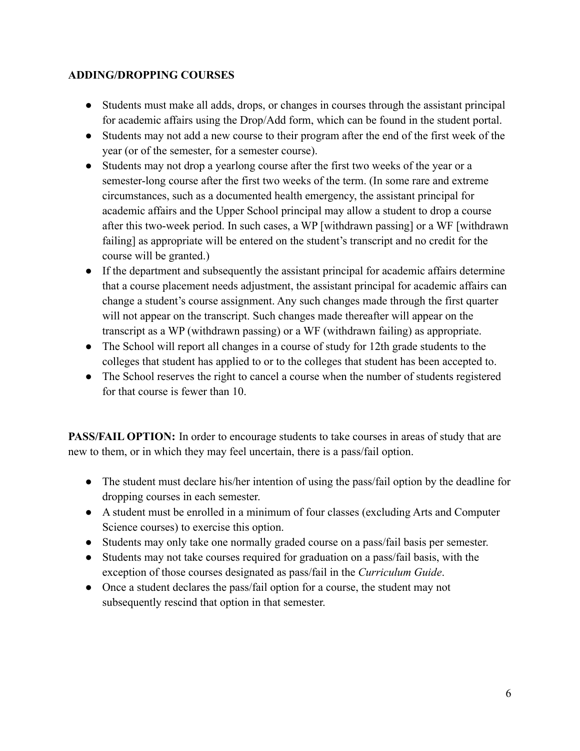**ADDING/DROPPING COURSES**

- Students must make all adds, drops, or changes in courses through the assistant principal for academic affairs using the Drop/Add form, which can be found in the student portal.
- Students may not add a new course to their program after the end of the first week of the year (or of the semester, for a semester course).
- Students may not drop a yearlong course after the first two weeks of the year or a semester-long course after the first two weeks of the term. (In some rare and extreme circumstances, such as a documented health emergency, the assistant principal for academic affairs and the Upper School principal may allow a student to drop a course after this two-week period. In such cases, a WP [withdrawn passing] or a WF [withdrawn failing] as appropriate will be entered on the student's transcript and no credit for the course will be granted.)
- If the department and subsequently the assistant principal for academic affairs determine that a course placement needs adjustment, the assistant principal for academic affairs can change a student's course assignment. Any such changes made through the first quarter will not appear on the transcript. Such changes made thereafter will appear on the transcript as a WP (withdrawn passing) or a WF (withdrawn failing) as appropriate.
- The School will report all changes in a course of study for 12th grade students to the colleges that student has applied to or to the colleges that student has been accepted to.
- The School reserves the right to cancel a course when the number of students registered for that course is fewer than 10.

**PASS/FAIL OPTION:** In order to encourage students to take courses in areas of study that are new to them, or in which they may feel uncertain, there is a pass/fail option.

- The student must declare his/her intention of using the pass/fail option by the deadline for dropping courses in each semester.
- A student must be enrolled in a minimum of four classes (excluding Arts and Computer Science courses) to exercise this option.
- Students may only take one normally graded course on a pass/fail basis per semester.
- Students may not take courses required for graduation on a pass/fail basis, with the exception of those courses designated as pass/fail in the *Curriculum Guide*.
- Once a student declares the pass/fail option for a course, the student may not subsequently rescind that option in that semester.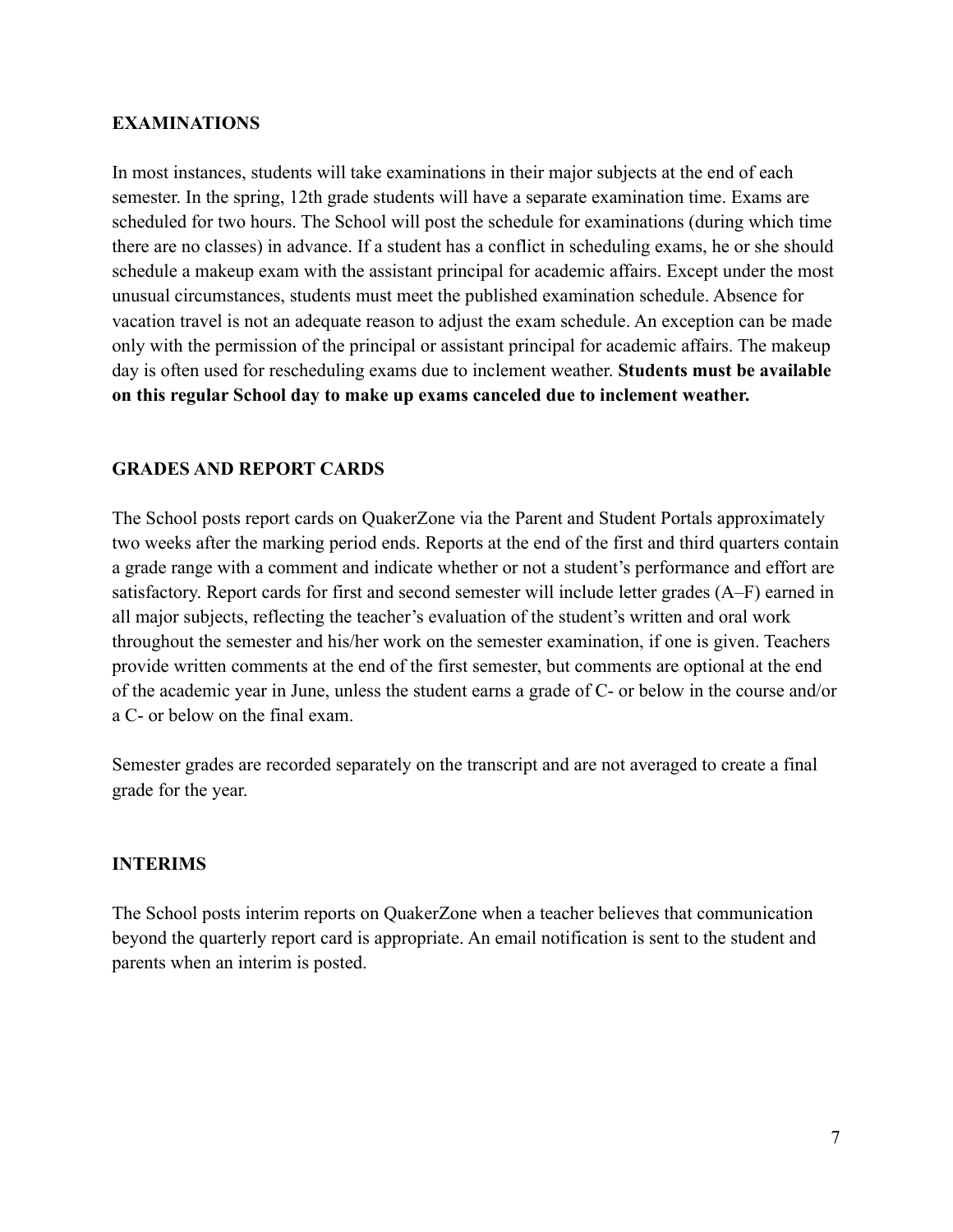## EXAMINATIONS

In most instances, students will take examinations in their major subjects at the end of each semester. In the spring, 12th grade students will have a separate examination time. Exams are scheduled for two hours. The School will post the schedule for examinations (during which time there are no classes) in advance. If a student has a conflict in scheduling exams, he or she should schedule a makeup exam with the assistant principal for academic affairs. Except under the most unusual circumstances, students must meet the published examination schedule. Absence for vacation travel is not an adequate reason to adjust the exam schedule. An exception can be made only with the permission of the principal or assistant principal for academic affairs. The makeup day is often used for rescheduling exams due to inclement weather. **Students must be available on this regular School day to make up exams canceled due to inclement weather.**

## GRADES AND REPORT CARDS

The School posts report cards on QuakerZone via the Parent and Student Portals approximately two weeks after the marking period ends. Reports at the end of the first and third quarters contain a grade range with a comment and indicate whether or not a student's performance and effort are satisfactory. Report cards for first and second semester will include letter grades (A–F) earned in all major subjects, reflecting the teacher's evaluation of the student's written and oral work throughout the semester and his/her work on the semester examination, if one is given. Teachers provide written comments at the end of the first semester, but comments are optional at the end of the academic year in June, unless the student earns a grade of C- or below in the course and/or a C- or below on the final exam.

Semester grades are recorded separately on the transcript and are not averaged to create a final grade for the year.

## INTERIMS

The School posts interim reports on QuakerZone when a teacher believes that communication beyond the quarterly report card is appropriate. An email notification is sent to the student and parents when an interim is posted.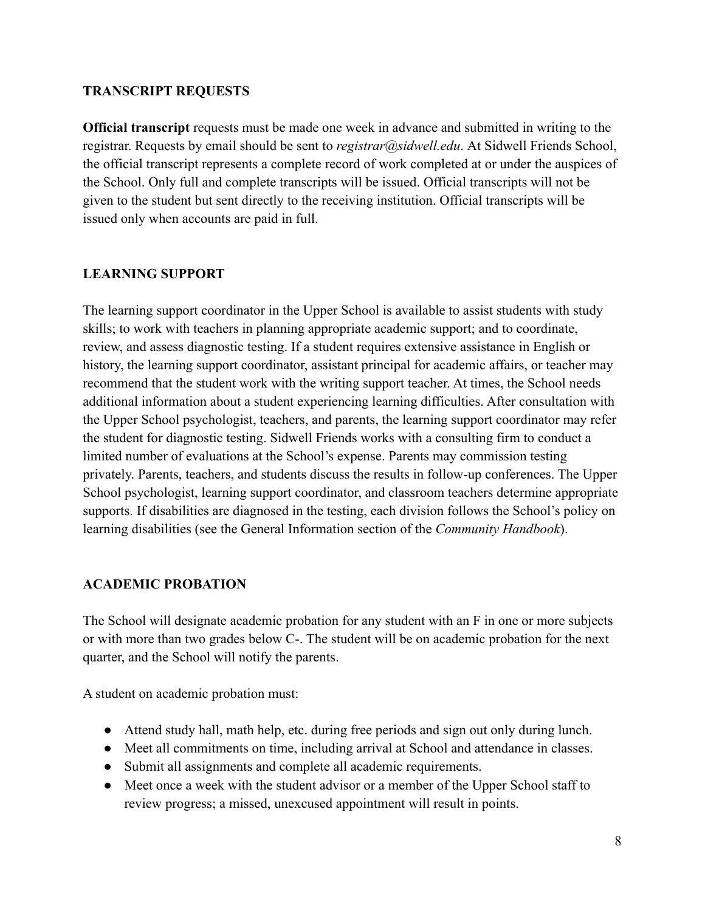## TRANSCRIPT REQUESTS

**Official transcript** requests must be made one week in advance and submitted in writing to the registrar. Requests by email should be sent to *registrar@sidwell.edu*. At Sidwell Friends School, the official transcript represents a complete record of work completed at or under the auspices of the School. Only full and complete transcripts will be issued. Official transcripts will not be given to the student but sent directly to the receiving institution. Official transcripts will be issued only when accounts are paid in full.

## LEARNING SUPPORT

The learning support coordinator in the Upper School is available to assist students with study skills; to work with teachers in planning appropriate academic support; and to coordinate, review, and assess diagnostic testing. If a student requires extensive assistance in English or history, the learning support coordinator, assistant principal for academic affairs, or teacher may recommend that the student work with the writing support teacher. At times, the School needs additional information about a student experiencing learning difficulties. After consultation with the Upper School psychologist, teachers, and parents, the learning support coordinator may refer the student for diagnostic testing. Sidwell Friends works with a consulting firm to conduct a limited number of evaluations at the School's expense. Parents may commission testing privately. Parents, teachers, and students discuss the results in follow-up conferences. The Upper School psychologist, learning support coordinator, and classroom teachers determine appropriate supports. If disabilities are diagnosed in the testing, each division follows the School's policy on learning disabilities (see the General Information section of the *Community Handbook*).

## ACADEMIC PROBATION

The School will designate academic probation for any student with an F in one or more subjects or with more than two grades below C-. The student will be on academic probation for the next quarter, and the School will notify the parents.

A student on academic probation must:

- Attend study hall, math help, etc. during free periods and sign out only during lunch.
- Meet all commitments on time, including arrival at School and attendance in classes.
- Submit all assignments and complete all academic requirements.
- Meet once a week with the student advisor or a member of the Upper School staff to review progress; a missed, unexcused appointment will result in points.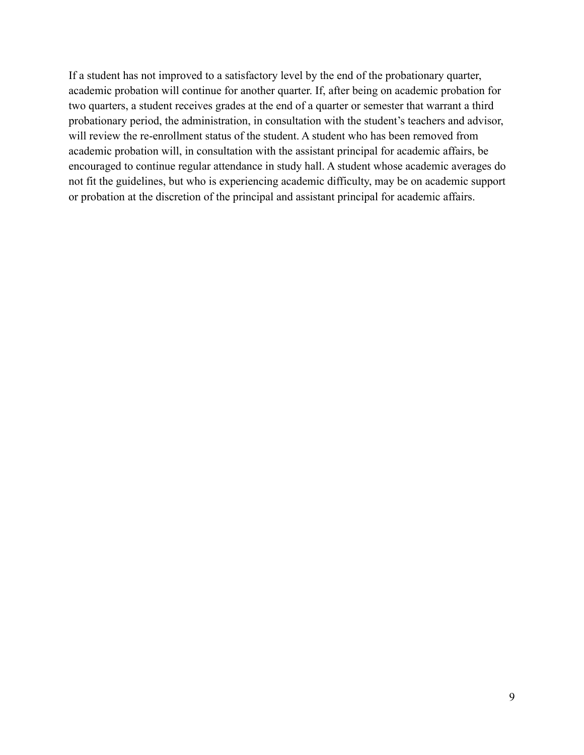If a student has not improved to a satisfactory level by the end of the probationary quarter, academic probation will continue for another quarter. If, after being on academic probation for two quarters, a student receives grades at the end of a quarter or semester that warrant a third probationary period, the administration, in consultation with the student's teachers and advisor, will review the re-enrollment status of the student. A student who has been removed from academic probation will, in consultation with the assistant principal for academic affairs, be encouraged to continue regular attendance in study hall. A student whose academic averages do not fit the guidelines, but who is experiencing academic difficulty, may be on academic support or probation at the discretion of the principal and assistant principal for academic affairs.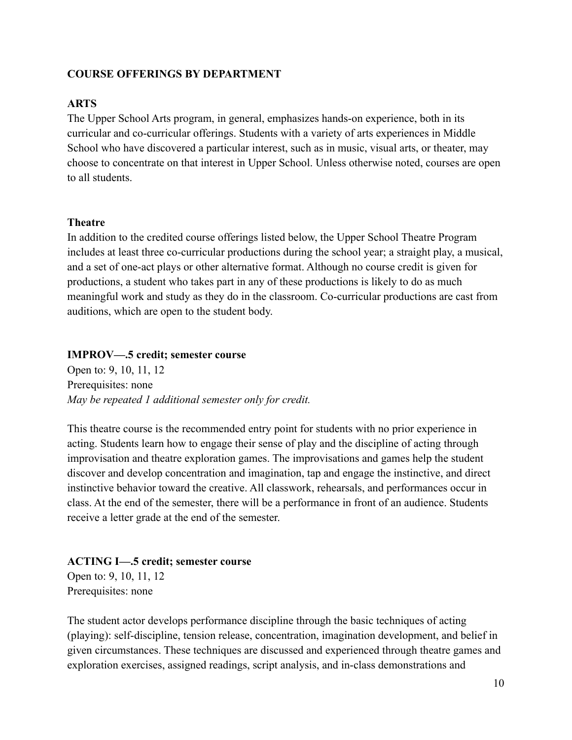## COURSE OFFERINGS BY DEPARTMENT

### ARTS

The Upper School Arts program, in general, emphasizes hands-on experience, both in its curricular and co-curricular offerings. Students with a variety of arts experiences in Middle School who have discovered a particular interest, such as in music, visual arts, or theater, may choose to concentrate on that interest in Upper School. Unless otherwise noted, courses are open to all students.

### Theatre

In addition to the credited course offerings listed below, the Upper School Theatre Program includes at least three co-curricular productions during the school year; a straight play, a musical, and a set of one-act plays or other alternative format. Although no course credit is given for productions, a student who takes part in any of these productions is likely to do as much meaningful work and study as they do in the classroom. Co-curricular productions are cast from auditions, which are open to the student body.

#### IMPROV—.5 credit; semester course

Open to: 9, 10, 11, 12
Prerequisites: none
*May be repeated 1 additional semester only for credit.*

This theatre course is the recommended entry point for students with no prior experience in acting. Students learn how to engage their sense of play and the discipline of acting through improvisation and theatre exploration games. The improvisations and games help the student discover and develop concentration and imagination, tap and engage the instinctive, and direct instinctive behavior toward the creative. All classwork, rehearsals, and performances occur in class. At the end of the semester, there will be a performance in front of an audience. Students receive a letter grade at the end of the semester.

#### ACTING I—.5 credit; semester course

Open to: 9, 10, 11, 12
Prerequisites: none

The student actor develops performance discipline through the basic techniques of acting (playing): self-discipline, tension release, concentration, imagination development, and belief in given circumstances. These techniques are discussed and experienced through theatre games and exploration exercises, assigned readings, script analysis, and in-class demonstrations and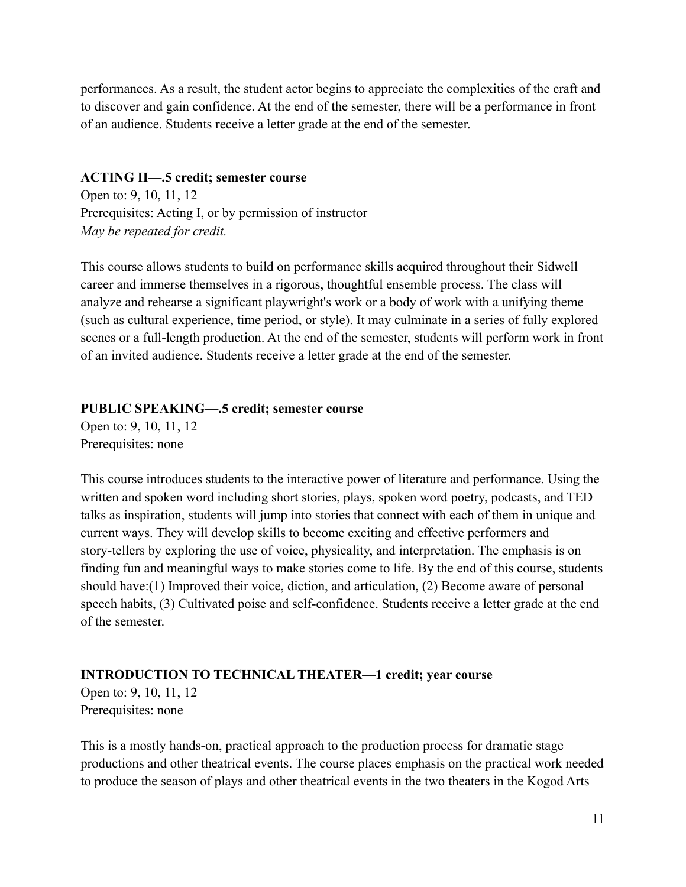performances. As a result, the student actor begins to appreciate the complexities of the craft and to discover and gain confidence. At the end of the semester, there will be a performance in front of an audience. Students receive a letter grade at the end of the semester.

**ACTING II—.5 credit; semester course**

Open to: 9, 10, 11, 12
Prerequisites: Acting I, or by permission of instructor
*May be repeated for credit.*

This course allows students to build on performance skills acquired throughout their Sidwell career and immerse themselves in a rigorous, thoughtful ensemble process. The class will analyze and rehearse a significant playwright's work or a body of work with a unifying theme (such as cultural experience, time period, or style). It may culminate in a series of fully explored scenes or a full-length production. At the end of the semester, students will perform work in front of an invited audience. Students receive a letter grade at the end of the semester.

**PUBLIC SPEAKING—.5 credit; semester course**

Open to: 9, 10, 11, 12
Prerequisites: none

This course introduces students to the interactive power of literature and performance. Using the written and spoken word including short stories, plays, spoken word poetry, podcasts, and TED talks as inspiration, students will jump into stories that connect with each of them in unique and current ways. They will develop skills to become exciting and effective performers and story-tellers by exploring the use of voice, physicality, and interpretation. The emphasis is on finding fun and meaningful ways to make stories come to life. By the end of this course, students should have:(1) Improved their voice, diction, and articulation, (2) Become aware of personal speech habits, (3) Cultivated poise and self-confidence. Students receive a letter grade at the end of the semester.

**INTRODUCTION TO TECHNICAL THEATER—1 credit; year course**

Open to: 9, 10, 11, 12
Prerequisites: none

This is a mostly hands-on, practical approach to the production process for dramatic stage productions and other theatrical events. The course places emphasis on the practical work needed to produce the season of plays and other theatrical events in the two theaters in the Kogod Arts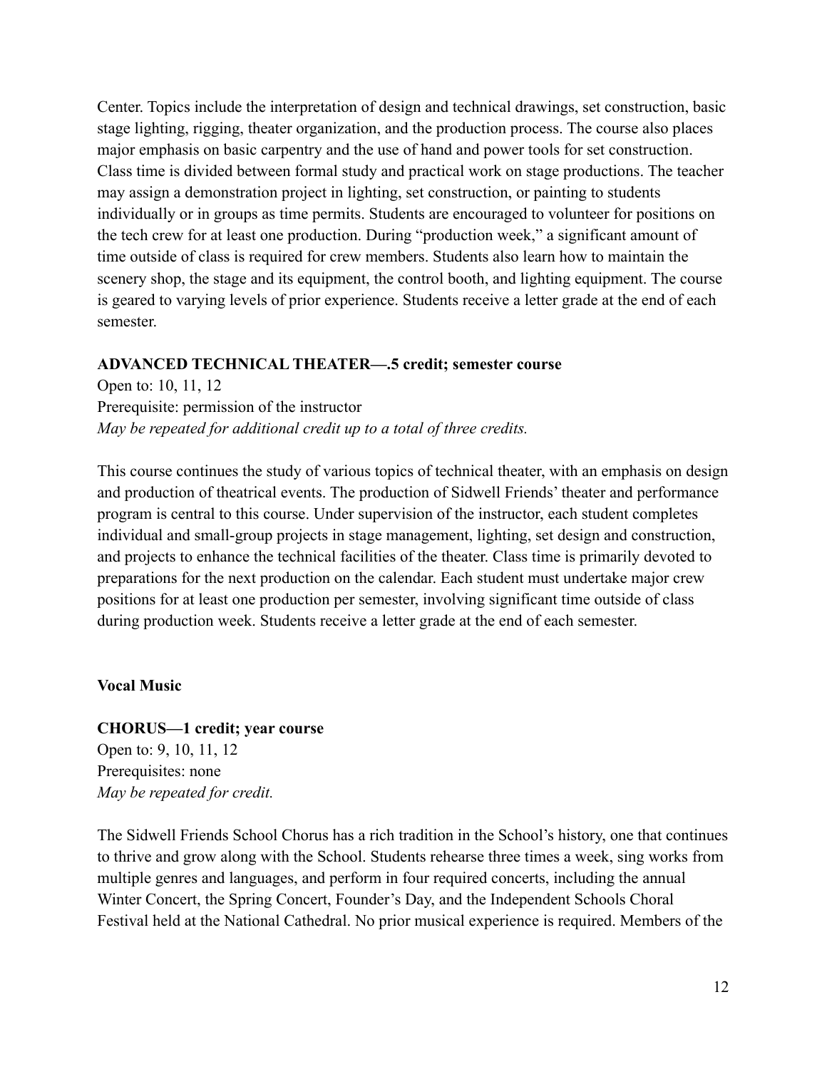Center. Topics include the interpretation of design and technical drawings, set construction, basic stage lighting, rigging, theater organization, and the production process. The course also places major emphasis on basic carpentry and the use of hand and power tools for set construction. Class time is divided between formal study and practical work on stage productions. The teacher may assign a demonstration project in lighting, set construction, or painting to students individually or in groups as time permits. Students are encouraged to volunteer for positions on the tech crew for at least one production. During "production week," a significant amount of time outside of class is required for crew members. Students also learn how to maintain the scenery shop, the stage and its equipment, the control booth, and lighting equipment. The course is geared to varying levels of prior experience. Students receive a letter grade at the end of each semester.

**ADVANCED TECHNICAL THEATER—.5 credit; semester course**

Open to: 10, 11, 12
Prerequisite: permission of the instructor
*May be repeated for additional credit up to a total of three credits.*

This course continues the study of various topics of technical theater, with an emphasis on design and production of theatrical events. The production of Sidwell Friends' theater and performance program is central to this course. Under supervision of the instructor, each student completes individual and small-group projects in stage management, lighting, set design and construction, and projects to enhance the technical facilities of the theater. Class time is primarily devoted to preparations for the next production on the calendar. Each student must undertake major crew positions for at least one production per semester, involving significant time outside of class during production week. Students receive a letter grade at the end of each semester.

### Vocal Music

**CHORUS—1 credit; year course**

Open to: 9, 10, 11, 12
Prerequisites: none
*May be repeated for credit.*

The Sidwell Friends School Chorus has a rich tradition in the School's history, one that continues to thrive and grow along with the School. Students rehearse three times a week, sing works from multiple genres and languages, and perform in four required concerts, including the annual Winter Concert, the Spring Concert, Founder's Day, and the Independent Schools Choral Festival held at the National Cathedral. No prior musical experience is required. Members of the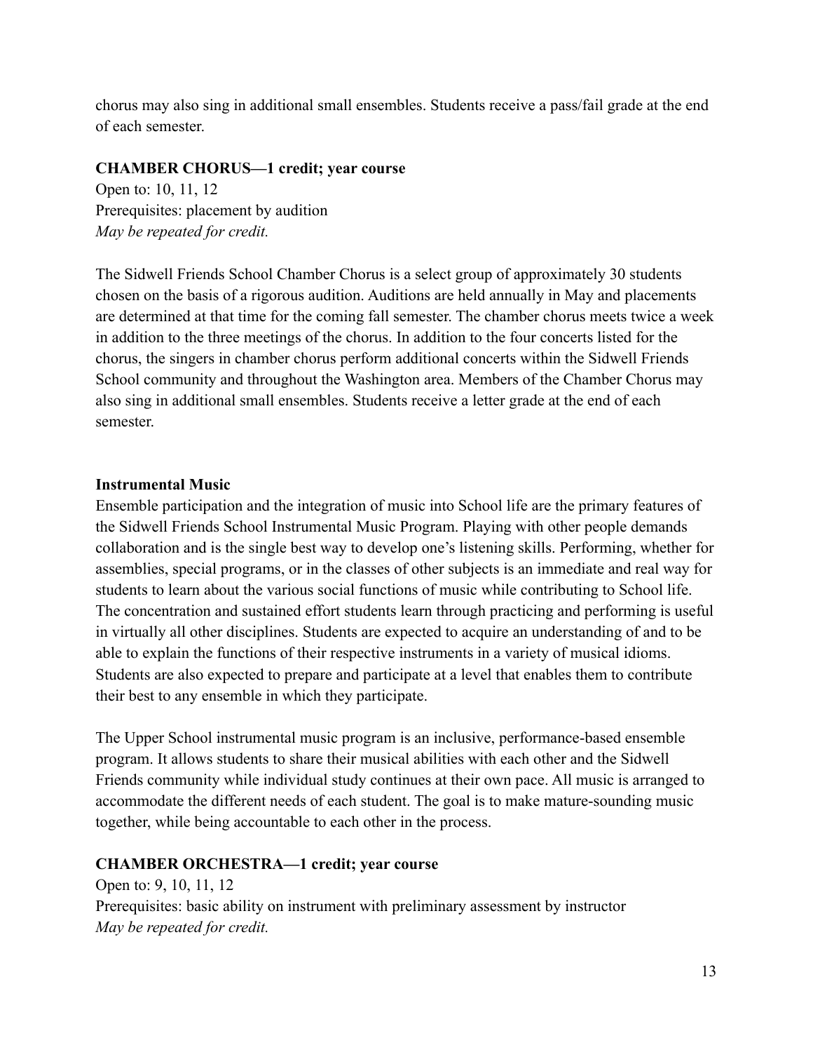chorus may also sing in additional small ensembles. Students receive a pass/fail grade at the end of each semester.

**CHAMBER CHORUS—1 credit; year course**

Open to: 10, 11, 12
Prerequisites: placement by audition
*May be repeated for credit.*

The Sidwell Friends School Chamber Chorus is a select group of approximately 30 students chosen on the basis of a rigorous audition. Auditions are held annually in May and placements are determined at that time for the coming fall semester. The chamber chorus meets twice a week in addition to the three meetings of the chorus. In addition to the four concerts listed for the chorus, the singers in chamber chorus perform additional concerts within the Sidwell Friends School community and throughout the Washington area. Members of the Chamber Chorus may also sing in additional small ensembles. Students receive a letter grade at the end of each semester.

**Instrumental Music**

Ensemble participation and the integration of music into School life are the primary features of the Sidwell Friends School Instrumental Music Program. Playing with other people demands collaboration and is the single best way to develop one's listening skills. Performing, whether for assemblies, special programs, or in the classes of other subjects is an immediate and real way for students to learn about the various social functions of music while contributing to School life. The concentration and sustained effort students learn through practicing and performing is useful in virtually all other disciplines. Students are expected to acquire an understanding of and to be able to explain the functions of their respective instruments in a variety of musical idioms. Students are also expected to prepare and participate at a level that enables them to contribute their best to any ensemble in which they participate.

The Upper School instrumental music program is an inclusive, performance-based ensemble program. It allows students to share their musical abilities with each other and the Sidwell Friends community while individual study continues at their own pace. All music is arranged to accommodate the different needs of each student. The goal is to make mature-sounding music together, while being accountable to each other in the process.

**CHAMBER ORCHESTRA—1 credit; year course**

Open to: 9, 10, 11, 12
Prerequisites: basic ability on instrument with preliminary assessment by instructor
*May be repeated for credit.*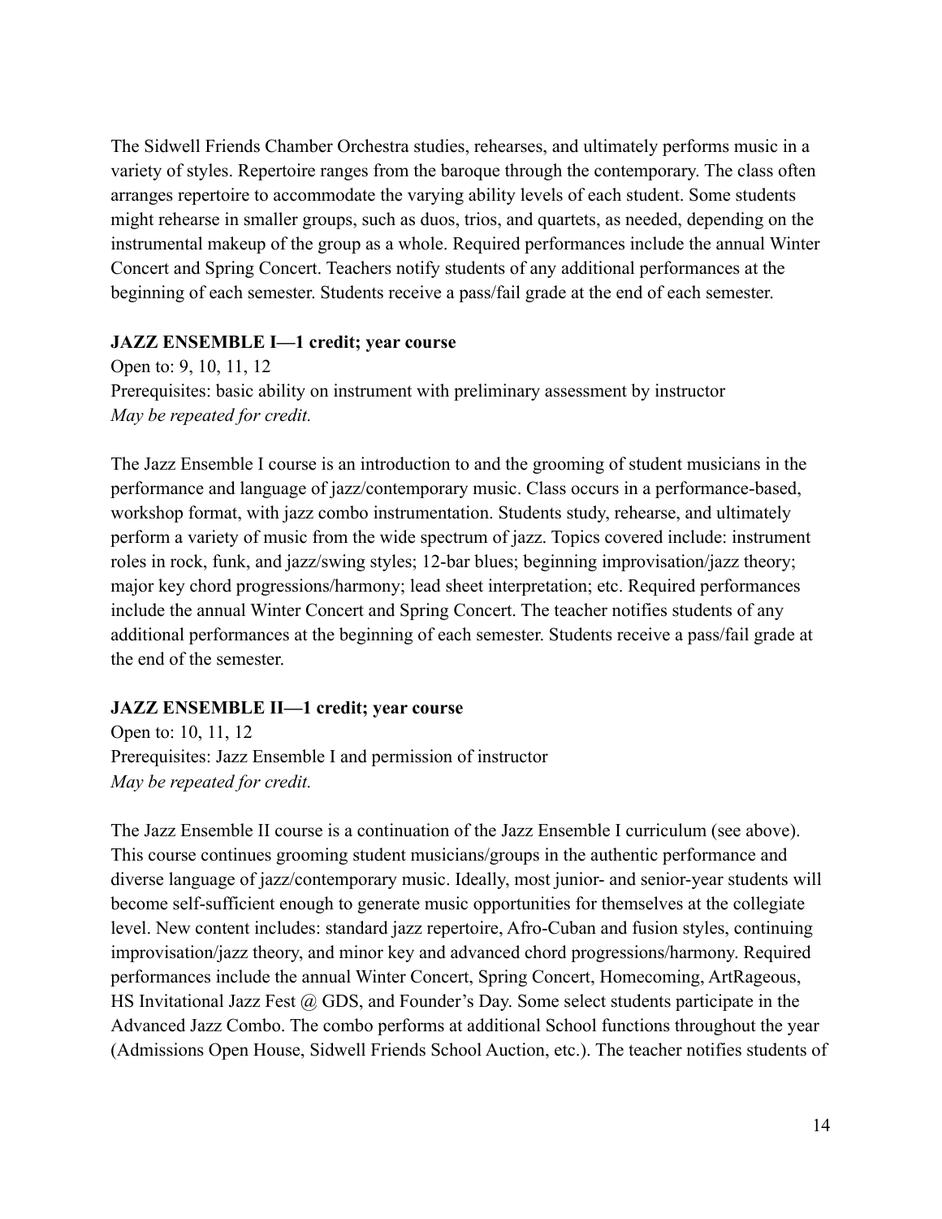The Sidwell Friends Chamber Orchestra studies, rehearses, and ultimately performs music in a variety of styles. Repertoire ranges from the baroque through the contemporary. The class often arranges repertoire to accommodate the varying ability levels of each student. Some students might rehearse in smaller groups, such as duos, trios, and quartets, as needed, depending on the instrumental makeup of the group as a whole. Required performances include the annual Winter Concert and Spring Concert. Teachers notify students of any additional performances at the beginning of each semester. Students receive a pass/fail grade at the end of each semester.

**JAZZ ENSEMBLE I—1 credit; year course**

Open to: 9, 10, 11, 12

Prerequisites: basic ability on instrument with preliminary assessment by instructor

*May be repeated for credit.*

The Jazz Ensemble I course is an introduction to and the grooming of student musicians in the performance and language of jazz/contemporary music. Class occurs in a performance-based, workshop format, with jazz combo instrumentation. Students study, rehearse, and ultimately perform a variety of music from the wide spectrum of jazz. Topics covered include: instrument roles in rock, funk, and jazz/swing styles; 12-bar blues; beginning improvisation/jazz theory; major key chord progressions/harmony; lead sheet interpretation; etc. Required performances include the annual Winter Concert and Spring Concert. The teacher notifies students of any additional performances at the beginning of each semester. Students receive a pass/fail grade at the end of the semester.

**JAZZ ENSEMBLE II—1 credit; year course**

Open to: 10, 11, 12

Prerequisites: Jazz Ensemble I and permission of instructor

*May be repeated for credit.*

The Jazz Ensemble II course is a continuation of the Jazz Ensemble I curriculum (see above). This course continues grooming student musicians/groups in the authentic performance and diverse language of jazz/contemporary music. Ideally, most junior- and senior-year students will become self-sufficient enough to generate music opportunities for themselves at the collegiate level. New content includes: standard jazz repertoire, Afro-Cuban and fusion styles, continuing improvisation/jazz theory, and minor key and advanced chord progressions/harmony. Required performances include the annual Winter Concert, Spring Concert, Homecoming, ArtRageous, HS Invitational Jazz Fest @ GDS, and Founder's Day. Some select students participate in the Advanced Jazz Combo. The combo performs at additional School functions throughout the year (Admissions Open House, Sidwell Friends School Auction, etc.). The teacher notifies students of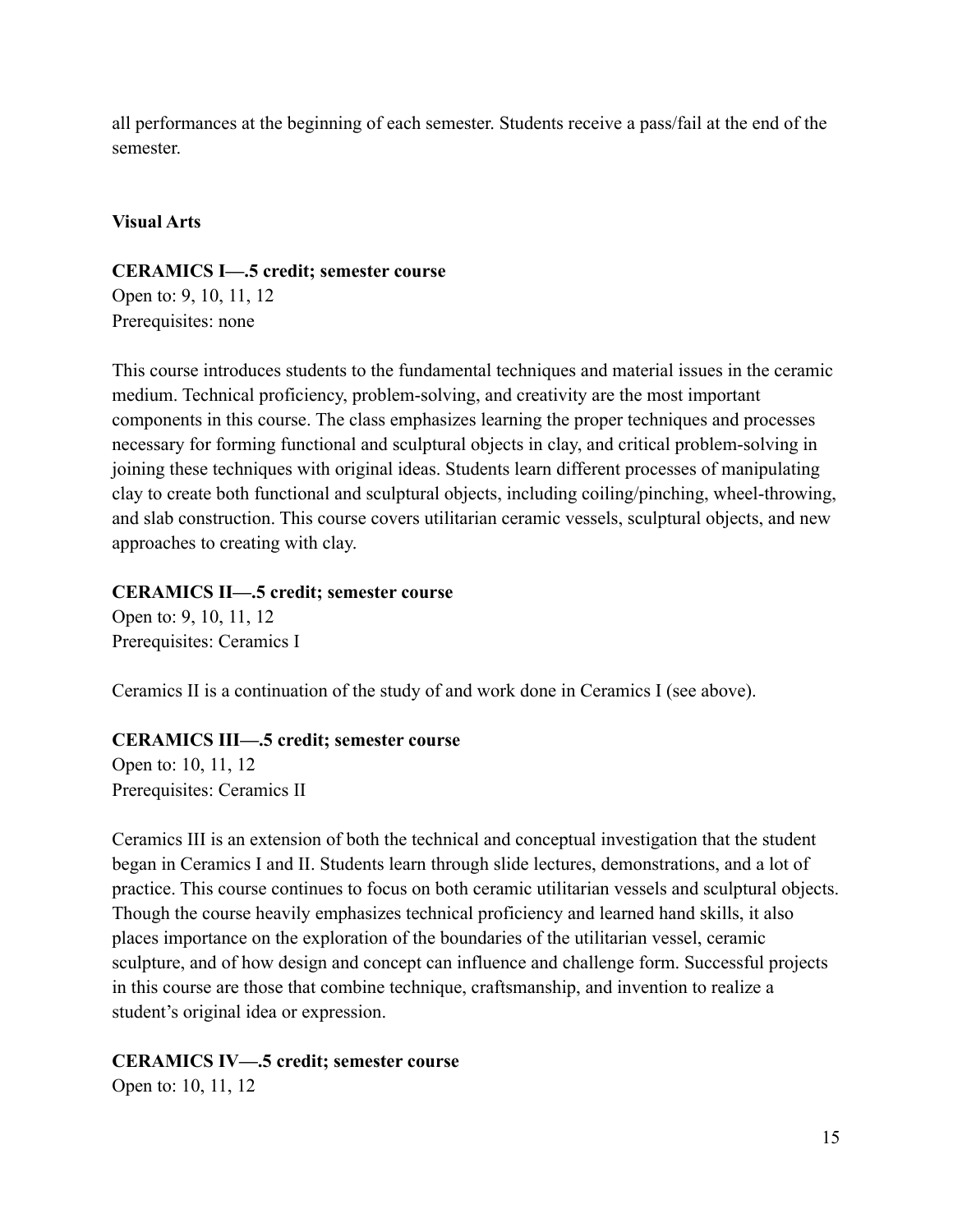all performances at the beginning of each semester. Students receive a pass/fail at the end of the semester.

**Visual Arts**

**CERAMICS I—.5 credit; semester course**
Open to: 9, 10, 11, 12
Prerequisites: none

This course introduces students to the fundamental techniques and material issues in the ceramic medium. Technical proficiency, problem-solving, and creativity are the most important components in this course. The class emphasizes learning the proper techniques and processes necessary for forming functional and sculptural objects in clay, and critical problem-solving in joining these techniques with original ideas. Students learn different processes of manipulating clay to create both functional and sculptural objects, including coiling/pinching, wheel-throwing, and slab construction. This course covers utilitarian ceramic vessels, sculptural objects, and new approaches to creating with clay.

**CERAMICS II—.5 credit; semester course**
Open to: 9, 10, 11, 12
Prerequisites: Ceramics I

Ceramics II is a continuation of the study of and work done in Ceramics I (see above).

**CERAMICS III—.5 credit; semester course**
Open to: 10, 11, 12
Prerequisites: Ceramics II

Ceramics III is an extension of both the technical and conceptual investigation that the student began in Ceramics I and II. Students learn through slide lectures, demonstrations, and a lot of practice. This course continues to focus on both ceramic utilitarian vessels and sculptural objects. Though the course heavily emphasizes technical proficiency and learned hand skills, it also places importance on the exploration of the boundaries of the utilitarian vessel, ceramic sculpture, and of how design and concept can influence and challenge form. Successful projects in this course are those that combine technique, craftsmanship, and invention to realize a student's original idea or expression.

**CERAMICS IV—.5 credit; semester course**
Open to: 10, 11, 12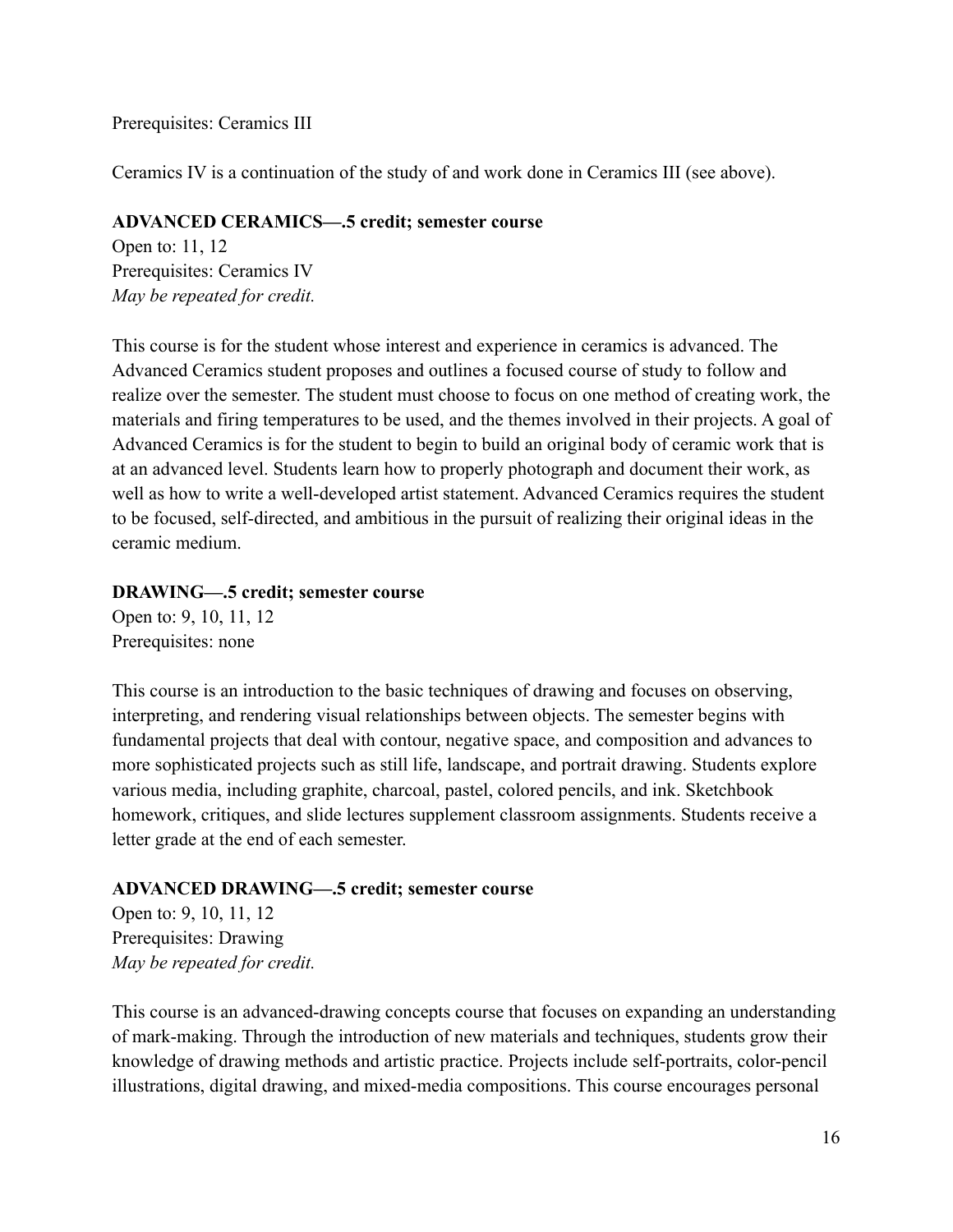Prerequisites: Ceramics III

Ceramics IV is a continuation of the study of and work done in Ceramics III (see above).

**ADVANCED CERAMICS—.5 credit; semester course**
Open to: 11, 12
Prerequisites: Ceramics IV
*May be repeated for credit.*

This course is for the student whose interest and experience in ceramics is advanced. The Advanced Ceramics student proposes and outlines a focused course of study to follow and realize over the semester. The student must choose to focus on one method of creating work, the materials and firing temperatures to be used, and the themes involved in their projects. A goal of Advanced Ceramics is for the student to begin to build an original body of ceramic work that is at an advanced level. Students learn how to properly photograph and document their work, as well as how to write a well-developed artist statement. Advanced Ceramics requires the student to be focused, self-directed, and ambitious in the pursuit of realizing their original ideas in the ceramic medium.

**DRAWING—.5 credit; semester course**
Open to: 9, 10, 11, 12
Prerequisites: none

This course is an introduction to the basic techniques of drawing and focuses on observing, interpreting, and rendering visual relationships between objects. The semester begins with fundamental projects that deal with contour, negative space, and composition and advances to more sophisticated projects such as still life, landscape, and portrait drawing. Students explore various media, including graphite, charcoal, pastel, colored pencils, and ink. Sketchbook homework, critiques, and slide lectures supplement classroom assignments. Students receive a letter grade at the end of each semester.

**ADVANCED DRAWING—.5 credit; semester course**
Open to: 9, 10, 11, 12
Prerequisites: Drawing
*May be repeated for credit.*

This course is an advanced-drawing concepts course that focuses on expanding an understanding of mark-making. Through the introduction of new materials and techniques, students grow their knowledge of drawing methods and artistic practice. Projects include self-portraits, color-pencil illustrations, digital drawing, and mixed-media compositions. This course encourages personal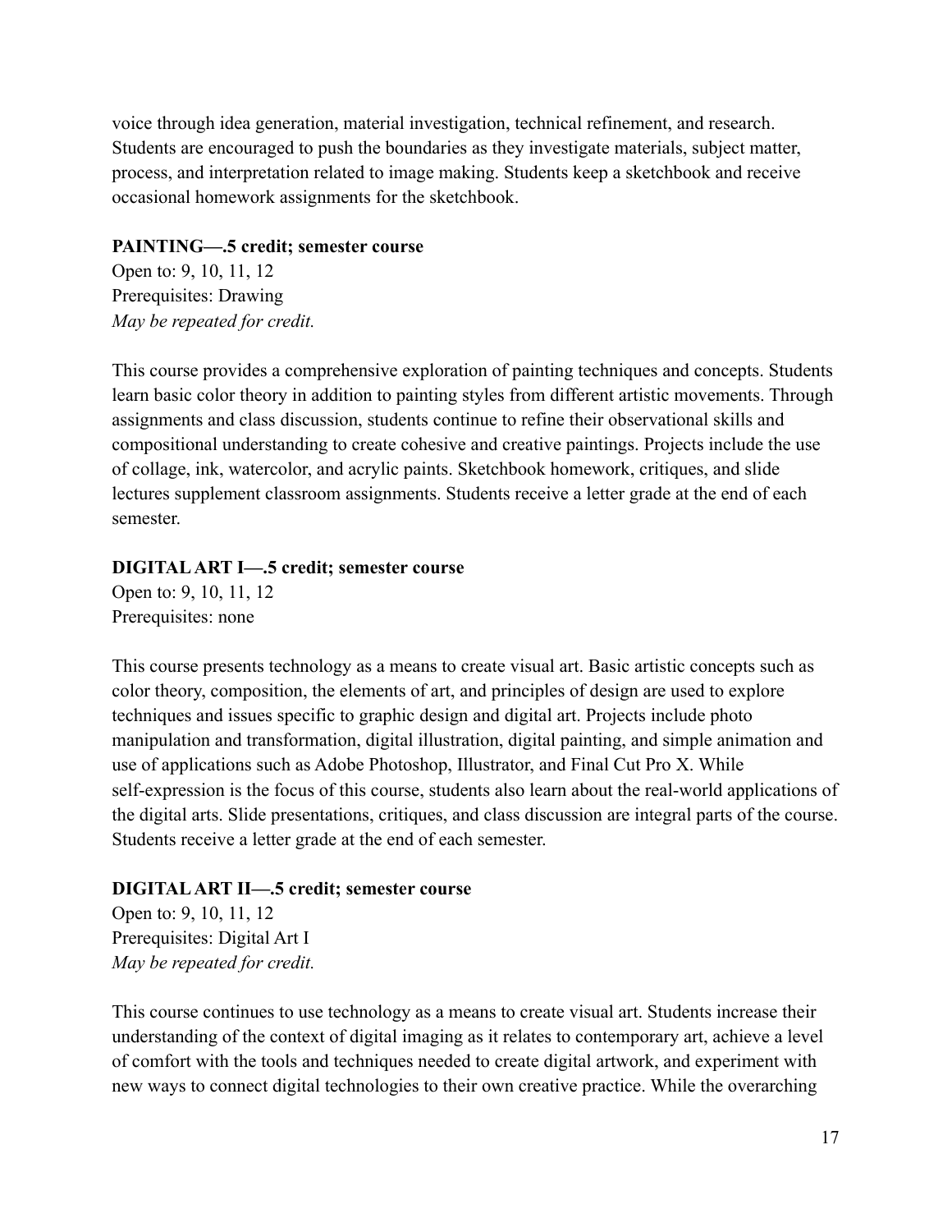voice through idea generation, material investigation, technical refinement, and research. Students are encouraged to push the boundaries as they investigate materials, subject matter, process, and interpretation related to image making. Students keep a sketchbook and receive occasional homework assignments for the sketchbook.

**PAINTING—.5 credit; semester course**
Open to: 9, 10, 11, 12
Prerequisites: Drawing
*May be repeated for credit.*

This course provides a comprehensive exploration of painting techniques and concepts. Students learn basic color theory in addition to painting styles from different artistic movements. Through assignments and class discussion, students continue to refine their observational skills and compositional understanding to create cohesive and creative paintings. Projects include the use of collage, ink, watercolor, and acrylic paints. Sketchbook homework, critiques, and slide lectures supplement classroom assignments. Students receive a letter grade at the end of each semester.

**DIGITAL ART I—.5 credit; semester course**
Open to: 9, 10, 11, 12
Prerequisites: none

This course presents technology as a means to create visual art. Basic artistic concepts such as color theory, composition, the elements of art, and principles of design are used to explore techniques and issues specific to graphic design and digital art. Projects include photo manipulation and transformation, digital illustration, digital painting, and simple animation and use of applications such as Adobe Photoshop, Illustrator, and Final Cut Pro X. While self-expression is the focus of this course, students also learn about the real-world applications of the digital arts. Slide presentations, critiques, and class discussion are integral parts of the course. Students receive a letter grade at the end of each semester.

**DIGITAL ART II—.5 credit; semester course**
Open to: 9, 10, 11, 12
Prerequisites: Digital Art I
*May be repeated for credit.*

This course continues to use technology as a means to create visual art. Students increase their understanding of the context of digital imaging as it relates to contemporary art, achieve a level of comfort with the tools and techniques needed to create digital artwork, and experiment with new ways to connect digital technologies to their own creative practice. While the overarching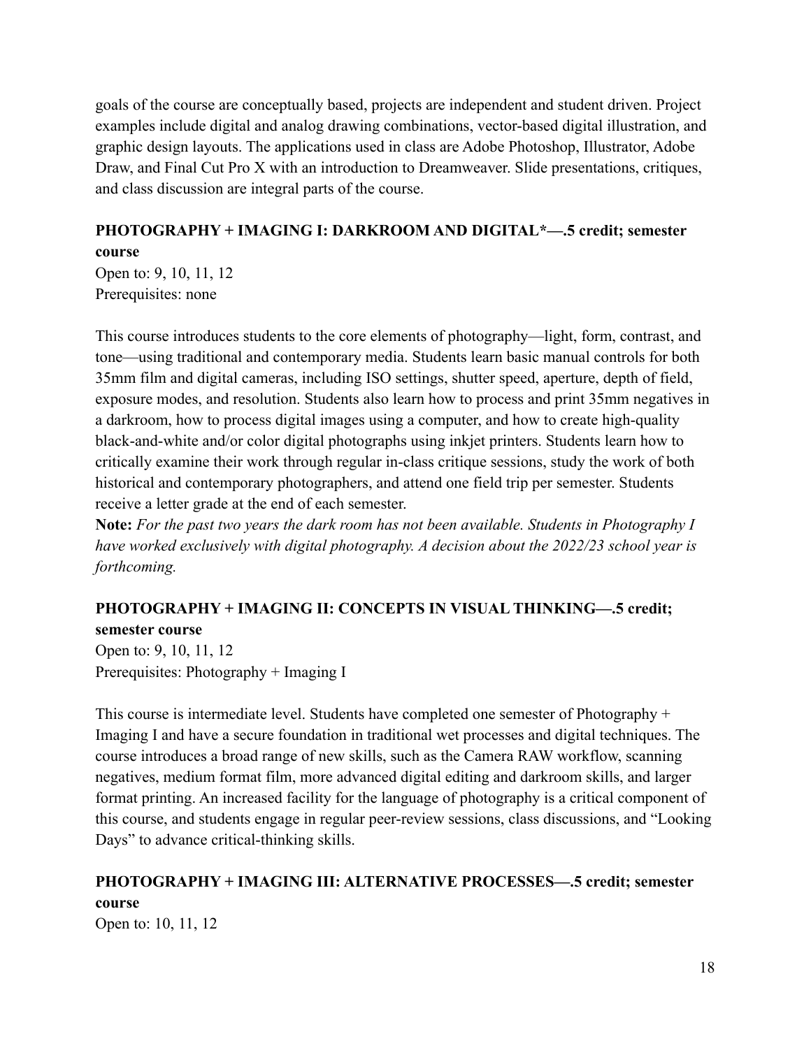goals of the course are conceptually based, projects are independent and student driven. Project examples include digital and analog drawing combinations, vector-based digital illustration, and graphic design layouts. The applications used in class are Adobe Photoshop, Illustrator, Adobe Draw, and Final Cut Pro X with an introduction to Dreamweaver. Slide presentations, critiques, and class discussion are integral parts of the course.

### PHOTOGRAPHY + IMAGING I: DARKROOM AND DIGITAL*—.5 credit; semester course

Open to: 9, 10, 11, 12
Prerequisites: none

This course introduces students to the core elements of photography—light, form, contrast, and tone—using traditional and contemporary media. Students learn basic manual controls for both 35mm film and digital cameras, including ISO settings, shutter speed, aperture, depth of field, exposure modes, and resolution. Students also learn how to process and print 35mm negatives in a darkroom, how to process digital images using a computer, and how to create high-quality black-and-white and/or color digital photographs using inkjet printers. Students learn how to critically examine their work through regular in-class critique sessions, study the work of both historical and contemporary photographers, and attend one field trip per semester. Students receive a letter grade at the end of each semester.

**Note:** *For the past two years the dark room has not been available. Students in Photography I have worked exclusively with digital photography. A decision about the 2022/23 school year is forthcoming.*

### PHOTOGRAPHY + IMAGING II: CONCEPTS IN VISUAL THINKING—.5 credit; semester course

Open to: 9, 10, 11, 12
Prerequisites: Photography + Imaging I

This course is intermediate level. Students have completed one semester of Photography + Imaging I and have a secure foundation in traditional wet processes and digital techniques. The course introduces a broad range of new skills, such as the Camera RAW workflow, scanning negatives, medium format film, more advanced digital editing and darkroom skills, and larger format printing. An increased facility for the language of photography is a critical component of this course, and students engage in regular peer-review sessions, class discussions, and "Looking Days" to advance critical-thinking skills.

### PHOTOGRAPHY + IMAGING III: ALTERNATIVE PROCESSES—.5 credit; semester course

Open to: 10, 11, 12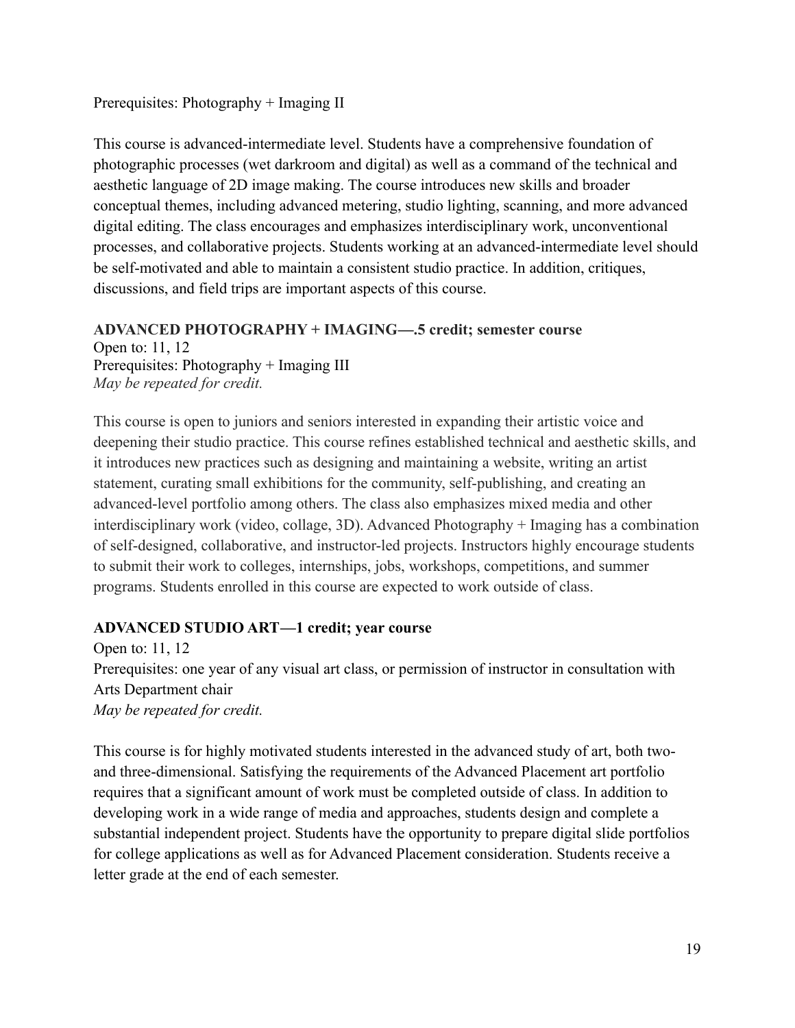Prerequisites: Photography + Imaging II

This course is advanced-intermediate level. Students have a comprehensive foundation of photographic processes (wet darkroom and digital) as well as a command of the technical and aesthetic language of 2D image making. The course introduces new skills and broader conceptual themes, including advanced metering, studio lighting, scanning, and more advanced digital editing. The class encourages and emphasizes interdisciplinary work, unconventional processes, and collaborative projects. Students working at an advanced-intermediate level should be self-motivated and able to maintain a consistent studio practice. In addition, critiques, discussions, and field trips are important aspects of this course.

**ADVANCED PHOTOGRAPHY + IMAGING—.5 credit; semester course**

Open to: 11, 12
Prerequisites: Photography + Imaging III
*May be repeated for credit.*

This course is open to juniors and seniors interested in expanding their artistic voice and deepening their studio practice. This course refines established technical and aesthetic skills, and it introduces new practices such as designing and maintaining a website, writing an artist statement, curating small exhibitions for the community, self-publishing, and creating an advanced-level portfolio among others. The class also emphasizes mixed media and other interdisciplinary work (video, collage, 3D). Advanced Photography + Imaging has a combination of self-designed, collaborative, and instructor-led projects. Instructors highly encourage students to submit their work to colleges, internships, jobs, workshops, competitions, and summer programs. Students enrolled in this course are expected to work outside of class.

**ADVANCED STUDIO ART—1 credit; year course**

Open to: 11, 12
Prerequisites: one year of any visual art class, or permission of instructor in consultation with Arts Department chair
*May be repeated for credit.*

This course is for highly motivated students interested in the advanced study of art, both two- and three-dimensional. Satisfying the requirements of the Advanced Placement art portfolio requires that a significant amount of work must be completed outside of class. In addition to developing work in a wide range of media and approaches, students design and complete a substantial independent project. Students have the opportunity to prepare digital slide portfolios for college applications as well as for Advanced Placement consideration. Students receive a letter grade at the end of each semester.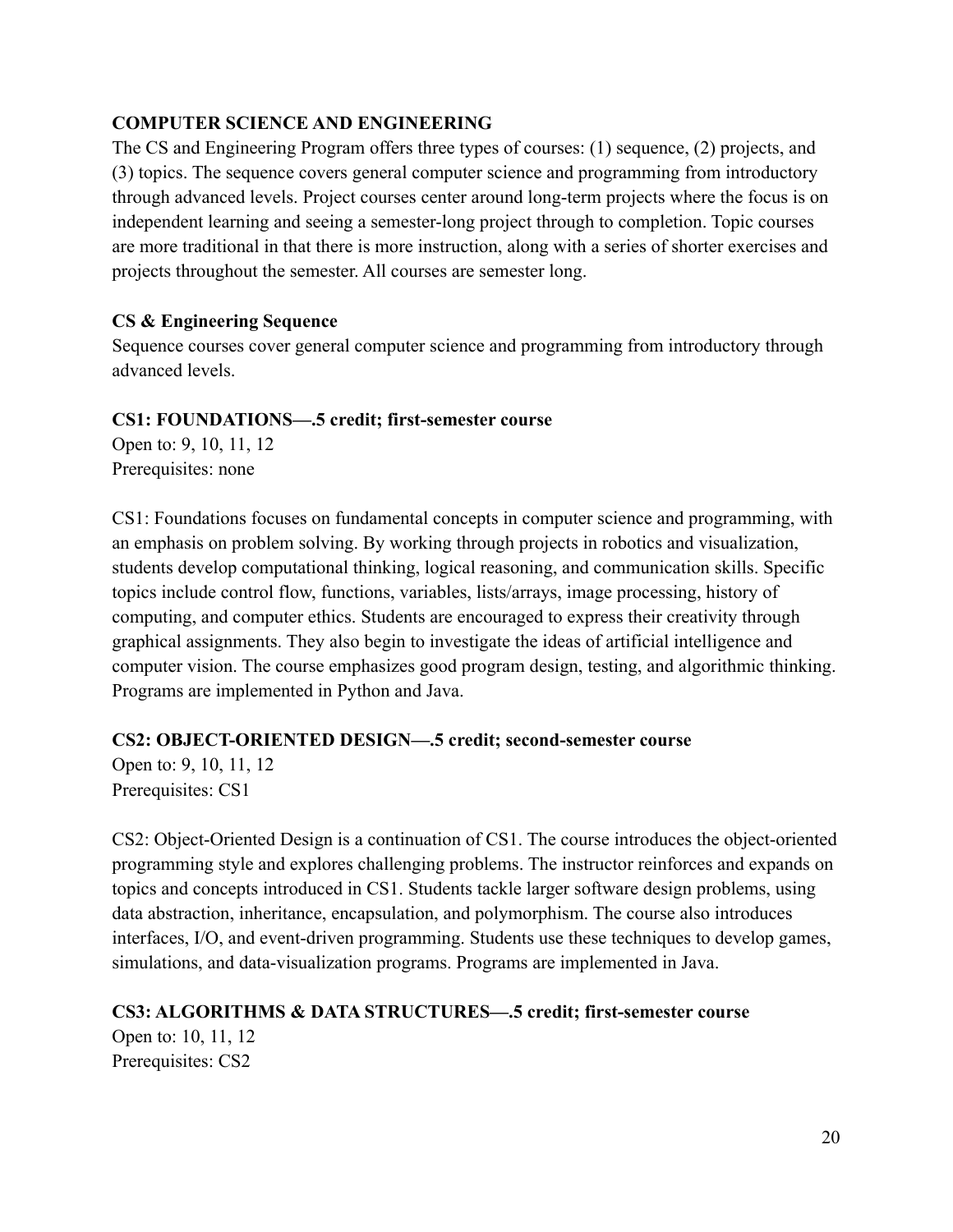## COMPUTER SCIENCE AND ENGINEERING

The CS and Engineering Program offers three types of courses: (1) sequence, (2) projects, and (3) topics. The sequence covers general computer science and programming from introductory through advanced levels. Project courses center around long-term projects where the focus is on independent learning and seeing a semester-long project through to completion. Topic courses are more traditional in that there is more instruction, along with a series of shorter exercises and projects throughout the semester. All courses are semester long.

### CS & Engineering Sequence

Sequence courses cover general computer science and programming from introductory through advanced levels.

#### CS1: FOUNDATIONS—.5 credit; first-semester course

Open to: 9, 10, 11, 12
Prerequisites: none

CS1: Foundations focuses on fundamental concepts in computer science and programming, with an emphasis on problem solving. By working through projects in robotics and visualization, students develop computational thinking, logical reasoning, and communication skills. Specific topics include control flow, functions, variables, lists/arrays, image processing, history of computing, and computer ethics. Students are encouraged to express their creativity through graphical assignments. They also begin to investigate the ideas of artificial intelligence and computer vision. The course emphasizes good program design, testing, and algorithmic thinking. Programs are implemented in Python and Java.

#### CS2: OBJECT-ORIENTED DESIGN—.5 credit; second-semester course

Open to: 9, 10, 11, 12
Prerequisites: CS1

CS2: Object-Oriented Design is a continuation of CS1. The course introduces the object-oriented programming style and explores challenging problems. The instructor reinforces and expands on topics and concepts introduced in CS1. Students tackle larger software design problems, using data abstraction, inheritance, encapsulation, and polymorphism. The course also introduces interfaces, I/O, and event-driven programming. Students use these techniques to develop games, simulations, and data-visualization programs. Programs are implemented in Java.

#### CS3: ALGORITHMS & DATA STRUCTURES—.5 credit; first-semester course

Open to: 10, 11, 12
Prerequisites: CS2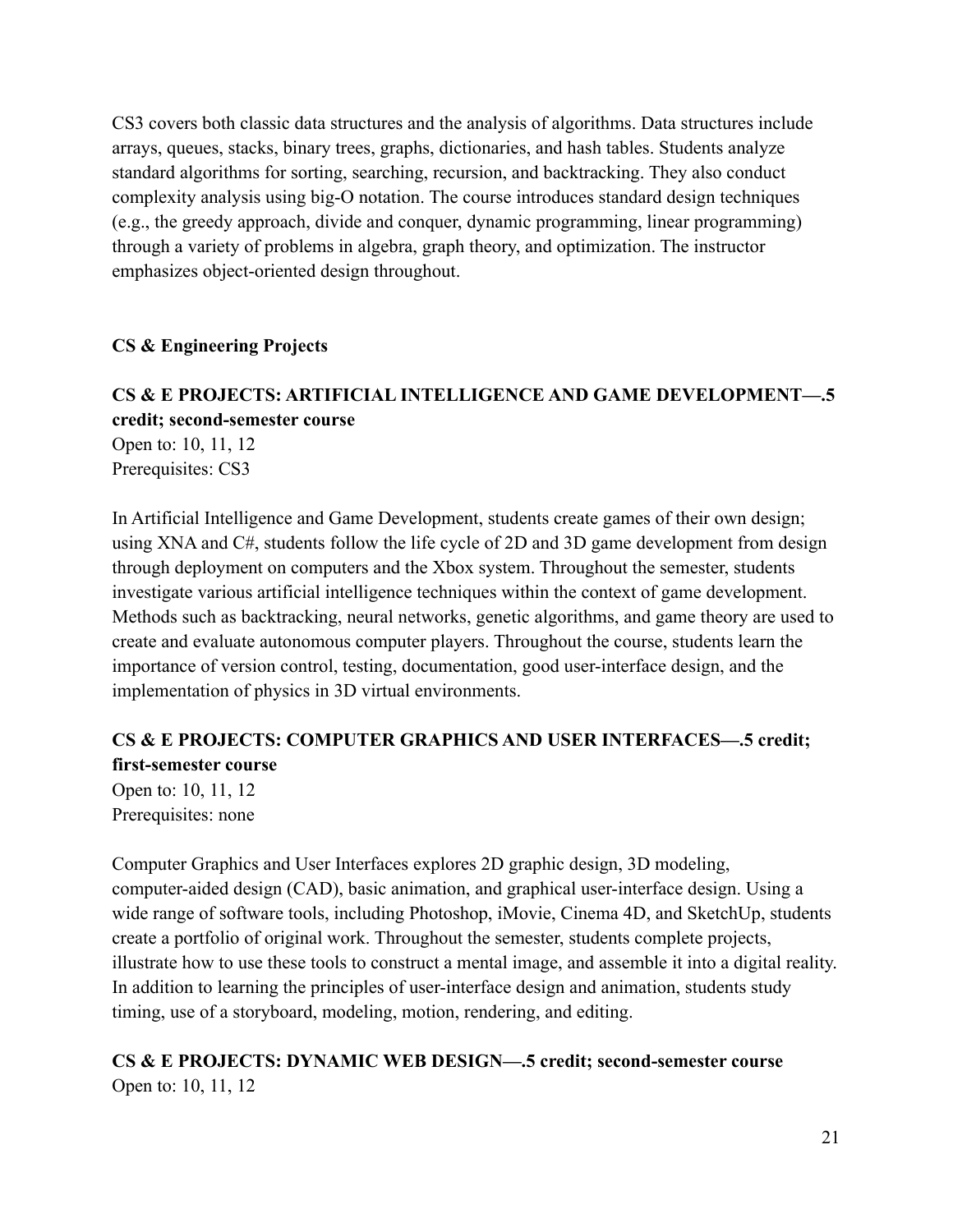CS3 covers both classic data structures and the analysis of algorithms. Data structures include arrays, queues, stacks, binary trees, graphs, dictionaries, and hash tables. Students analyze standard algorithms for sorting, searching, recursion, and backtracking. They also conduct complexity analysis using big-O notation. The course introduces standard design techniques (e.g., the greedy approach, divide and conquer, dynamic programming, linear programming) through a variety of problems in algebra, graph theory, and optimization. The instructor emphasizes object-oriented design throughout.

## CS & Engineering Projects

### CS & E PROJECTS: ARTIFICIAL INTELLIGENCE AND GAME DEVELOPMENT—.5 credit; second-semester course

Open to: 10, 11, 12
Prerequisites: CS3

In Artificial Intelligence and Game Development, students create games of their own design; using XNA and C#, students follow the life cycle of 2D and 3D game development from design through deployment on computers and the Xbox system. Throughout the semester, students investigate various artificial intelligence techniques within the context of game development. Methods such as backtracking, neural networks, genetic algorithms, and game theory are used to create and evaluate autonomous computer players. Throughout the course, students learn the importance of version control, testing, documentation, good user-interface design, and the implementation of physics in 3D virtual environments.

### CS & E PROJECTS: COMPUTER GRAPHICS AND USER INTERFACES—.5 credit; first-semester course

Open to: 10, 11, 12
Prerequisites: none

Computer Graphics and User Interfaces explores 2D graphic design, 3D modeling, computer-aided design (CAD), basic animation, and graphical user-interface design. Using a wide range of software tools, including Photoshop, iMovie, Cinema 4D, and SketchUp, students create a portfolio of original work. Throughout the semester, students complete projects, illustrate how to use these tools to construct a mental image, and assemble it into a digital reality. In addition to learning the principles of user-interface design and animation, students study timing, use of a storyboard, modeling, motion, rendering, and editing.

### CS & E PROJECTS: DYNAMIC WEB DESIGN—.5 credit; second-semester course

Open to: 10, 11, 12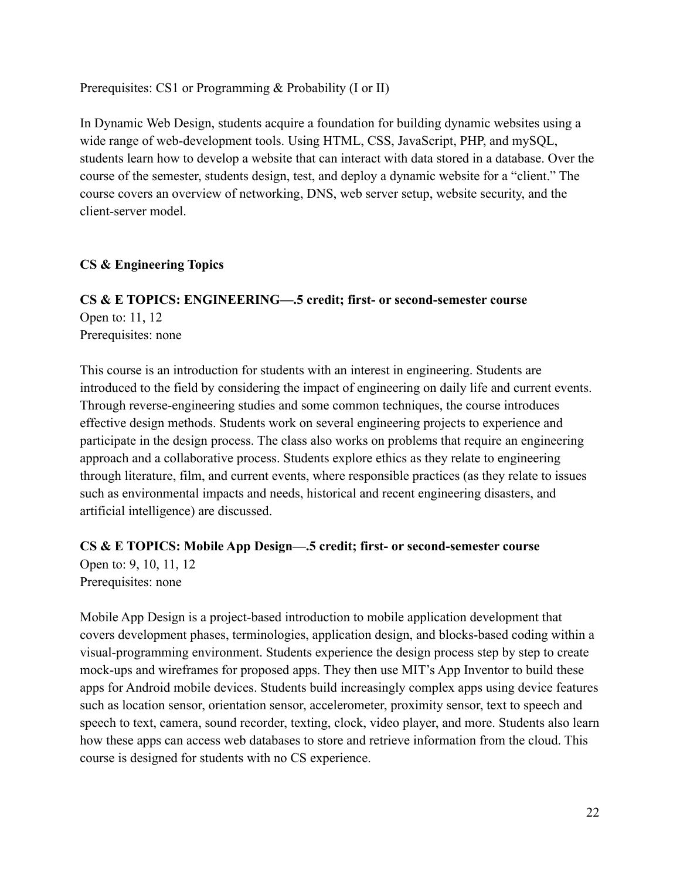Prerequisites: CS1 or Programming & Probability (I or II)

In Dynamic Web Design, students acquire a foundation for building dynamic websites using a wide range of web-development tools. Using HTML, CSS, JavaScript, PHP, and mySQL, students learn how to develop a website that can interact with data stored in a database. Over the course of the semester, students design, test, and deploy a dynamic website for a "client." The course covers an overview of networking, DNS, web server setup, website security, and the client-server model.

## CS & Engineering Topics

**CS & E TOPICS: ENGINEERING—.5 credit; first- or second-semester course**
Open to: 11, 12
Prerequisites: none

This course is an introduction for students with an interest in engineering. Students are introduced to the field by considering the impact of engineering on daily life and current events. Through reverse-engineering studies and some common techniques, the course introduces effective design methods. Students work on several engineering projects to experience and participate in the design process. The class also works on problems that require an engineering approach and a collaborative process. Students explore ethics as they relate to engineering through literature, film, and current events, where responsible practices (as they relate to issues such as environmental impacts and needs, historical and recent engineering disasters, and artificial intelligence) are discussed.

**CS & E TOPICS: Mobile App Design—.5 credit; first- or second-semester course**
Open to: 9, 10, 11, 12
Prerequisites: none

Mobile App Design is a project-based introduction to mobile application development that covers development phases, terminologies, application design, and blocks-based coding within a visual-programming environment. Students experience the design process step by step to create mock-ups and wireframes for proposed apps. They then use MIT's App Inventor to build these apps for Android mobile devices. Students build increasingly complex apps using device features such as location sensor, orientation sensor, accelerometer, proximity sensor, text to speech and speech to text, camera, sound recorder, texting, clock, video player, and more. Students also learn how these apps can access web databases to store and retrieve information from the cloud. This course is designed for students with no CS experience.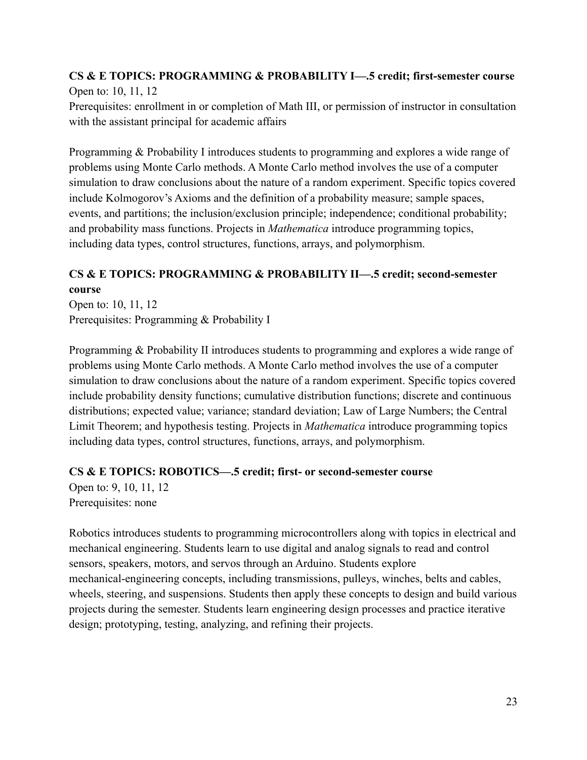### CS & E TOPICS: PROGRAMMING & PROBABILITY I—.5 credit; first-semester course

Open to: 10, 11, 12
Prerequisites: enrollment in or completion of Math III, or permission of instructor in consultation with the assistant principal for academic affairs

Programming & Probability I introduces students to programming and explores a wide range of problems using Monte Carlo methods. A Monte Carlo method involves the use of a computer simulation to draw conclusions about the nature of a random experiment. Specific topics covered include Kolmogorov's Axioms and the definition of a probability measure; sample spaces, events, and partitions; the inclusion/exclusion principle; independence; conditional probability; and probability mass functions. Projects in *Mathematica* introduce programming topics, including data types, control structures, functions, arrays, and polymorphism.

### CS & E TOPICS: PROGRAMMING & PROBABILITY II—.5 credit; second-semester course

Open to: 10, 11, 12
Prerequisites: Programming & Probability I

Programming & Probability II introduces students to programming and explores a wide range of problems using Monte Carlo methods. A Monte Carlo method involves the use of a computer simulation to draw conclusions about the nature of a random experiment. Specific topics covered include probability density functions; cumulative distribution functions; discrete and continuous distributions; expected value; variance; standard deviation; Law of Large Numbers; the Central Limit Theorem; and hypothesis testing. Projects in *Mathematica* introduce programming topics including data types, control structures, functions, arrays, and polymorphism.

### CS & E TOPICS: ROBOTICS—.5 credit; first- or second-semester course

Open to: 9, 10, 11, 12
Prerequisites: none

Robotics introduces students to programming microcontrollers along with topics in electrical and mechanical engineering. Students learn to use digital and analog signals to read and control sensors, speakers, motors, and servos through an Arduino. Students explore mechanical-engineering concepts, including transmissions, pulleys, winches, belts and cables, wheels, steering, and suspensions. Students then apply these concepts to design and build various projects during the semester. Students learn engineering design processes and practice iterative design; prototyping, testing, analyzing, and refining their projects.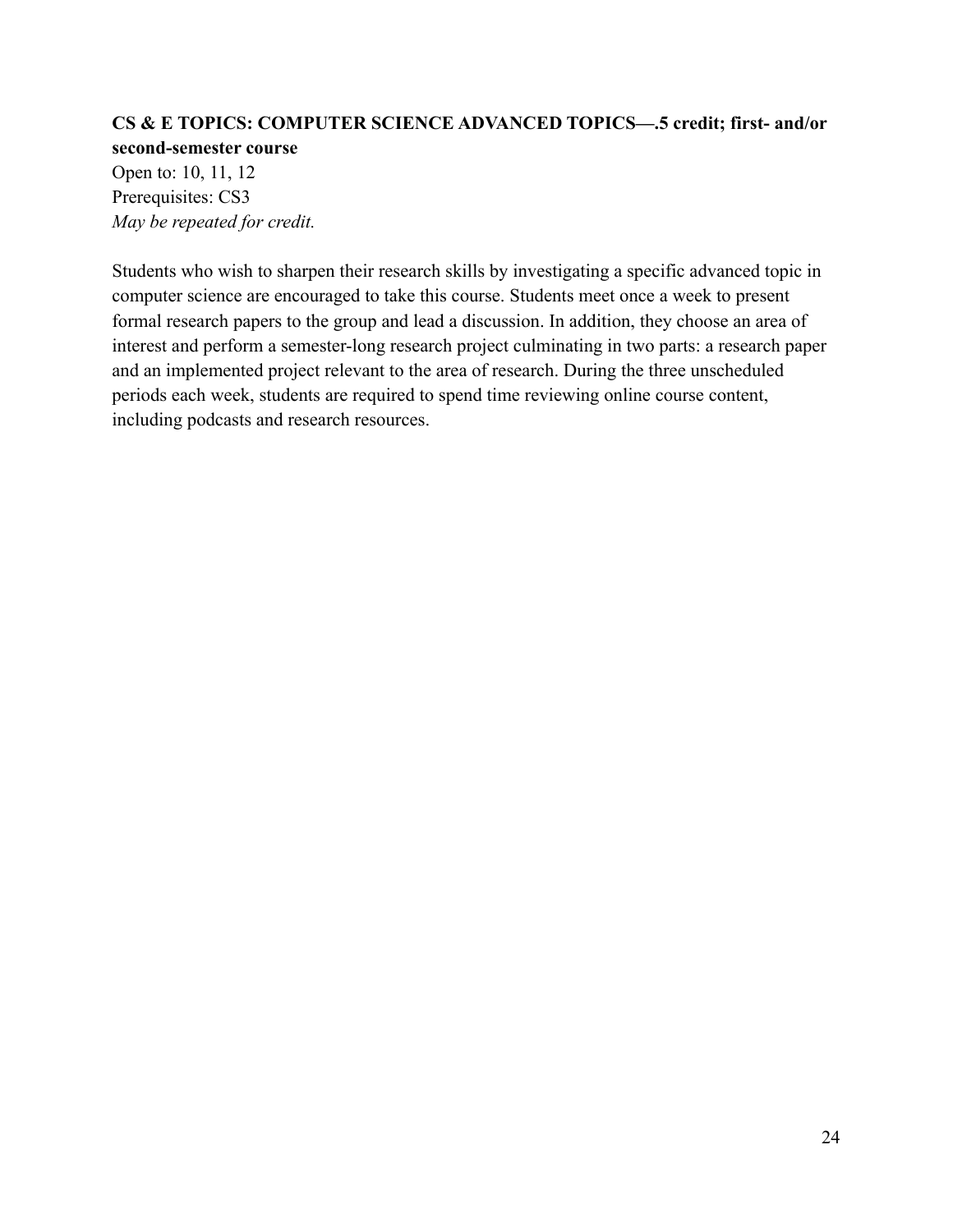**CS & E TOPICS: COMPUTER SCIENCE ADVANCED TOPICS—.5 credit; first- and/or second-semester course**

Open to: 10, 11, 12
Prerequisites: CS3
*May be repeated for credit.*

Students who wish to sharpen their research skills by investigating a specific advanced topic in computer science are encouraged to take this course. Students meet once a week to present formal research papers to the group and lead a discussion. In addition, they choose an area of interest and perform a semester-long research project culminating in two parts: a research paper and an implemented project relevant to the area of research. During the three unscheduled periods each week, students are required to spend time reviewing online course content, including podcasts and research resources.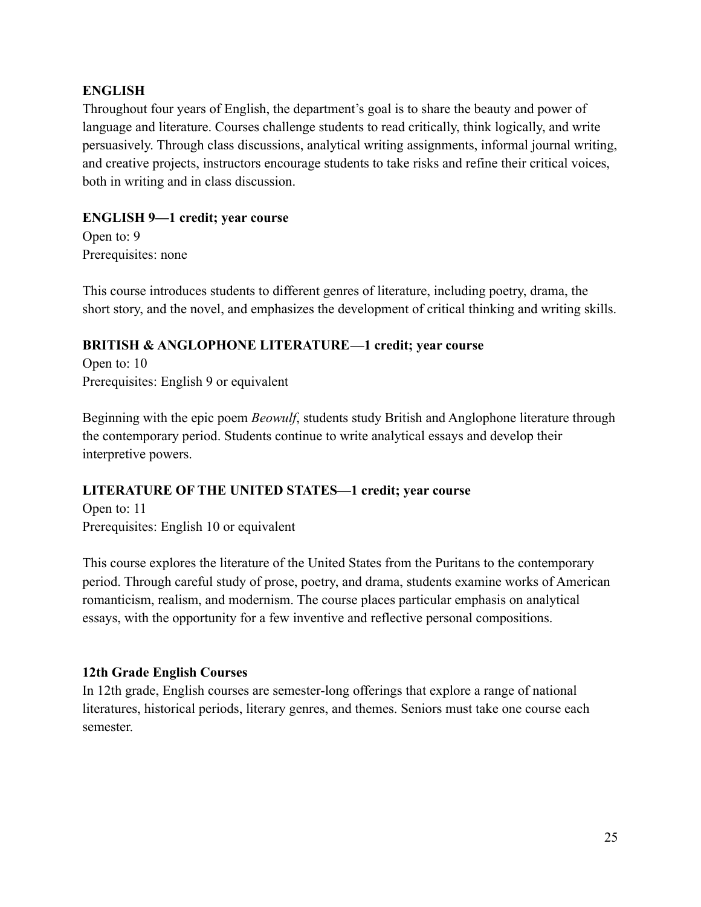## ENGLISH

Throughout four years of English, the department's goal is to share the beauty and power of language and literature. Courses challenge students to read critically, think logically, and write persuasively. Through class discussions, analytical writing assignments, informal journal writing, and creative projects, instructors encourage students to take risks and refine their critical voices, both in writing and in class discussion.

### ENGLISH 9—1 credit; year course

Open to: 9
Prerequisites: none

This course introduces students to different genres of literature, including poetry, drama, the short story, and the novel, and emphasizes the development of critical thinking and writing skills.

### BRITISH & ANGLOPHONE LITERATURE—1 credit; year course

Open to: 10
Prerequisites: English 9 or equivalent

Beginning with the epic poem *Beowulf*, students study British and Anglophone literature through the contemporary period. Students continue to write analytical essays and develop their interpretive powers.

### LITERATURE OF THE UNITED STATES—1 credit; year course

Open to: 11
Prerequisites: English 10 or equivalent

This course explores the literature of the United States from the Puritans to the contemporary period. Through careful study of prose, poetry, and drama, students examine works of American romanticism, realism, and modernism. The course places particular emphasis on analytical essays, with the opportunity for a few inventive and reflective personal compositions.

### 12th Grade English Courses

In 12th grade, English courses are semester-long offerings that explore a range of national literatures, historical periods, literary genres, and themes. Seniors must take one course each semester.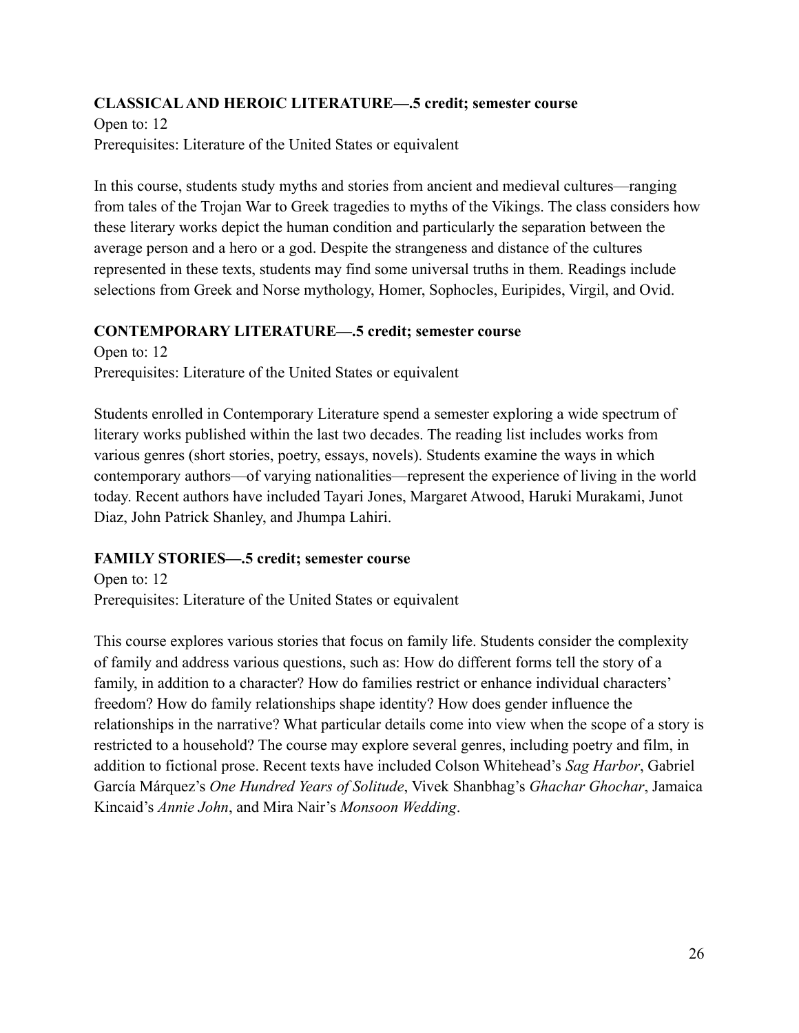**CLASSICAL AND HEROIC LITERATURE—.5 credit; semester course**

Open to: 12

Prerequisites: Literature of the United States or equivalent

In this course, students study myths and stories from ancient and medieval cultures—ranging from tales of the Trojan War to Greek tragedies to myths of the Vikings. The class considers how these literary works depict the human condition and particularly the separation between the average person and a hero or a god. Despite the strangeness and distance of the cultures represented in these texts, students may find some universal truths in them. Readings include selections from Greek and Norse mythology, Homer, Sophocles, Euripides, Virgil, and Ovid.

**CONTEMPORARY LITERATURE—.5 credit; semester course**

Open to: 12

Prerequisites: Literature of the United States or equivalent

Students enrolled in Contemporary Literature spend a semester exploring a wide spectrum of literary works published within the last two decades. The reading list includes works from various genres (short stories, poetry, essays, novels). Students examine the ways in which contemporary authors—of varying nationalities—represent the experience of living in the world today. Recent authors have included Tayari Jones, Margaret Atwood, Haruki Murakami, Junot Diaz, John Patrick Shanley, and Jhumpa Lahiri.

**FAMILY STORIES—.5 credit; semester course**

Open to: 12

Prerequisites: Literature of the United States or equivalent

This course explores various stories that focus on family life. Students consider the complexity of family and address various questions, such as: How do different forms tell the story of a family, in addition to a character? How do families restrict or enhance individual characters' freedom? How do family relationships shape identity? How does gender influence the relationships in the narrative? What particular details come into view when the scope of a story is restricted to a household? The course may explore several genres, including poetry and film, in addition to fictional prose. Recent texts have included Colson Whitehead's *Sag Harbor*, Gabriel García Márquez's *One Hundred Years of Solitude*, Vivek Shanbhag's *Ghachar Ghochar*, Jamaica Kincaid's *Annie John*, and Mira Nair's *Monsoon Wedding*.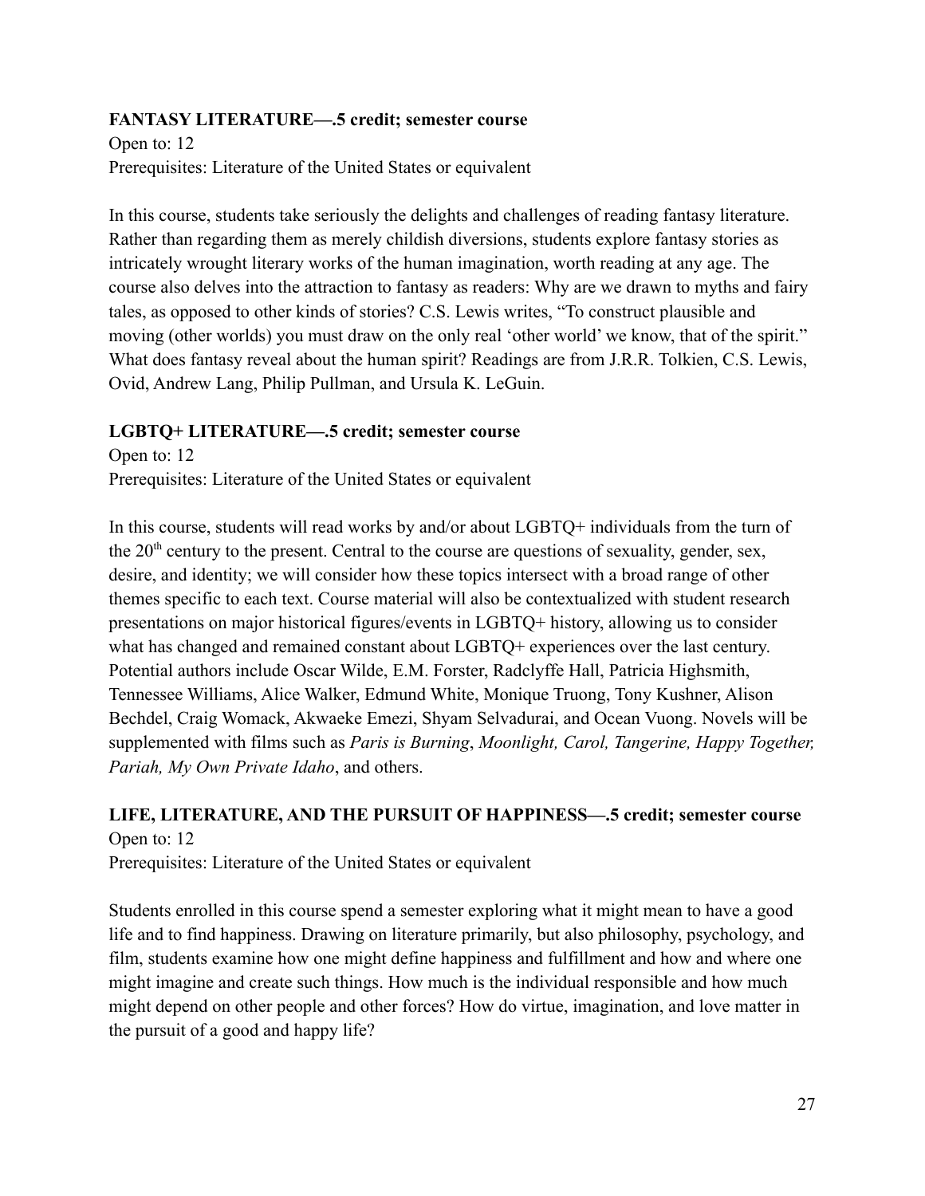**FANTASY LITERATURE—.5 credit; semester course**

Open to: 12

Prerequisites: Literature of the United States or equivalent

In this course, students take seriously the delights and challenges of reading fantasy literature. Rather than regarding them as merely childish diversions, students explore fantasy stories as intricately wrought literary works of the human imagination, worth reading at any age. The course also delves into the attraction to fantasy as readers: Why are we drawn to myths and fairy tales, as opposed to other kinds of stories? C.S. Lewis writes, "To construct plausible and moving (other worlds) you must draw on the only real 'other world' we know, that of the spirit." What does fantasy reveal about the human spirit? Readings are from J.R.R. Tolkien, C.S. Lewis, Ovid, Andrew Lang, Philip Pullman, and Ursula K. LeGuin.

**LGBTQ+ LITERATURE—.5 credit; semester course**

Open to: 12

Prerequisites: Literature of the United States or equivalent

In this course, students will read works by and/or about LGBTQ+ individuals from the turn of the 20th century to the present. Central to the course are questions of sexuality, gender, sex, desire, and identity; we will consider how these topics intersect with a broad range of other themes specific to each text. Course material will also be contextualized with student research presentations on major historical figures/events in LGBTQ+ history, allowing us to consider what has changed and remained constant about LGBTQ+ experiences over the last century. Potential authors include Oscar Wilde, E.M. Forster, Radclyffe Hall, Patricia Highsmith, Tennessee Williams, Alice Walker, Edmund White, Monique Truong, Tony Kushner, Alison Bechdel, Craig Womack, Akwaeke Emezi, Shyam Selvadurai, and Ocean Vuong. Novels will be supplemented with films such as *Paris is Burning*, *Moonlight, Carol, Tangerine, Happy Together, Pariah, My Own Private Idaho*, and others.

**LIFE, LITERATURE, AND THE PURSUIT OF HAPPINESS—.5 credit; semester course**

Open to: 12

Prerequisites: Literature of the United States or equivalent

Students enrolled in this course spend a semester exploring what it might mean to have a good life and to find happiness. Drawing on literature primarily, but also philosophy, psychology, and film, students examine how one might define happiness and fulfillment and how and where one might imagine and create such things. How much is the individual responsible and how much might depend on other people and other forces? How do virtue, imagination, and love matter in the pursuit of a good and happy life?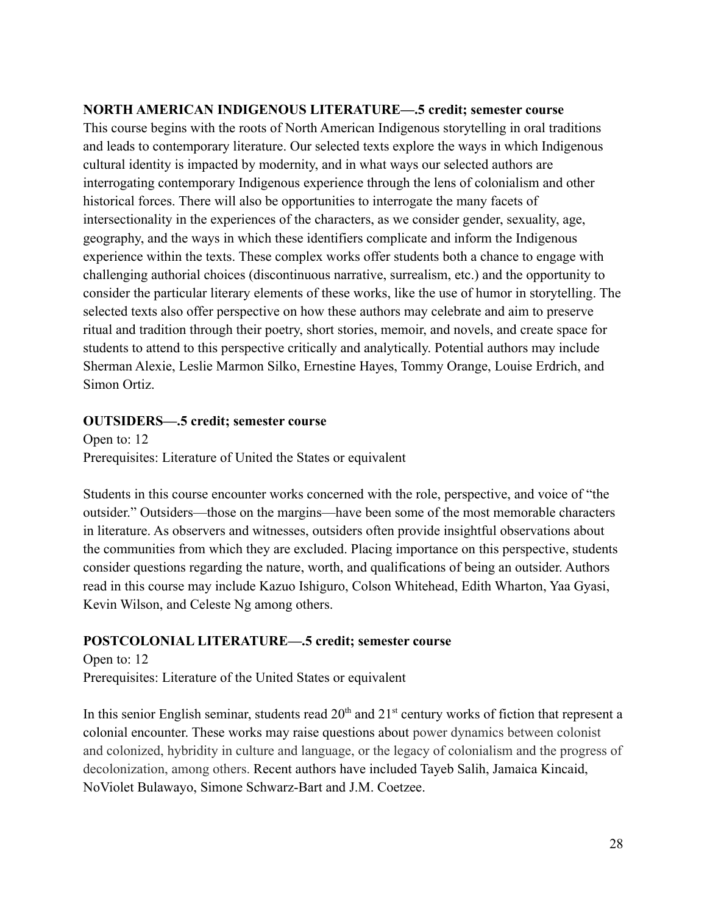**NORTH AMERICAN INDIGENOUS LITERATURE—.5 credit; semester course**

This course begins with the roots of North American Indigenous storytelling in oral traditions and leads to contemporary literature. Our selected texts explore the ways in which Indigenous cultural identity is impacted by modernity, and in what ways our selected authors are interrogating contemporary Indigenous experience through the lens of colonialism and other historical forces. There will also be opportunities to interrogate the many facets of intersectionality in the experiences of the characters, as we consider gender, sexuality, age, geography, and the ways in which these identifiers complicate and inform the Indigenous experience within the texts. These complex works offer students both a chance to engage with challenging authorial choices (discontinuous narrative, surrealism, etc.) and the opportunity to consider the particular literary elements of these works, like the use of humor in storytelling. The selected texts also offer perspective on how these authors may celebrate and aim to preserve ritual and tradition through their poetry, short stories, memoir, and novels, and create space for students to attend to this perspective critically and analytically. Potential authors may include Sherman Alexie, Leslie Marmon Silko, Ernestine Hayes, Tommy Orange, Louise Erdrich, and Simon Ortiz.

**OUTSIDERS—.5 credit; semester course**

Open to: 12
Prerequisites: Literature of United the States or equivalent

Students in this course encounter works concerned with the role, perspective, and voice of "the outsider." Outsiders—those on the margins—have been some of the most memorable characters in literature. As observers and witnesses, outsiders often provide insightful observations about the communities from which they are excluded. Placing importance on this perspective, students consider questions regarding the nature, worth, and qualifications of being an outsider. Authors read in this course may include Kazuo Ishiguro, Colson Whitehead, Edith Wharton, Yaa Gyasi, Kevin Wilson, and Celeste Ng among others.

**POSTCOLONIAL LITERATURE—.5 credit; semester course**

Open to: 12
Prerequisites: Literature of the United States or equivalent

In this senior English seminar, students read 20th and 21st century works of fiction that represent a colonial encounter. These works may raise questions about power dynamics between colonist and colonized, hybridity in culture and language, or the legacy of colonialism and the progress of decolonization, among others. Recent authors have included Tayeb Salih, Jamaica Kincaid, NoViolet Bulawayo, Simone Schwarz-Bart and J.M. Coetzee.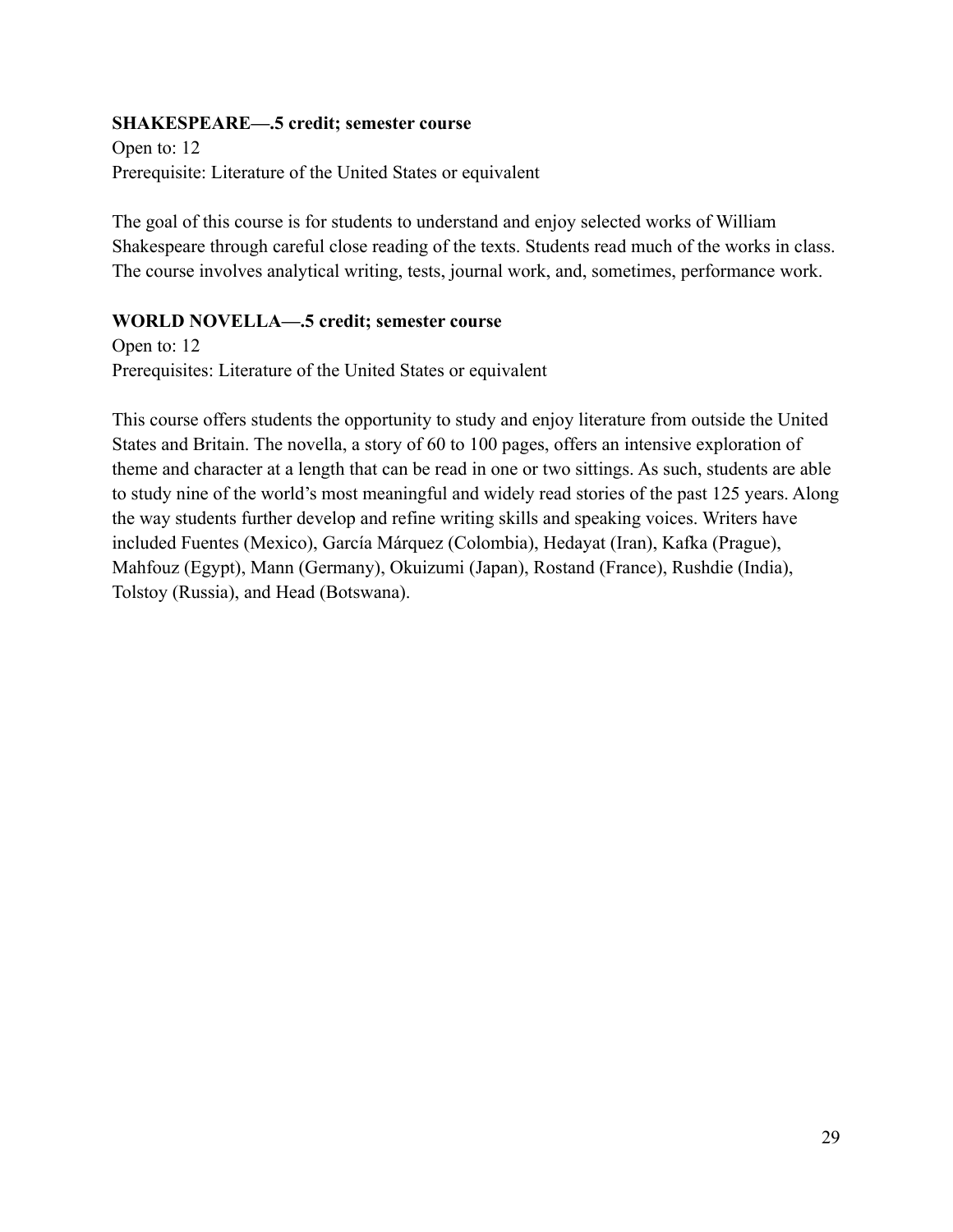**SHAKESPEARE—.5 credit; semester course**

Open to: 12

Prerequisite: Literature of the United States or equivalent

The goal of this course is for students to understand and enjoy selected works of William Shakespeare through careful close reading of the texts. Students read much of the works in class. The course involves analytical writing, tests, journal work, and, sometimes, performance work.

**WORLD NOVELLA—.5 credit; semester course**

Open to: 12

Prerequisites: Literature of the United States or equivalent

This course offers students the opportunity to study and enjoy literature from outside the United States and Britain. The novella, a story of 60 to 100 pages, offers an intensive exploration of theme and character at a length that can be read in one or two sittings. As such, students are able to study nine of the world's most meaningful and widely read stories of the past 125 years. Along the way students further develop and refine writing skills and speaking voices. Writers have included Fuentes (Mexico), García Márquez (Colombia), Hedayat (Iran), Kafka (Prague), Mahfouz (Egypt), Mann (Germany), Okuizumi (Japan), Rostand (France), Rushdie (India), Tolstoy (Russia), and Head (Botswana).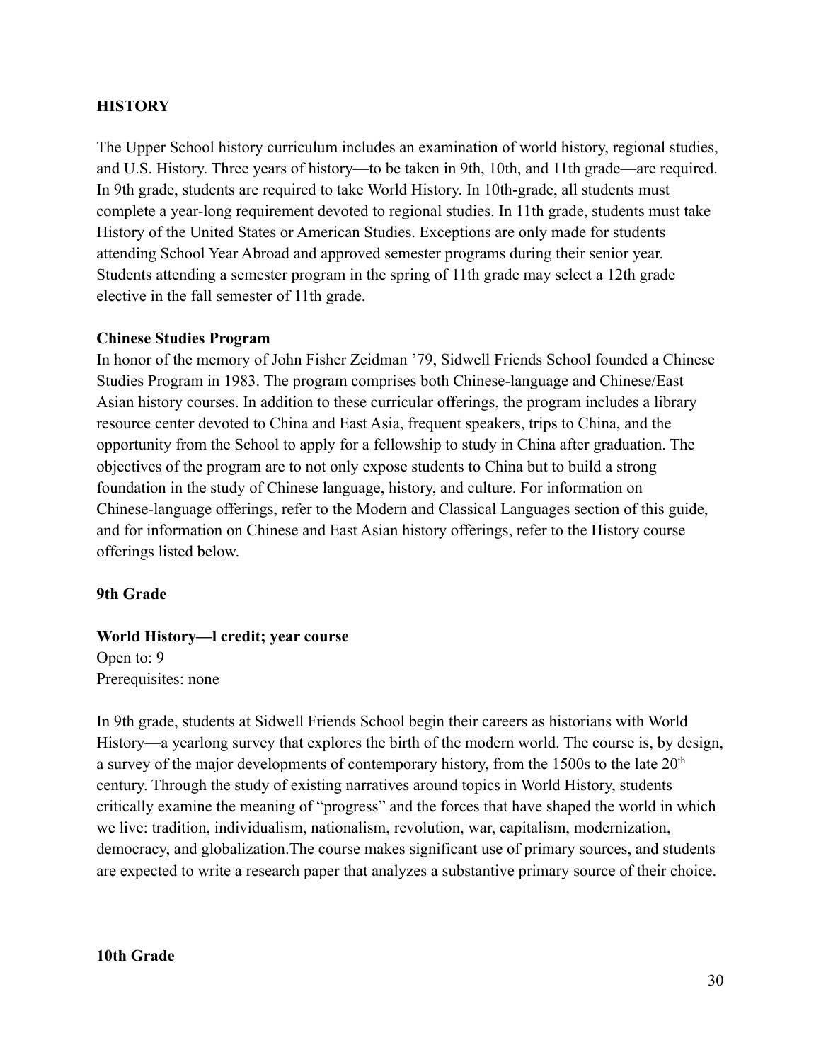## HISTORY

The Upper School history curriculum includes an examination of world history, regional studies, and U.S. History. Three years of history—to be taken in 9th, 10th, and 11th grade—are required. In 9th grade, students are required to take World History. In 10th-grade, all students must complete a year-long requirement devoted to regional studies. In 11th grade, students must take History of the United States or American Studies. Exceptions are only made for students attending School Year Abroad and approved semester programs during their senior year. Students attending a semester program in the spring of 11th grade may select a 12th grade elective in the fall semester of 11th grade.

**Chinese Studies Program**
In honor of the memory of John Fisher Zeidman '79, Sidwell Friends School founded a Chinese Studies Program in 1983. The program comprises both Chinese-language and Chinese/East Asian history courses. In addition to these curricular offerings, the program includes a library resource center devoted to China and East Asia, frequent speakers, trips to China, and the opportunity from the School to apply for a fellowship to study in China after graduation. The objectives of the program are to not only expose students to China but to build a strong foundation in the study of Chinese language, history, and culture. For information on Chinese-language offerings, refer to the Modern and Classical Languages section of this guide, and for information on Chinese and East Asian history offerings, refer to the History course offerings listed below.

### 9th Grade

**World History—l credit; year course**
Open to: 9
Prerequisites: none

In 9th grade, students at Sidwell Friends School begin their careers as historians with World History—a yearlong survey that explores the birth of the modern world. The course is, by design, a survey of the major developments of contemporary history, from the 1500s to the late 20th century. Through the study of existing narratives around topics in World History, students critically examine the meaning of "progress" and the forces that have shaped the world in which we live: tradition, individualism, nationalism, revolution, war, capitalism, modernization, democracy, and globalization.The course makes significant use of primary sources, and students are expected to write a research paper that analyzes a substantive primary source of their choice.

### 10th Grade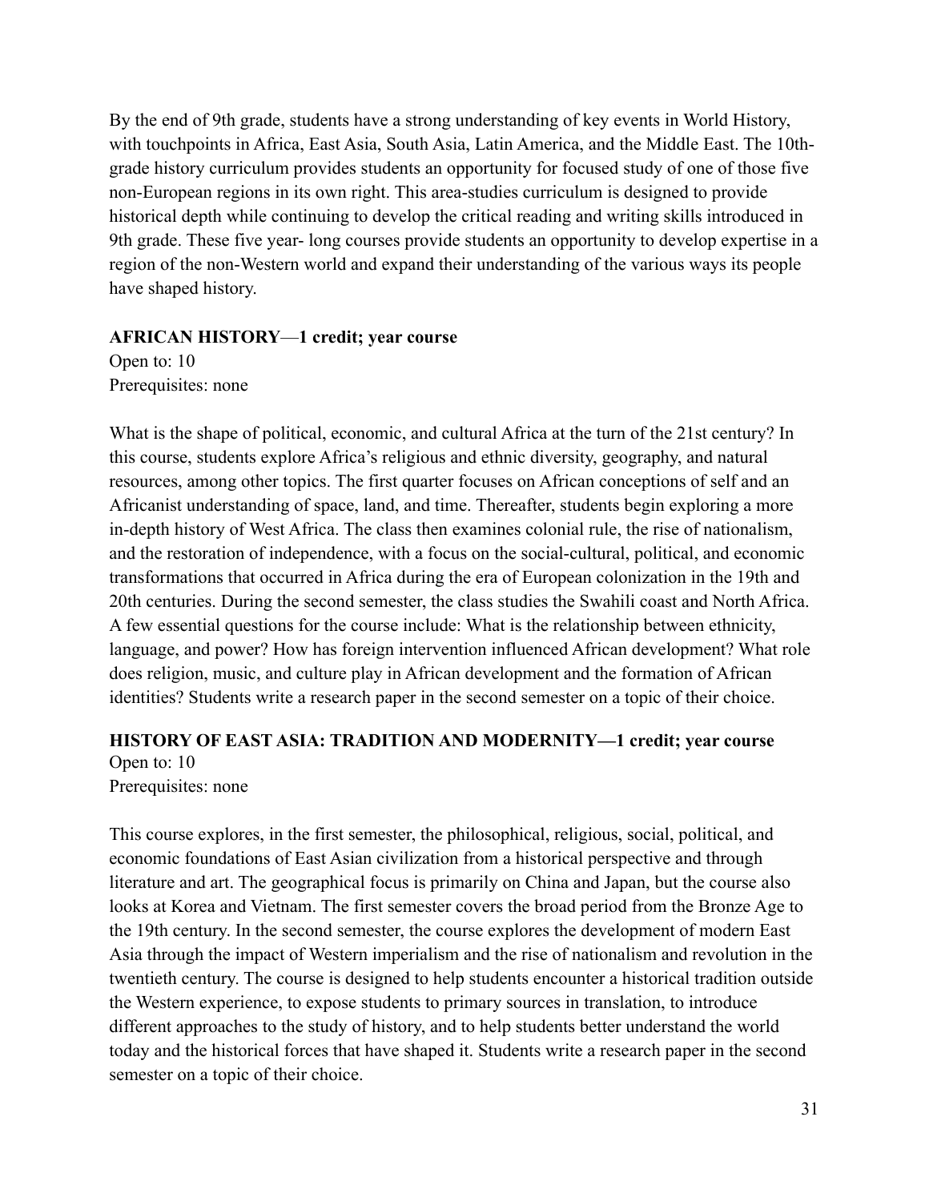By the end of 9th grade, students have a strong understanding of key events in World History, with touchpoints in Africa, East Asia, South Asia, Latin America, and the Middle East. The 10th-grade history curriculum provides students an opportunity for focused study of one of those five non-European regions in its own right. This area-studies curriculum is designed to provide historical depth while continuing to develop the critical reading and writing skills introduced in 9th grade. These five year- long courses provide students an opportunity to develop expertise in a region of the non-Western world and expand their understanding of the various ways its people have shaped history.

**AFRICAN HISTORY—1 credit; year course**
Open to: 10
Prerequisites: none

What is the shape of political, economic, and cultural Africa at the turn of the 21st century? In this course, students explore Africa's religious and ethnic diversity, geography, and natural resources, among other topics. The first quarter focuses on African conceptions of self and an Africanist understanding of space, land, and time. Thereafter, students begin exploring a more in-depth history of West Africa. The class then examines colonial rule, the rise of nationalism, and the restoration of independence, with a focus on the social-cultural, political, and economic transformations that occurred in Africa during the era of European colonization in the 19th and 20th centuries. During the second semester, the class studies the Swahili coast and North Africa. A few essential questions for the course include: What is the relationship between ethnicity, language, and power? How has foreign intervention influenced African development? What role does religion, music, and culture play in African development and the formation of African identities? Students write a research paper in the second semester on a topic of their choice.

**HISTORY OF EAST ASIA: TRADITION AND MODERNITY—1 credit; year course**
Open to: 10
Prerequisites: none

This course explores, in the first semester, the philosophical, religious, social, political, and economic foundations of East Asian civilization from a historical perspective and through literature and art. The geographical focus is primarily on China and Japan, but the course also looks at Korea and Vietnam. The first semester covers the broad period from the Bronze Age to the 19th century. In the second semester, the course explores the development of modern East Asia through the impact of Western imperialism and the rise of nationalism and revolution in the twentieth century. The course is designed to help students encounter a historical tradition outside the Western experience, to expose students to primary sources in translation, to introduce different approaches to the study of history, and to help students better understand the world today and the historical forces that have shaped it. Students write a research paper in the second semester on a topic of their choice.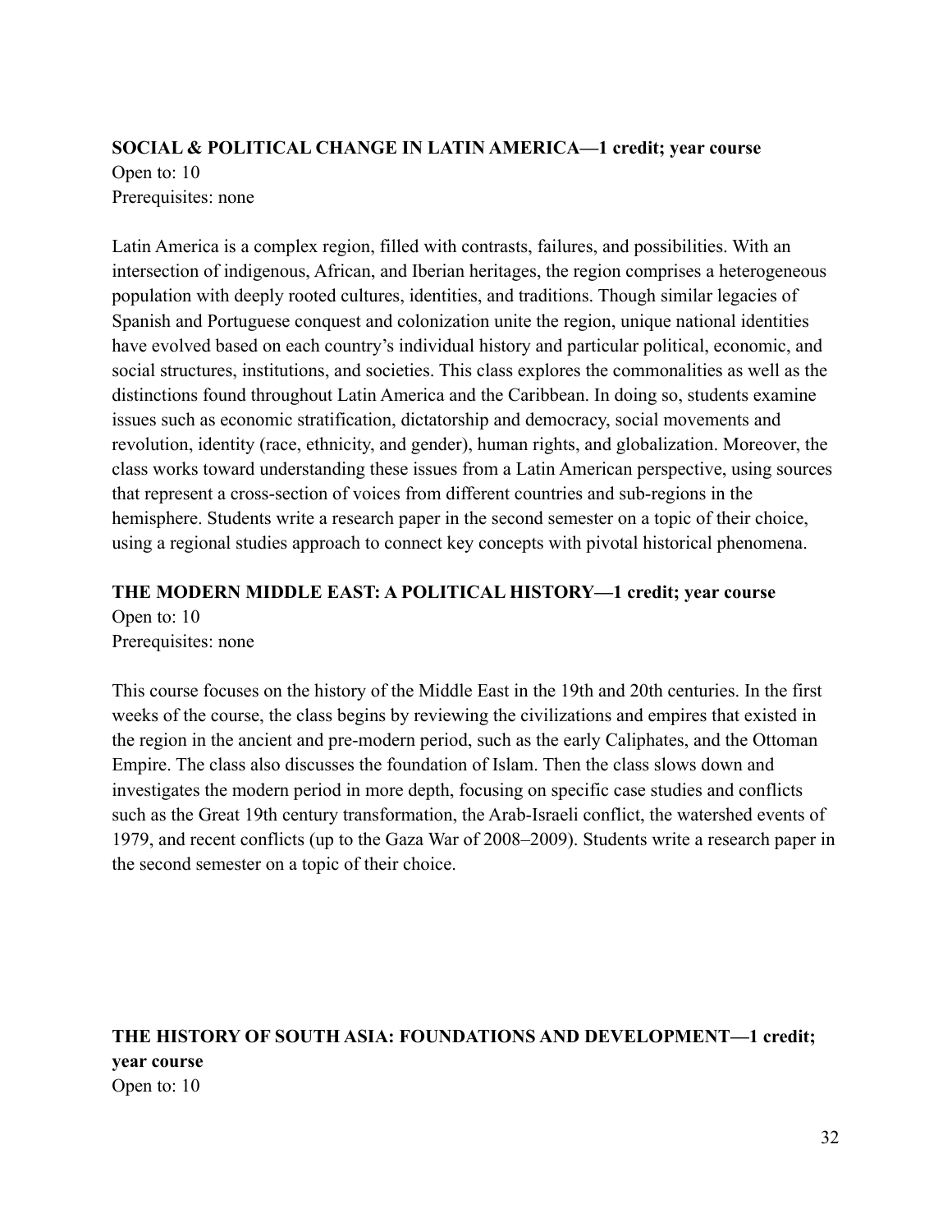**SOCIAL & POLITICAL CHANGE IN LATIN AMERICA—1 credit; year course**
Open to: 10
Prerequisites: none

Latin America is a complex region, filled with contrasts, failures, and possibilities. With an intersection of indigenous, African, and Iberian heritages, the region comprises a heterogeneous population with deeply rooted cultures, identities, and traditions. Though similar legacies of Spanish and Portuguese conquest and colonization unite the region, unique national identities have evolved based on each country's individual history and particular political, economic, and social structures, institutions, and societies. This class explores the commonalities as well as the distinctions found throughout Latin America and the Caribbean. In doing so, students examine issues such as economic stratification, dictatorship and democracy, social movements and revolution, identity (race, ethnicity, and gender), human rights, and globalization. Moreover, the class works toward understanding these issues from a Latin American perspective, using sources that represent a cross-section of voices from different countries and sub-regions in the hemisphere. Students write a research paper in the second semester on a topic of their choice, using a regional studies approach to connect key concepts with pivotal historical phenomena.

**THE MODERN MIDDLE EAST: A POLITICAL HISTORY—1 credit; year course**
Open to: 10
Prerequisites: none

This course focuses on the history of the Middle East in the 19th and 20th centuries. In the first weeks of the course, the class begins by reviewing the civilizations and empires that existed in the region in the ancient and pre-modern period, such as the early Caliphates, and the Ottoman Empire. The class also discusses the foundation of Islam. Then the class slows down and investigates the modern period in more depth, focusing on specific case studies and conflicts such as the Great 19th century transformation, the Arab-Israeli conflict, the watershed events of 1979, and recent conflicts (up to the Gaza War of 2008–2009). Students write a research paper in the second semester on a topic of their choice.

**THE HISTORY OF SOUTH ASIA: FOUNDATIONS AND DEVELOPMENT—1 credit; year course**
Open to: 10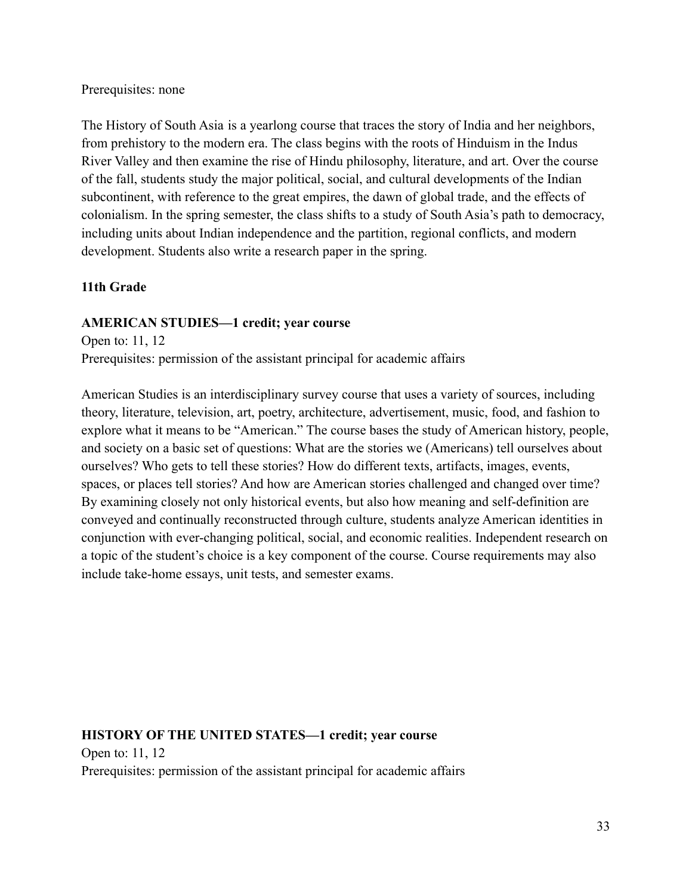Prerequisites: none

The History of South Asia is a yearlong course that traces the story of India and her neighbors, from prehistory to the modern era. The class begins with the roots of Hinduism in the Indus River Valley and then examine the rise of Hindu philosophy, literature, and art. Over the course of the fall, students study the major political, social, and cultural developments of the Indian subcontinent, with reference to the great empires, the dawn of global trade, and the effects of colonialism. In the spring semester, the class shifts to a study of South Asia's path to democracy, including units about Indian independence and the partition, regional conflicts, and modern development. Students also write a research paper in the spring.

### 11th Grade

**AMERICAN STUDIES—1 credit; year course**
Open to: 11, 12
Prerequisites: permission of the assistant principal for academic affairs

American Studies is an interdisciplinary survey course that uses a variety of sources, including theory, literature, television, art, poetry, architecture, advertisement, music, food, and fashion to explore what it means to be "American." The course bases the study of American history, people, and society on a basic set of questions: What are the stories we (Americans) tell ourselves about ourselves? Who gets to tell these stories? How do different texts, artifacts, images, events, spaces, or places tell stories? And how are American stories challenged and changed over time? By examining closely not only historical events, but also how meaning and self-definition are conveyed and continually reconstructed through culture, students analyze American identities in conjunction with ever-changing political, social, and economic realities. Independent research on a topic of the student's choice is a key component of the course. Course requirements may also include take-home essays, unit tests, and semester exams.

**HISTORY OF THE UNITED STATES—1 credit; year course**
Open to: 11, 12
Prerequisites: permission of the assistant principal for academic affairs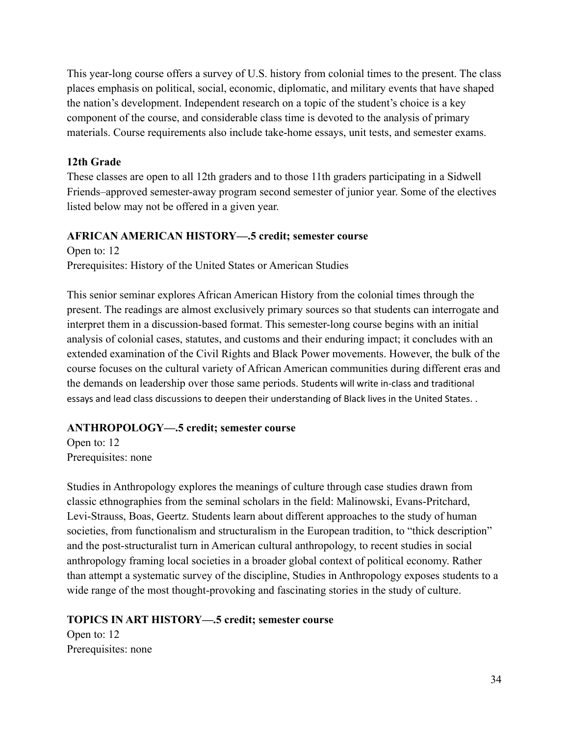This year-long course offers a survey of U.S. history from colonial times to the present. The class places emphasis on political, social, economic, diplomatic, and military events that have shaped the nation's development. Independent research on a topic of the student's choice is a key component of the course, and considerable class time is devoted to the analysis of primary materials. Course requirements also include take-home essays, unit tests, and semester exams.

### 12th Grade

These classes are open to all 12th graders and to those 11th graders participating in a Sidwell Friends–approved semester-away program second semester of junior year. Some of the electives listed below may not be offered in a given year.

**AFRICAN AMERICAN HISTORY—.5 credit; semester course**

Open to: 12
Prerequisites: History of the United States or American Studies

This senior seminar explores African American History from the colonial times through the present. The readings are almost exclusively primary sources so that students can interrogate and interpret them in a discussion-based format. This semester-long course begins with an initial analysis of colonial cases, statutes, and customs and their enduring impact; it concludes with an extended examination of the Civil Rights and Black Power movements. However, the bulk of the course focuses on the cultural variety of African American communities during different eras and the demands on leadership over those same periods. Students will write in-class and traditional essays and lead class discussions to deepen their understanding of Black lives in the United States. .

**ANTHROPOLOGY—.5 credit; semester course**

Open to: 12
Prerequisites: none

Studies in Anthropology explores the meanings of culture through case studies drawn from classic ethnographies from the seminal scholars in the field: Malinowski, Evans-Pritchard, Levi-Strauss, Boas, Geertz. Students learn about different approaches to the study of human societies, from functionalism and structuralism in the European tradition, to "thick description" and the post-structuralist turn in American cultural anthropology, to recent studies in social anthropology framing local societies in a broader global context of political economy. Rather than attempt a systematic survey of the discipline, Studies in Anthropology exposes students to a wide range of the most thought-provoking and fascinating stories in the study of culture.

**TOPICS IN ART HISTORY—.5 credit; semester course**

Open to: 12
Prerequisites: none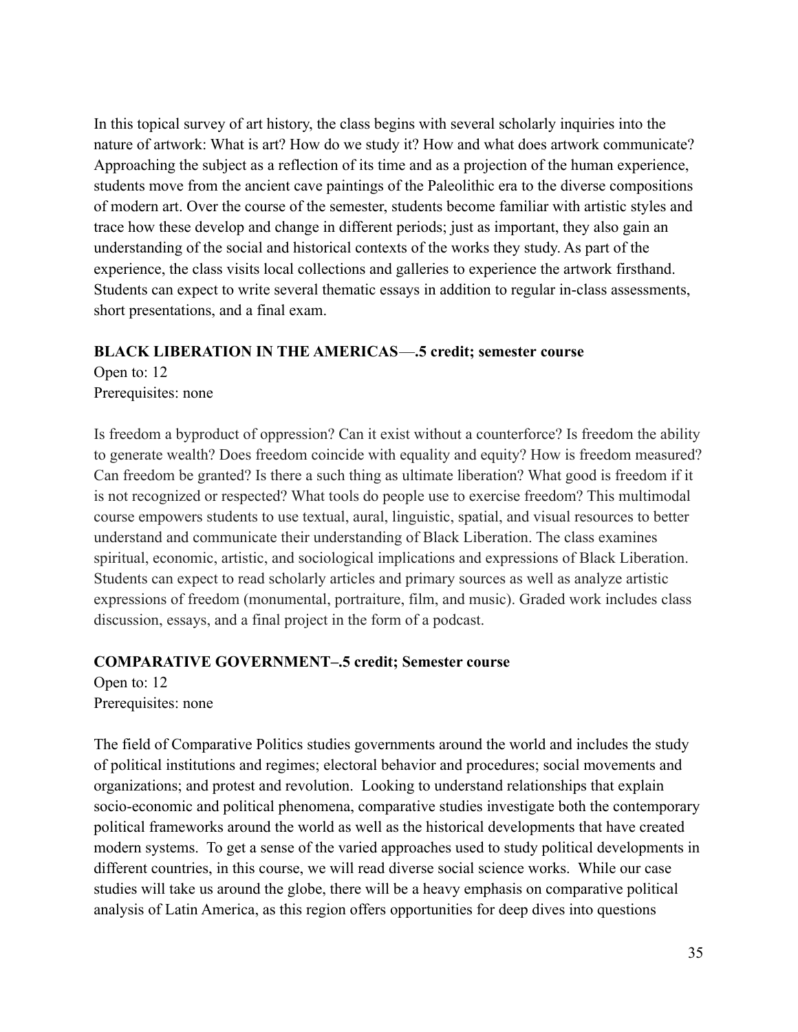In this topical survey of art history, the class begins with several scholarly inquiries into the nature of artwork: What is art? How do we study it? How and what does artwork communicate? Approaching the subject as a reflection of its time and as a projection of the human experience, students move from the ancient cave paintings of the Paleolithic era to the diverse compositions of modern art. Over the course of the semester, students become familiar with artistic styles and trace how these develop and change in different periods; just as important, they also gain an understanding of the social and historical contexts of the works they study. As part of the experience, the class visits local collections and galleries to experience the artwork firsthand. Students can expect to write several thematic essays in addition to regular in-class assessments, short presentations, and a final exam.

**BLACK LIBERATION IN THE AMERICAS—.5 credit; semester course**

Open to: 12
Prerequisites: none

Is freedom a byproduct of oppression? Can it exist without a counterforce? Is freedom the ability to generate wealth? Does freedom coincide with equality and equity? How is freedom measured? Can freedom be granted? Is there a such thing as ultimate liberation? What good is freedom if it is not recognized or respected? What tools do people use to exercise freedom? This multimodal course empowers students to use textual, aural, linguistic, spatial, and visual resources to better understand and communicate their understanding of Black Liberation. The class examines spiritual, economic, artistic, and sociological implications and expressions of Black Liberation. Students can expect to read scholarly articles and primary sources as well as analyze artistic expressions of freedom (monumental, portraiture, film, and music). Graded work includes class discussion, essays, and a final project in the form of a podcast.

**COMPARATIVE GOVERNMENT–.5 credit; Semester course**

Open to: 12
Prerequisites: none

The field of Comparative Politics studies governments around the world and includes the study of political institutions and regimes; electoral behavior and procedures; social movements and organizations; and protest and revolution. Looking to understand relationships that explain socio-economic and political phenomena, comparative studies investigate both the contemporary political frameworks around the world as well as the historical developments that have created modern systems. To get a sense of the varied approaches used to study political developments in different countries, in this course, we will read diverse social science works. While our case studies will take us around the globe, there will be a heavy emphasis on comparative political analysis of Latin America, as this region offers opportunities for deep dives into questions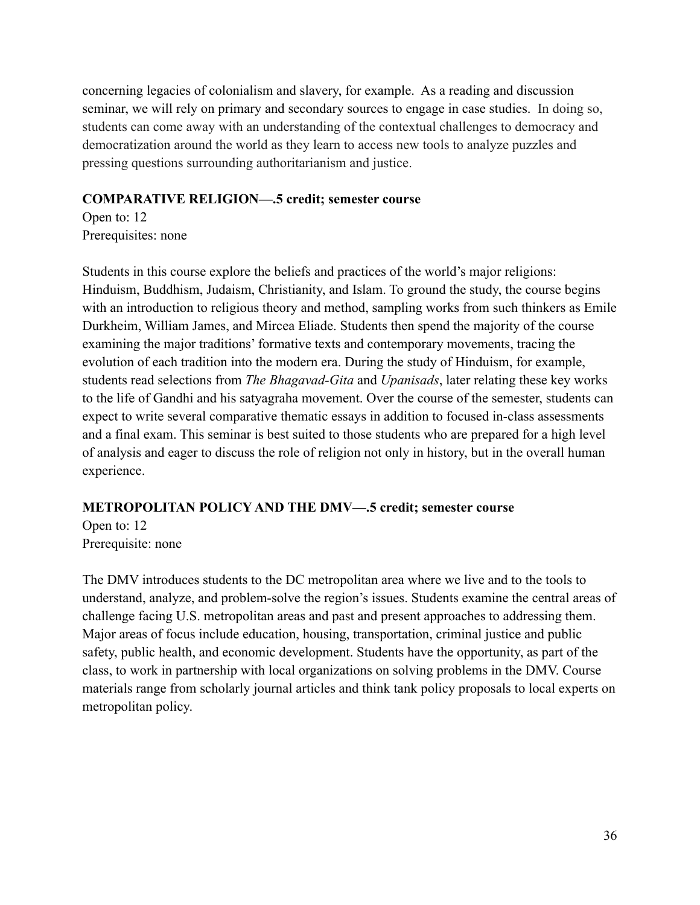concerning legacies of colonialism and slavery, for example. As a reading and discussion seminar, we will rely on primary and secondary sources to engage in case studies. In doing so, students can come away with an understanding of the contextual challenges to democracy and democratization around the world as they learn to access new tools to analyze puzzles and pressing questions surrounding authoritarianism and justice.

**COMPARATIVE RELIGION—.5 credit; semester course**

Open to: 12
Prerequisites: none

Students in this course explore the beliefs and practices of the world's major religions: Hinduism, Buddhism, Judaism, Christianity, and Islam. To ground the study, the course begins with an introduction to religious theory and method, sampling works from such thinkers as Emile Durkheim, William James, and Mircea Eliade. Students then spend the majority of the course examining the major traditions' formative texts and contemporary movements, tracing the evolution of each tradition into the modern era. During the study of Hinduism, for example, students read selections from *The Bhagavad-Gita* and *Upanisads*, later relating these key works to the life of Gandhi and his satyagraha movement. Over the course of the semester, students can expect to write several comparative thematic essays in addition to focused in-class assessments and a final exam. This seminar is best suited to those students who are prepared for a high level of analysis and eager to discuss the role of religion not only in history, but in the overall human experience.

**METROPOLITAN POLICY AND THE DMV—.5 credit; semester course**

Open to: 12
Prerequisite: none

The DMV introduces students to the DC metropolitan area where we live and to the tools to understand, analyze, and problem-solve the region's issues. Students examine the central areas of challenge facing U.S. metropolitan areas and past and present approaches to addressing them. Major areas of focus include education, housing, transportation, criminal justice and public safety, public health, and economic development. Students have the opportunity, as part of the class, to work in partnership with local organizations on solving problems in the DMV. Course materials range from scholarly journal articles and think tank policy proposals to local experts on metropolitan policy.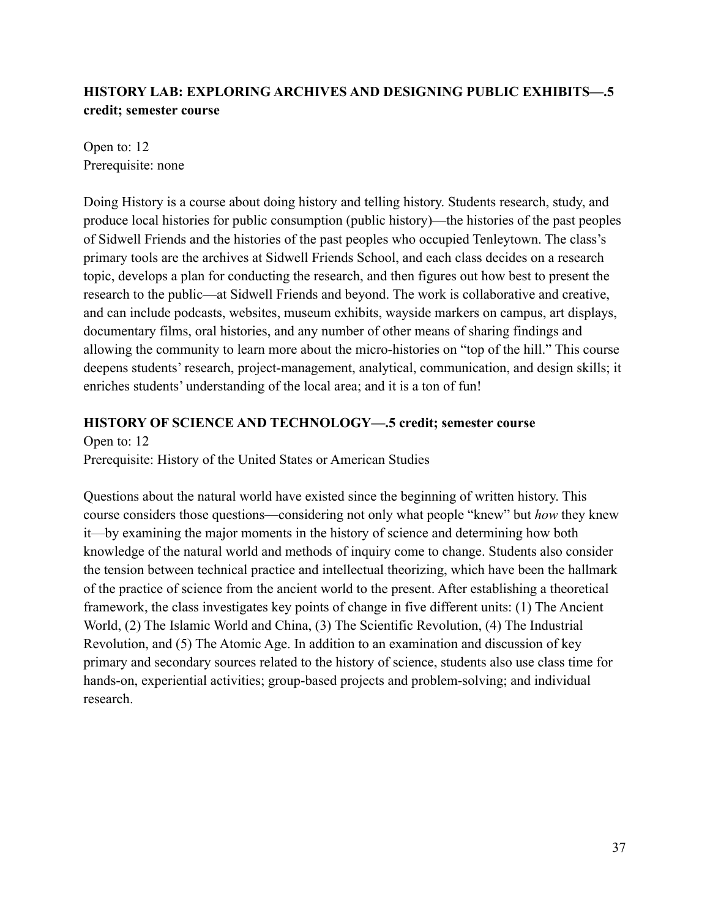### HISTORY LAB: EXPLORING ARCHIVES AND DESIGNING PUBLIC EXHIBITS—.5 credit; semester course

Open to: 12
Prerequisite: none

Doing History is a course about doing history and telling history. Students research, study, and produce local histories for public consumption (public history)—the histories of the past peoples of Sidwell Friends and the histories of the past peoples who occupied Tenleytown. The class's primary tools are the archives at Sidwell Friends School, and each class decides on a research topic, develops a plan for conducting the research, and then figures out how best to present the research to the public—at Sidwell Friends and beyond. The work is collaborative and creative, and can include podcasts, websites, museum exhibits, wayside markers on campus, art displays, documentary films, oral histories, and any number of other means of sharing findings and allowing the community to learn more about the micro-histories on "top of the hill." This course deepens students' research, project-management, analytical, communication, and design skills; it enriches students' understanding of the local area; and it is a ton of fun!

### HISTORY OF SCIENCE AND TECHNOLOGY—.5 credit; semester course

Open to: 12
Prerequisite: History of the United States or American Studies

Questions about the natural world have existed since the beginning of written history. This course considers those questions—considering not only what people "knew" but *how* they knew it—by examining the major moments in the history of science and determining how both knowledge of the natural world and methods of inquiry come to change. Students also consider the tension between technical practice and intellectual theorizing, which have been the hallmark of the practice of science from the ancient world to the present. After establishing a theoretical framework, the class investigates key points of change in five different units: (1) The Ancient World, (2) The Islamic World and China, (3) The Scientific Revolution, (4) The Industrial Revolution, and (5) The Atomic Age. In addition to an examination and discussion of key primary and secondary sources related to the history of science, students also use class time for hands-on, experiential activities; group-based projects and problem-solving; and individual research.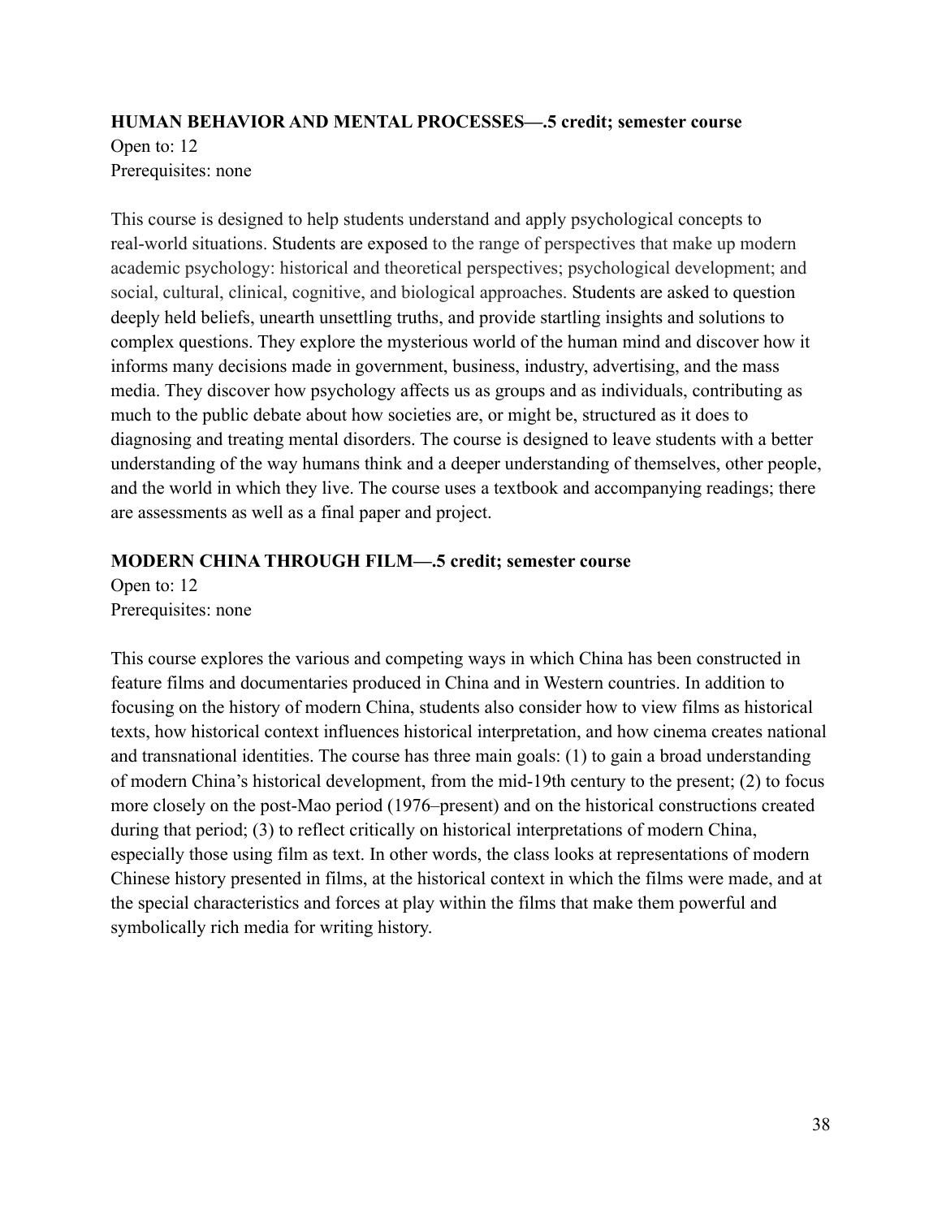**HUMAN BEHAVIOR AND MENTAL PROCESSES—.5 credit; semester course**
Open to: 12
Prerequisites: none

This course is designed to help students understand and apply psychological concepts to real-world situations. Students are exposed to the range of perspectives that make up modern academic psychology: historical and theoretical perspectives; psychological development; and social, cultural, clinical, cognitive, and biological approaches. Students are asked to question deeply held beliefs, unearth unsettling truths, and provide startling insights and solutions to complex questions. They explore the mysterious world of the human mind and discover how it informs many decisions made in government, business, industry, advertising, and the mass media. They discover how psychology affects us as groups and as individuals, contributing as much to the public debate about how societies are, or might be, structured as it does to diagnosing and treating mental disorders. The course is designed to leave students with a better understanding of the way humans think and a deeper understanding of themselves, other people, and the world in which they live. The course uses a textbook and accompanying readings; there are assessments as well as a final paper and project.

**MODERN CHINA THROUGH FILM—.5 credit; semester course**
Open to: 12
Prerequisites: none

This course explores the various and competing ways in which China has been constructed in feature films and documentaries produced in China and in Western countries. In addition to focusing on the history of modern China, students also consider how to view films as historical texts, how historical context influences historical interpretation, and how cinema creates national and transnational identities. The course has three main goals: (1) to gain a broad understanding of modern China's historical development, from the mid-19th century to the present; (2) to focus more closely on the post-Mao period (1976–present) and on the historical constructions created during that period; (3) to reflect critically on historical interpretations of modern China, especially those using film as text. In other words, the class looks at representations of modern Chinese history presented in films, at the historical context in which the films were made, and at the special characteristics and forces at play within the films that make them powerful and symbolically rich media for writing history.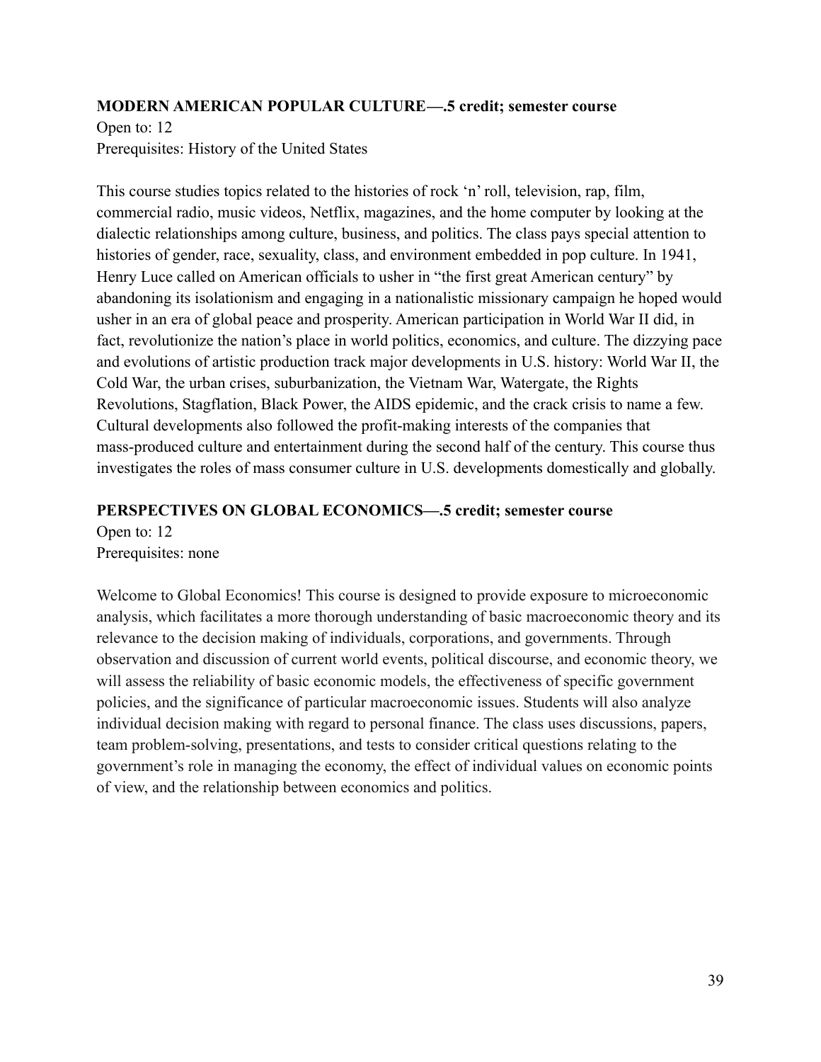**MODERN AMERICAN POPULAR CULTURE—.5 credit; semester course**

Open to: 12

Prerequisites: History of the United States

This course studies topics related to the histories of rock 'n' roll, television, rap, film, commercial radio, music videos, Netflix, magazines, and the home computer by looking at the dialectic relationships among culture, business, and politics. The class pays special attention to histories of gender, race, sexuality, class, and environment embedded in pop culture. In 1941, Henry Luce called on American officials to usher in "the first great American century" by abandoning its isolationism and engaging in a nationalistic missionary campaign he hoped would usher in an era of global peace and prosperity. American participation in World War II did, in fact, revolutionize the nation's place in world politics, economics, and culture. The dizzying pace and evolutions of artistic production track major developments in U.S. history: World War II, the Cold War, the urban crises, suburbanization, the Vietnam War, Watergate, the Rights Revolutions, Stagflation, Black Power, the AIDS epidemic, and the crack crisis to name a few. Cultural developments also followed the profit-making interests of the companies that mass-produced culture and entertainment during the second half of the century. This course thus investigates the roles of mass consumer culture in U.S. developments domestically and globally.

**PERSPECTIVES ON GLOBAL ECONOMICS—.5 credit; semester course**

Open to: 12

Prerequisites: none

Welcome to Global Economics! This course is designed to provide exposure to microeconomic analysis, which facilitates a more thorough understanding of basic macroeconomic theory and its relevance to the decision making of individuals, corporations, and governments. Through observation and discussion of current world events, political discourse, and economic theory, we will assess the reliability of basic economic models, the effectiveness of specific government policies, and the significance of particular macroeconomic issues. Students will also analyze individual decision making with regard to personal finance. The class uses discussions, papers, team problem-solving, presentations, and tests to consider critical questions relating to the government's role in managing the economy, the effect of individual values on economic points of view, and the relationship between economics and politics.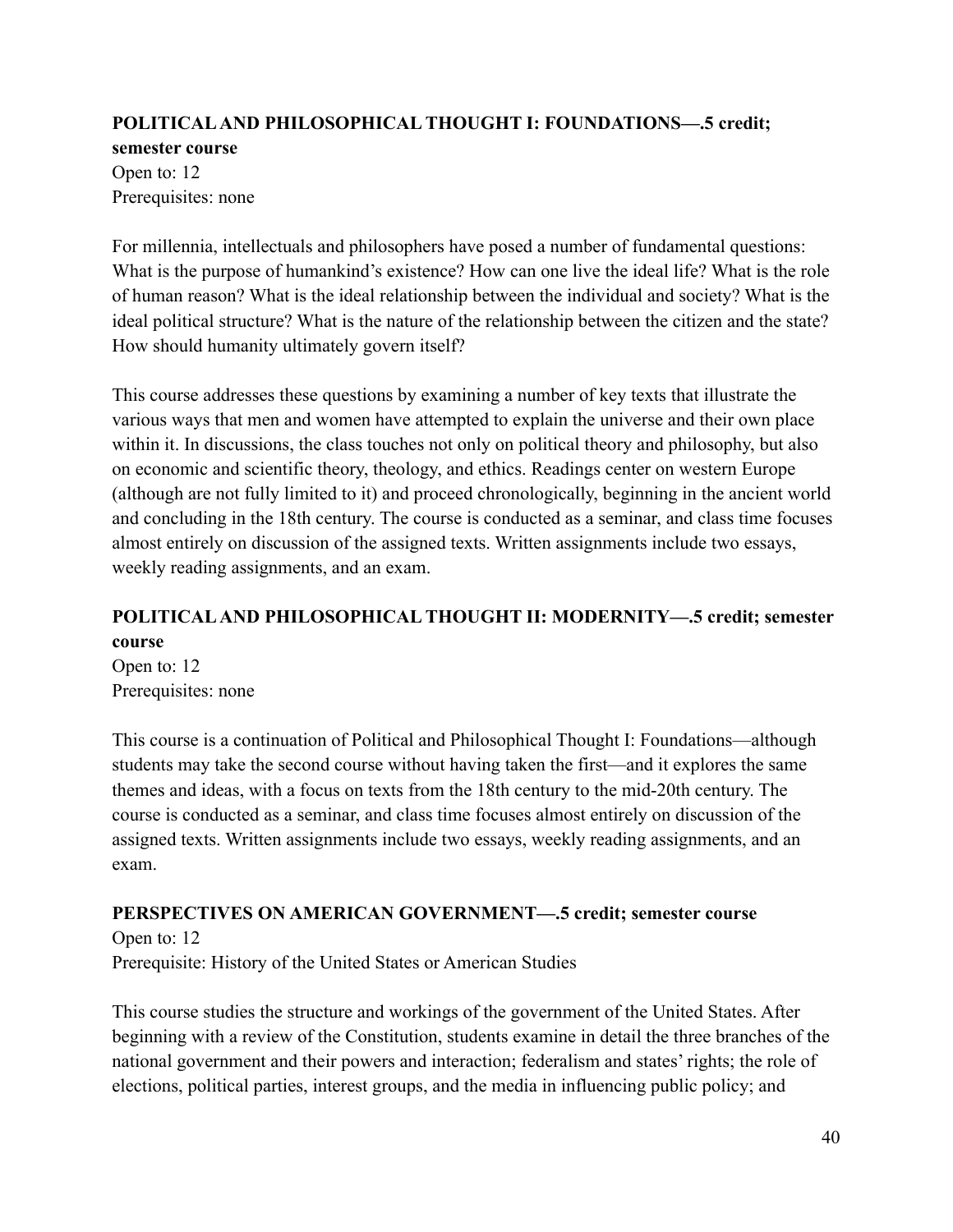**POLITICAL AND PHILOSOPHICAL THOUGHT I: FOUNDATIONS—.5 credit; semester course**

Open to: 12
Prerequisites: none

For millennia, intellectuals and philosophers have posed a number of fundamental questions: What is the purpose of humankind's existence? How can one live the ideal life? What is the role of human reason? What is the ideal relationship between the individual and society? What is the ideal political structure? What is the nature of the relationship between the citizen and the state? How should humanity ultimately govern itself?

This course addresses these questions by examining a number of key texts that illustrate the various ways that men and women have attempted to explain the universe and their own place within it. In discussions, the class touches not only on political theory and philosophy, but also on economic and scientific theory, theology, and ethics. Readings center on western Europe (although are not fully limited to it) and proceed chronologically, beginning in the ancient world and concluding in the 18th century. The course is conducted as a seminar, and class time focuses almost entirely on discussion of the assigned texts. Written assignments include two essays, weekly reading assignments, and an exam.

**POLITICAL AND PHILOSOPHICAL THOUGHT II: MODERNITY—.5 credit; semester course**

Open to: 12
Prerequisites: none

This course is a continuation of Political and Philosophical Thought I: Foundations—although students may take the second course without having taken the first—and it explores the same themes and ideas, with a focus on texts from the 18th century to the mid-20th century. The course is conducted as a seminar, and class time focuses almost entirely on discussion of the assigned texts. Written assignments include two essays, weekly reading assignments, and an exam.

**PERSPECTIVES ON AMERICAN GOVERNMENT—.5 credit; semester course**

Open to: 12
Prerequisite: History of the United States or American Studies

This course studies the structure and workings of the government of the United States. After beginning with a review of the Constitution, students examine in detail the three branches of the national government and their powers and interaction; federalism and states' rights; the role of elections, political parties, interest groups, and the media in influencing public policy; and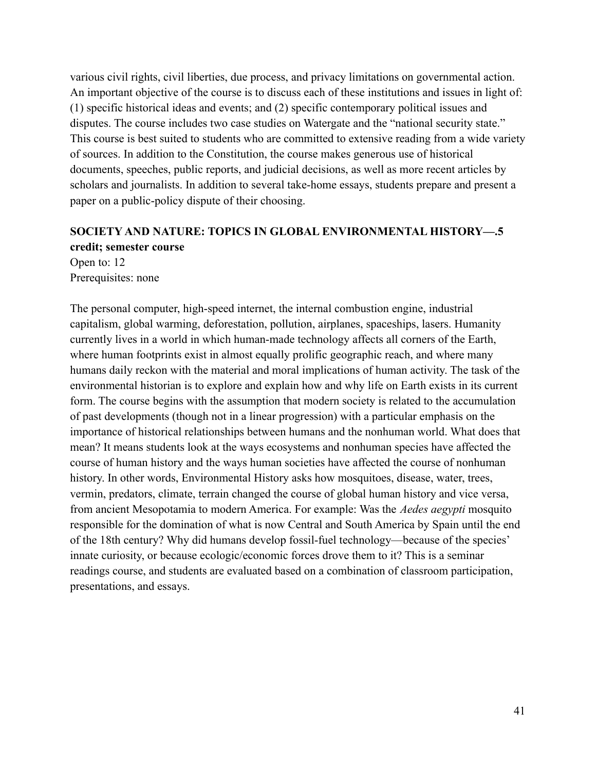various civil rights, civil liberties, due process, and privacy limitations on governmental action. An important objective of the course is to discuss each of these institutions and issues in light of: (1) specific historical ideas and events; and (2) specific contemporary political issues and disputes. The course includes two case studies on Watergate and the "national security state." This course is best suited to students who are committed to extensive reading from a wide variety of sources. In addition to the Constitution, the course makes generous use of historical documents, speeches, public reports, and judicial decisions, as well as more recent articles by scholars and journalists. In addition to several take-home essays, students prepare and present a paper on a public-policy dispute of their choosing.

**SOCIETY AND NATURE: TOPICS IN GLOBAL ENVIRONMENTAL HISTORY—.5 credit; semester course**

Open to: 12
Prerequisites: none

The personal computer, high-speed internet, the internal combustion engine, industrial capitalism, global warming, deforestation, pollution, airplanes, spaceships, lasers. Humanity currently lives in a world in which human-made technology affects all corners of the Earth, where human footprints exist in almost equally prolific geographic reach, and where many humans daily reckon with the material and moral implications of human activity. The task of the environmental historian is to explore and explain how and why life on Earth exists in its current form. The course begins with the assumption that modern society is related to the accumulation of past developments (though not in a linear progression) with a particular emphasis on the importance of historical relationships between humans and the nonhuman world. What does that mean? It means students look at the ways ecosystems and nonhuman species have affected the course of human history and the ways human societies have affected the course of nonhuman history. In other words, Environmental History asks how mosquitoes, disease, water, trees, vermin, predators, climate, terrain changed the course of global human history and vice versa, from ancient Mesopotamia to modern America. For example: Was the *Aedes aegypti* mosquito responsible for the domination of what is now Central and South America by Spain until the end of the 18th century? Why did humans develop fossil-fuel technology—because of the species' innate curiosity, or because ecologic/economic forces drove them to it? This is a seminar readings course, and students are evaluated based on a combination of classroom participation, presentations, and essays.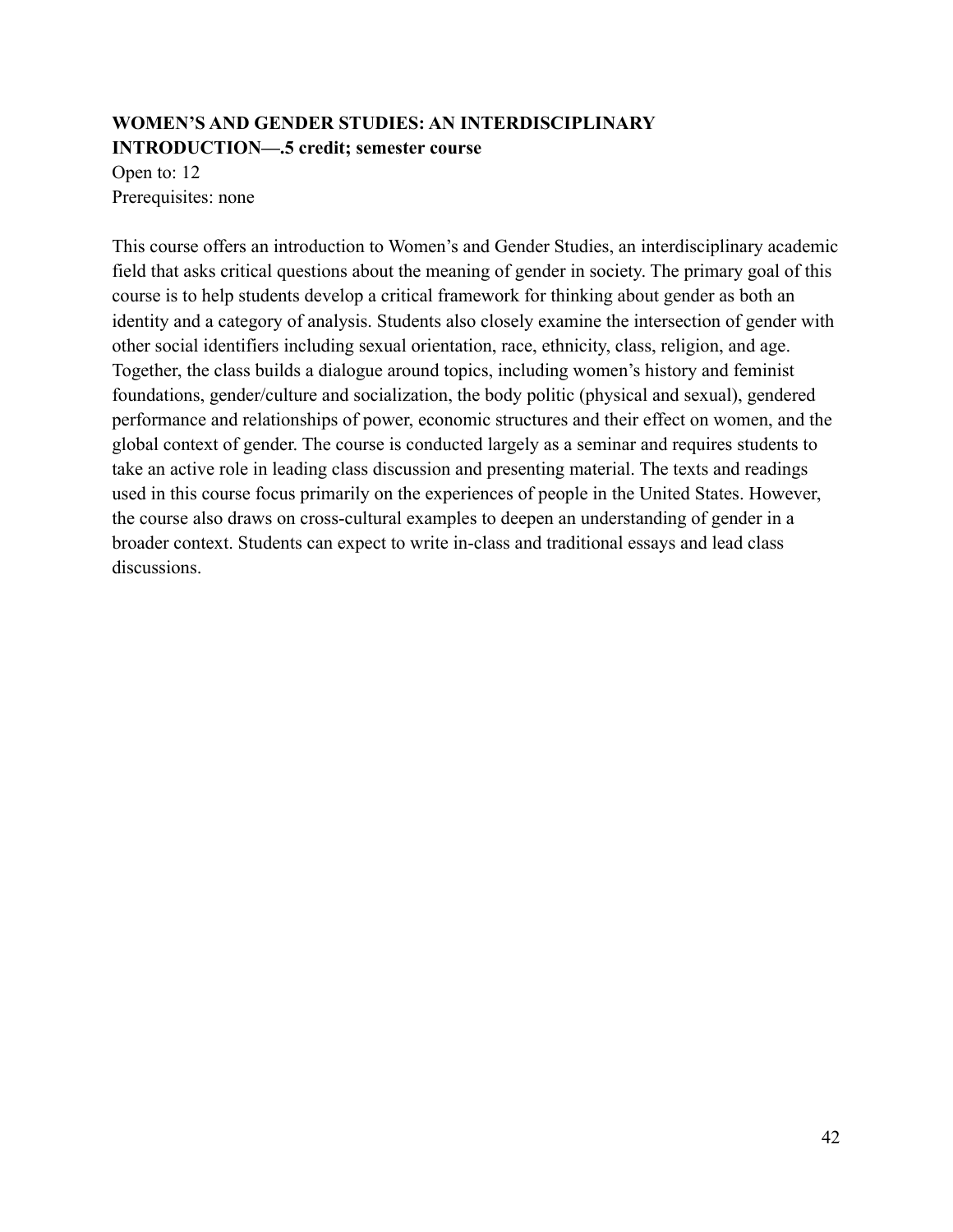**WOMEN'S AND GENDER STUDIES: AN INTERDISCIPLINARY INTRODUCTION—.5 credit; semester course**

Open to: 12

Prerequisites: none

This course offers an introduction to Women's and Gender Studies, an interdisciplinary academic field that asks critical questions about the meaning of gender in society. The primary goal of this course is to help students develop a critical framework for thinking about gender as both an identity and a category of analysis. Students also closely examine the intersection of gender with other social identifiers including sexual orientation, race, ethnicity, class, religion, and age. Together, the class builds a dialogue around topics, including women's history and feminist foundations, gender/culture and socialization, the body politic (physical and sexual), gendered performance and relationships of power, economic structures and their effect on women, and the global context of gender. The course is conducted largely as a seminar and requires students to take an active role in leading class discussion and presenting material. The texts and readings used in this course focus primarily on the experiences of people in the United States. However, the course also draws on cross-cultural examples to deepen an understanding of gender in a broader context. Students can expect to write in-class and traditional essays and lead class discussions.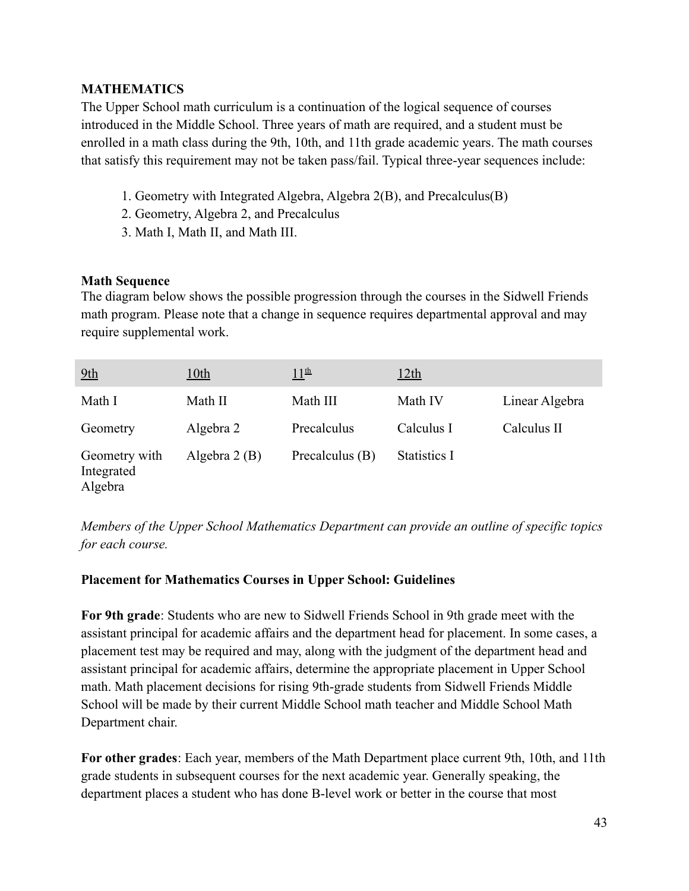**MATHEMATICS**

The Upper School math curriculum is a continuation of the logical sequence of courses introduced in the Middle School. Three years of math are required, and a student must be enrolled in a math class during the 9th, 10th, and 11th grade academic years. The math courses that satisfy this requirement may not be taken pass/fail. Typical three-year sequences include:

1. Geometry with Integrated Algebra, Algebra 2(B), and Precalculus(B)
2. Geometry, Algebra 2, and Precalculus
3. Math I, Math II, and Math III.

**Math Sequence**

The diagram below shows the possible progression through the courses in the Sidwell Friends math program. Please note that a change in sequence requires departmental approval and may require supplemental work.

| 9th | 10th | 11th | 12th | |
|---|---|---|---|---|
| Math I | Math II | Math III | Math IV | Linear Algebra |
| Geometry | Algebra 2 | Precalculus | Calculus I | Calculus II |
| Geometry with Integrated Algebra | Algebra 2 (B) | Precalculus (B) | Statistics I | |

*Members of the Upper School Mathematics Department can provide an outline of specific topics for each course.*

**Placement for Mathematics Courses in Upper School: Guidelines**

**For 9th grade**: Students who are new to Sidwell Friends School in 9th grade meet with the assistant principal for academic affairs and the department head for placement. In some cases, a placement test may be required and may, along with the judgment of the department head and assistant principal for academic affairs, determine the appropriate placement in Upper School math. Math placement decisions for rising 9th-grade students from Sidwell Friends Middle School will be made by their current Middle School math teacher and Middle School Math Department chair.

**For other grades**: Each year, members of the Math Department place current 9th, 10th, and 11th grade students in subsequent courses for the next academic year. Generally speaking, the department places a student who has done B-level work or better in the course that most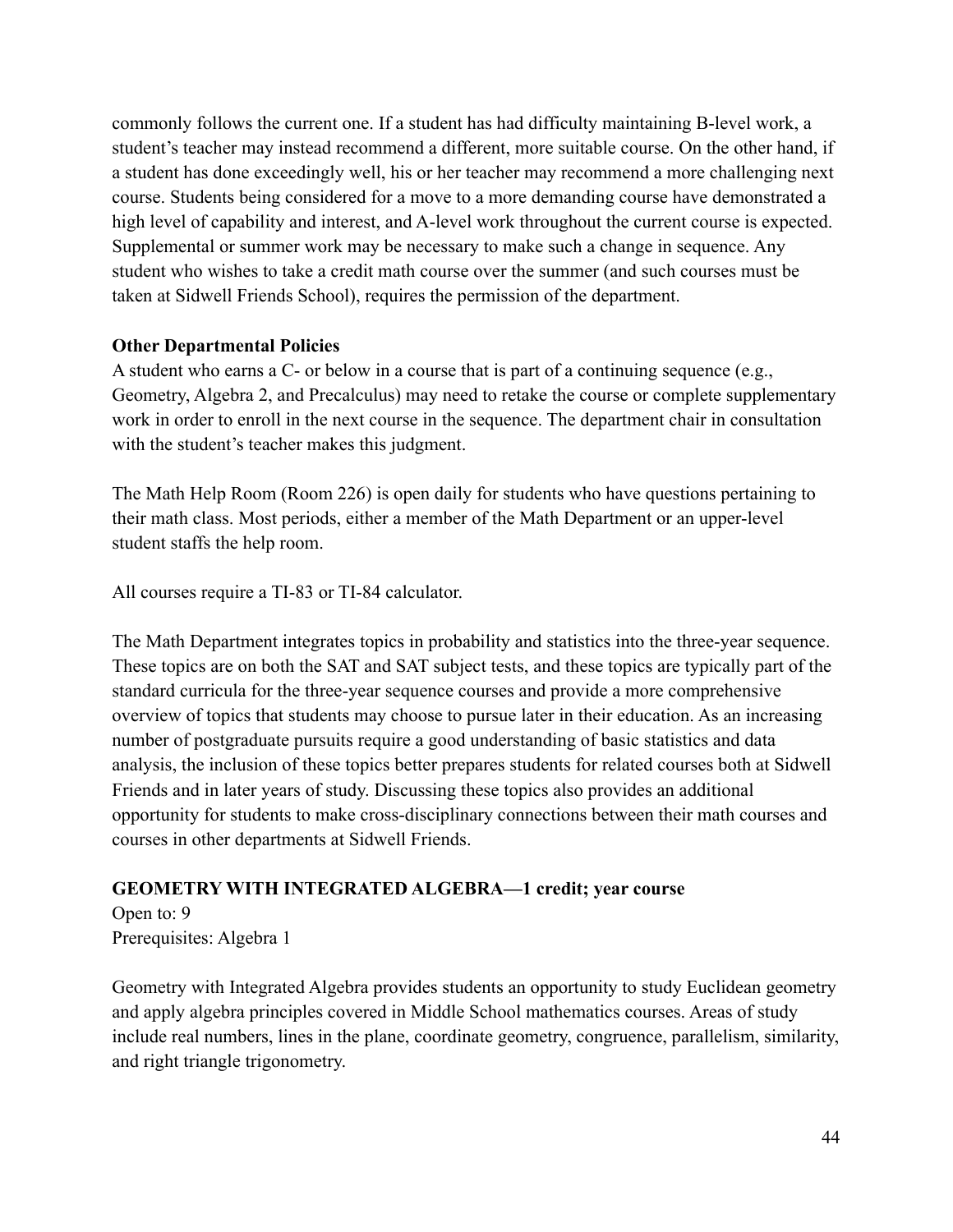commonly follows the current one. If a student has had difficulty maintaining B-level work, a student's teacher may instead recommend a different, more suitable course. On the other hand, if a student has done exceedingly well, his or her teacher may recommend a more challenging next course. Students being considered for a move to a more demanding course have demonstrated a high level of capability and interest, and A-level work throughout the current course is expected. Supplemental or summer work may be necessary to make such a change in sequence. Any student who wishes to take a credit math course over the summer (and such courses must be taken at Sidwell Friends School), requires the permission of the department.

**Other Departmental Policies**

A student who earns a C- or below in a course that is part of a continuing sequence (e.g., Geometry, Algebra 2, and Precalculus) may need to retake the course or complete supplementary work in order to enroll in the next course in the sequence. The department chair in consultation with the student's teacher makes this judgment.

The Math Help Room (Room 226) is open daily for students who have questions pertaining to their math class. Most periods, either a member of the Math Department or an upper-level student staffs the help room.

All courses require a TI-83 or TI-84 calculator.

The Math Department integrates topics in probability and statistics into the three-year sequence. These topics are on both the SAT and SAT subject tests, and these topics are typically part of the standard curricula for the three-year sequence courses and provide a more comprehensive overview of topics that students may choose to pursue later in their education. As an increasing number of postgraduate pursuits require a good understanding of basic statistics and data analysis, the inclusion of these topics better prepares students for related courses both at Sidwell Friends and in later years of study. Discussing these topics also provides an additional opportunity for students to make cross-disciplinary connections between their math courses and courses in other departments at Sidwell Friends.

**GEOMETRY WITH INTEGRATED ALGEBRA—1 credit; year course**

Open to: 9
Prerequisites: Algebra 1

Geometry with Integrated Algebra provides students an opportunity to study Euclidean geometry and apply algebra principles covered in Middle School mathematics courses. Areas of study include real numbers, lines in the plane, coordinate geometry, congruence, parallelism, similarity, and right triangle trigonometry.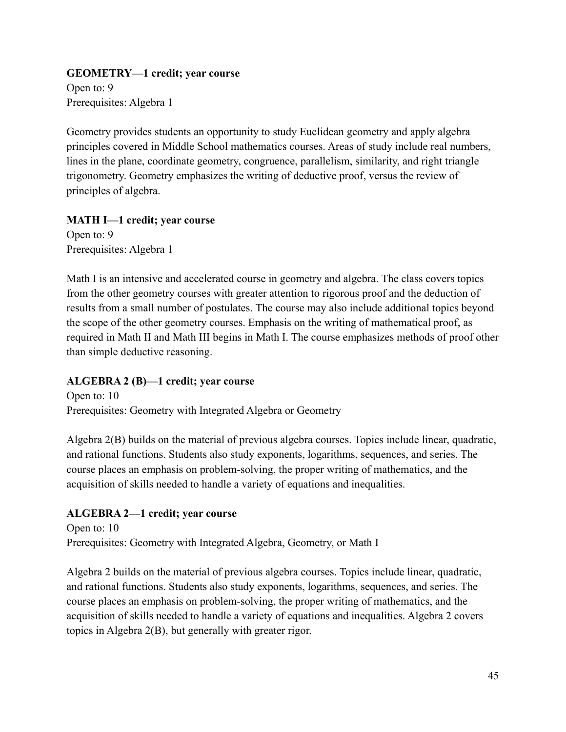**GEOMETRY—1 credit; year course**
Open to: 9
Prerequisites: Algebra 1

Geometry provides students an opportunity to study Euclidean geometry and apply algebra principles covered in Middle School mathematics courses. Areas of study include real numbers, lines in the plane, coordinate geometry, congruence, parallelism, similarity, and right triangle trigonometry. Geometry emphasizes the writing of deductive proof, versus the review of principles of algebra.

**MATH I—1 credit; year course**
Open to: 9
Prerequisites: Algebra 1

Math I is an intensive and accelerated course in geometry and algebra. The class covers topics from the other geometry courses with greater attention to rigorous proof and the deduction of results from a small number of postulates. The course may also include additional topics beyond the scope of the other geometry courses. Emphasis on the writing of mathematical proof, as required in Math II and Math III begins in Math I. The course emphasizes methods of proof other than simple deductive reasoning.

**ALGEBRA 2 (B)—1 credit; year course**
Open to: 10
Prerequisites: Geometry with Integrated Algebra or Geometry

Algebra 2(B) builds on the material of previous algebra courses. Topics include linear, quadratic, and rational functions. Students also study exponents, logarithms, sequences, and series. The course places an emphasis on problem-solving, the proper writing of mathematics, and the acquisition of skills needed to handle a variety of equations and inequalities.

**ALGEBRA 2—1 credit; year course**
Open to: 10
Prerequisites: Geometry with Integrated Algebra, Geometry, or Math I

Algebra 2 builds on the material of previous algebra courses. Topics include linear, quadratic, and rational functions. Students also study exponents, logarithms, sequences, and series. The course places an emphasis on problem-solving, the proper writing of mathematics, and the acquisition of skills needed to handle a variety of equations and inequalities. Algebra 2 covers topics in Algebra 2(B), but generally with greater rigor.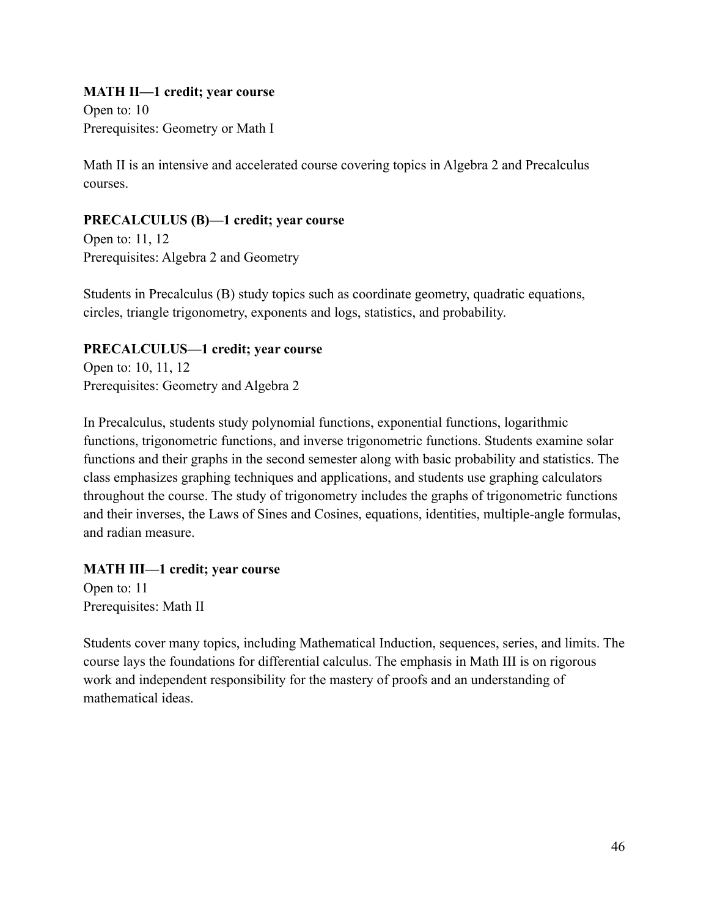**MATH II—1 credit; year course**
Open to: 10
Prerequisites: Geometry or Math I

Math II is an intensive and accelerated course covering topics in Algebra 2 and Precalculus courses.

**PRECALCULUS (B)—1 credit; year course**
Open to: 11, 12
Prerequisites: Algebra 2 and Geometry

Students in Precalculus (B) study topics such as coordinate geometry, quadratic equations, circles, triangle trigonometry, exponents and logs, statistics, and probability.

**PRECALCULUS—1 credit; year course**
Open to: 10, 11, 12
Prerequisites: Geometry and Algebra 2

In Precalculus, students study polynomial functions, exponential functions, logarithmic functions, trigonometric functions, and inverse trigonometric functions. Students examine solar functions and their graphs in the second semester along with basic probability and statistics. The class emphasizes graphing techniques and applications, and students use graphing calculators throughout the course. The study of trigonometry includes the graphs of trigonometric functions and their inverses, the Laws of Sines and Cosines, equations, identities, multiple-angle formulas, and radian measure.

**MATH III—1 credit; year course**
Open to: 11
Prerequisites: Math II

Students cover many topics, including Mathematical Induction, sequences, series, and limits. The course lays the foundations for differential calculus. The emphasis in Math III is on rigorous work and independent responsibility for the mastery of proofs and an understanding of mathematical ideas.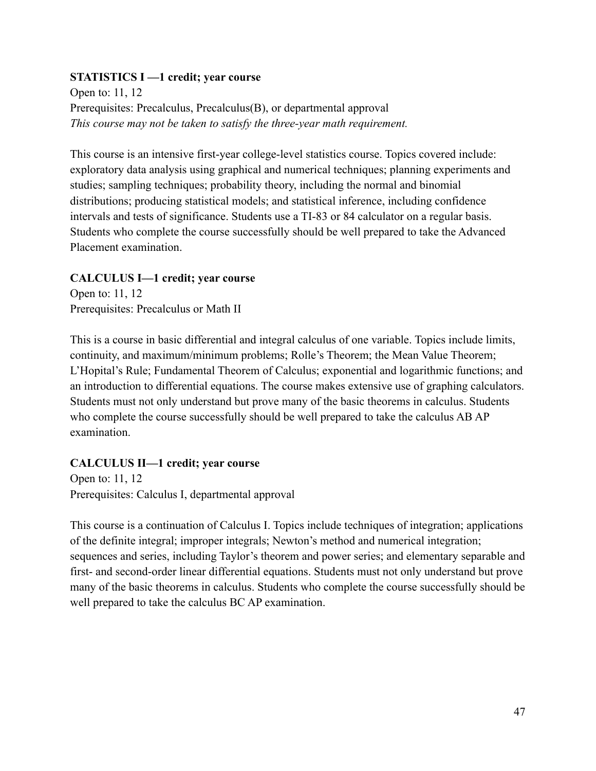**STATISTICS I —1 credit; year course**

Open to: 11, 12

Prerequisites: Precalculus, Precalculus(B), or departmental approval

*This course may not be taken to satisfy the three-year math requirement.*

This course is an intensive first-year college-level statistics course. Topics covered include: exploratory data analysis using graphical and numerical techniques; planning experiments and studies; sampling techniques; probability theory, including the normal and binomial distributions; producing statistical models; and statistical inference, including confidence intervals and tests of significance. Students use a TI-83 or 84 calculator on a regular basis. Students who complete the course successfully should be well prepared to take the Advanced Placement examination.

**CALCULUS I—1 credit; year course**

Open to: 11, 12

Prerequisites: Precalculus or Math II

This is a course in basic differential and integral calculus of one variable. Topics include limits, continuity, and maximum/minimum problems; Rolle's Theorem; the Mean Value Theorem; L'Hopital's Rule; Fundamental Theorem of Calculus; exponential and logarithmic functions; and an introduction to differential equations. The course makes extensive use of graphing calculators. Students must not only understand but prove many of the basic theorems in calculus. Students who complete the course successfully should be well prepared to take the calculus AB AP examination.

**CALCULUS II—1 credit; year course**

Open to: 11, 12

Prerequisites: Calculus I, departmental approval

This course is a continuation of Calculus I. Topics include techniques of integration; applications of the definite integral; improper integrals; Newton's method and numerical integration; sequences and series, including Taylor's theorem and power series; and elementary separable and first- and second-order linear differential equations. Students must not only understand but prove many of the basic theorems in calculus. Students who complete the course successfully should be well prepared to take the calculus BC AP examination.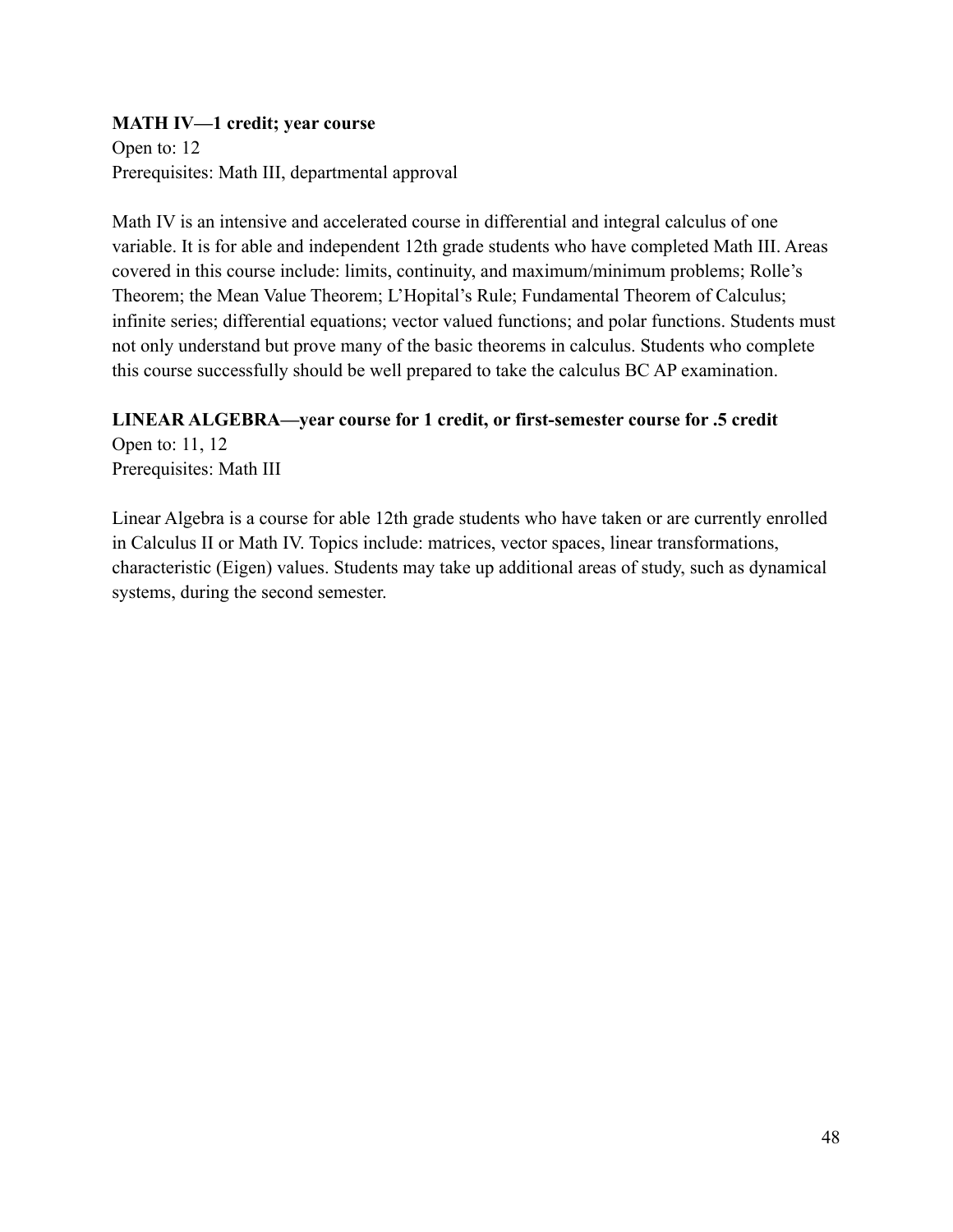**MATH IV—1 credit; year course**

Open to: 12

Prerequisites: Math III, departmental approval

Math IV is an intensive and accelerated course in differential and integral calculus of one variable. It is for able and independent 12th grade students who have completed Math III. Areas covered in this course include: limits, continuity, and maximum/minimum problems; Rolle's Theorem; the Mean Value Theorem; L'Hopital's Rule; Fundamental Theorem of Calculus; infinite series; differential equations; vector valued functions; and polar functions. Students must not only understand but prove many of the basic theorems in calculus. Students who complete this course successfully should be well prepared to take the calculus BC AP examination.

**LINEAR ALGEBRA—year course for 1 credit, or first-semester course for .5 credit**

Open to: 11, 12

Prerequisites: Math III

Linear Algebra is a course for able 12th grade students who have taken or are currently enrolled in Calculus II or Math IV. Topics include: matrices, vector spaces, linear transformations, characteristic (Eigen) values. Students may take up additional areas of study, such as dynamical systems, during the second semester.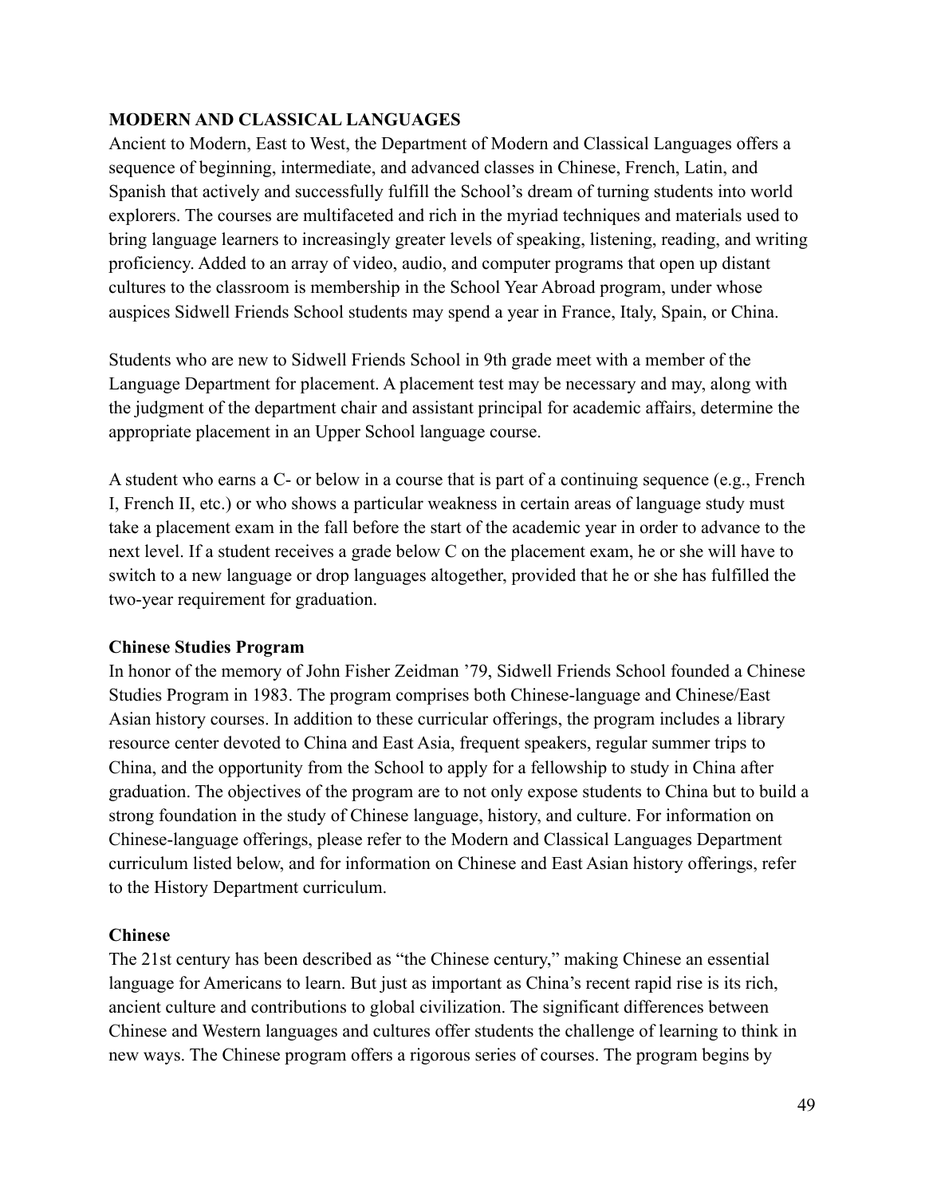## MODERN AND CLASSICAL LANGUAGES

Ancient to Modern, East to West, the Department of Modern and Classical Languages offers a sequence of beginning, intermediate, and advanced classes in Chinese, French, Latin, and Spanish that actively and successfully fulfill the School's dream of turning students into world explorers. The courses are multifaceted and rich in the myriad techniques and materials used to bring language learners to increasingly greater levels of speaking, listening, reading, and writing proficiency. Added to an array of video, audio, and computer programs that open up distant cultures to the classroom is membership in the School Year Abroad program, under whose auspices Sidwell Friends School students may spend a year in France, Italy, Spain, or China.

Students who are new to Sidwell Friends School in 9th grade meet with a member of the Language Department for placement. A placement test may be necessary and may, along with the judgment of the department chair and assistant principal for academic affairs, determine the appropriate placement in an Upper School language course.

A student who earns a C- or below in a course that is part of a continuing sequence (e.g., French I, French II, etc.) or who shows a particular weakness in certain areas of language study must take a placement exam in the fall before the start of the academic year in order to advance to the next level. If a student receives a grade below C on the placement exam, he or she will have to switch to a new language or drop languages altogether, provided that he or she has fulfilled the two-year requirement for graduation.

### Chinese Studies Program

In honor of the memory of John Fisher Zeidman '79, Sidwell Friends School founded a Chinese Studies Program in 1983. The program comprises both Chinese-language and Chinese/East Asian history courses. In addition to these curricular offerings, the program includes a library resource center devoted to China and East Asia, frequent speakers, regular summer trips to China, and the opportunity from the School to apply for a fellowship to study in China after graduation. The objectives of the program are to not only expose students to China but to build a strong foundation in the study of Chinese language, history, and culture. For information on Chinese-language offerings, please refer to the Modern and Classical Languages Department curriculum listed below, and for information on Chinese and East Asian history offerings, refer to the History Department curriculum.

### Chinese

The 21st century has been described as "the Chinese century," making Chinese an essential language for Americans to learn. But just as important as China's recent rapid rise is its rich, ancient culture and contributions to global civilization. The significant differences between Chinese and Western languages and cultures offer students the challenge of learning to think in new ways. The Chinese program offers a rigorous series of courses. The program begins by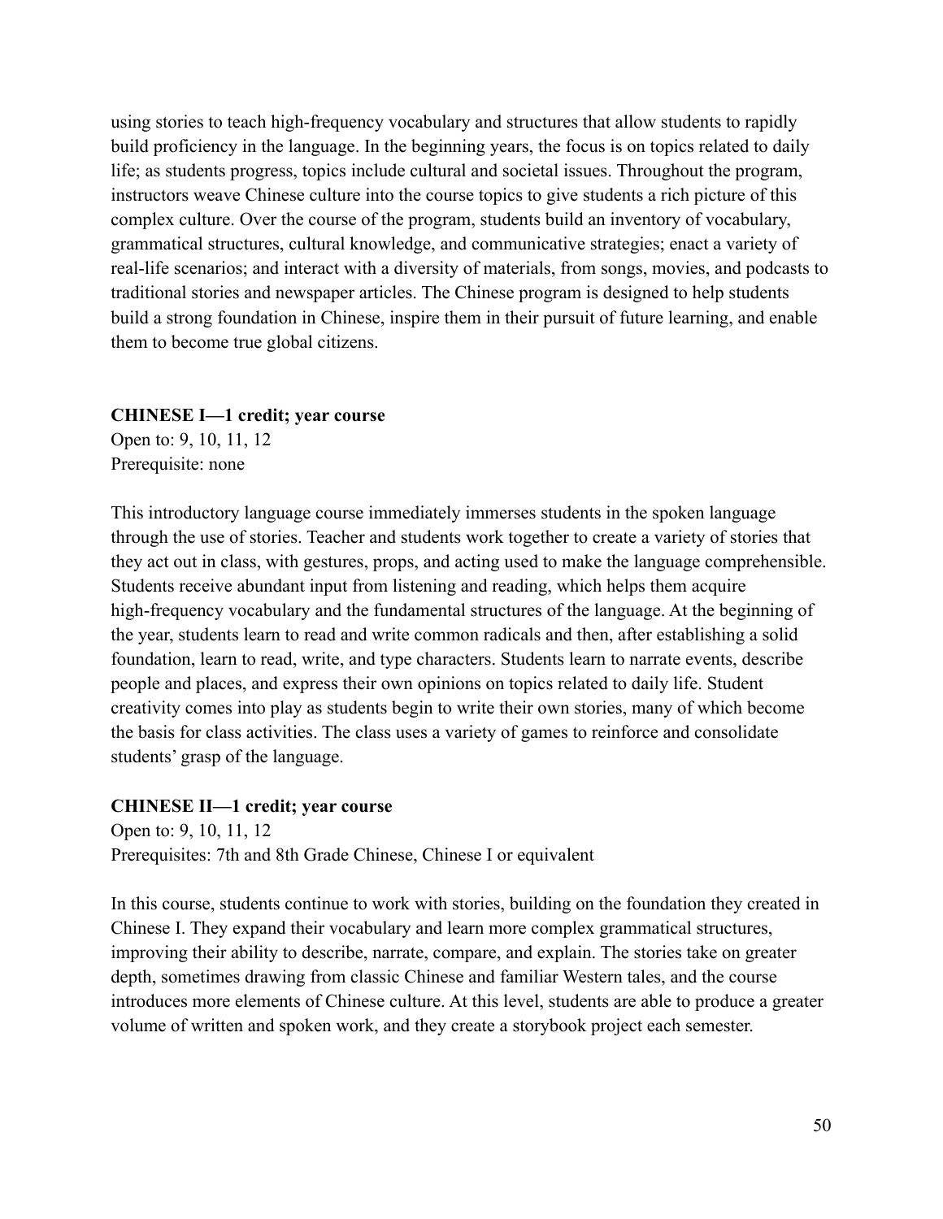using stories to teach high-frequency vocabulary and structures that allow students to rapidly build proficiency in the language. In the beginning years, the focus is on topics related to daily life; as students progress, topics include cultural and societal issues. Throughout the program, instructors weave Chinese culture into the course topics to give students a rich picture of this complex culture. Over the course of the program, students build an inventory of vocabulary, grammatical structures, cultural knowledge, and communicative strategies; enact a variety of real-life scenarios; and interact with a diversity of materials, from songs, movies, and podcasts to traditional stories and newspaper articles. The Chinese program is designed to help students build a strong foundation in Chinese, inspire them in their pursuit of future learning, and enable them to become true global citizens.

**CHINESE I—1 credit; year course**
Open to: 9, 10, 11, 12
Prerequisite: none

This introductory language course immediately immerses students in the spoken language through the use of stories. Teacher and students work together to create a variety of stories that they act out in class, with gestures, props, and acting used to make the language comprehensible. Students receive abundant input from listening and reading, which helps them acquire high-frequency vocabulary and the fundamental structures of the language. At the beginning of the year, students learn to read and write common radicals and then, after establishing a solid foundation, learn to read, write, and type characters. Students learn to narrate events, describe people and places, and express their own opinions on topics related to daily life. Student creativity comes into play as students begin to write their own stories, many of which become the basis for class activities. The class uses a variety of games to reinforce and consolidate students' grasp of the language.

**CHINESE II—1 credit; year course**
Open to: 9, 10, 11, 12
Prerequisites: 7th and 8th Grade Chinese, Chinese I or equivalent

In this course, students continue to work with stories, building on the foundation they created in Chinese I. They expand their vocabulary and learn more complex grammatical structures, improving their ability to describe, narrate, compare, and explain. The stories take on greater depth, sometimes drawing from classic Chinese and familiar Western tales, and the course introduces more elements of Chinese culture. At this level, students are able to produce a greater volume of written and spoken work, and they create a storybook project each semester.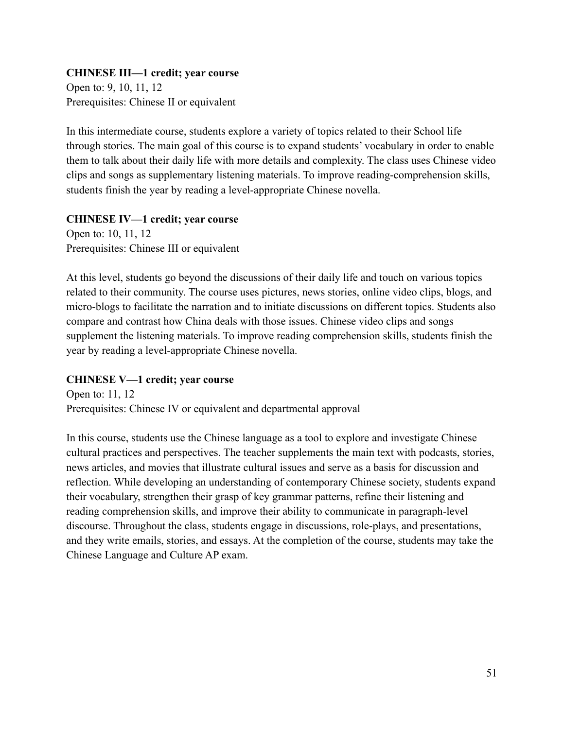**CHINESE III—1 credit; year course**
Open to: 9, 10, 11, 12
Prerequisites: Chinese II or equivalent

In this intermediate course, students explore a variety of topics related to their School life through stories. The main goal of this course is to expand students' vocabulary in order to enable them to talk about their daily life with more details and complexity. The class uses Chinese video clips and songs as supplementary listening materials. To improve reading-comprehension skills, students finish the year by reading a level-appropriate Chinese novella.

**CHINESE IV—1 credit; year course**
Open to: 10, 11, 12
Prerequisites: Chinese III or equivalent

At this level, students go beyond the discussions of their daily life and touch on various topics related to their community. The course uses pictures, news stories, online video clips, blogs, and micro-blogs to facilitate the narration and to initiate discussions on different topics. Students also compare and contrast how China deals with those issues. Chinese video clips and songs supplement the listening materials. To improve reading comprehension skills, students finish the year by reading a level-appropriate Chinese novella.

**CHINESE V—1 credit; year course**
Open to: 11, 12
Prerequisites: Chinese IV or equivalent and departmental approval

In this course, students use the Chinese language as a tool to explore and investigate Chinese cultural practices and perspectives. The teacher supplements the main text with podcasts, stories, news articles, and movies that illustrate cultural issues and serve as a basis for discussion and reflection. While developing an understanding of contemporary Chinese society, students expand their vocabulary, strengthen their grasp of key grammar patterns, refine their listening and reading comprehension skills, and improve their ability to communicate in paragraph-level discourse. Throughout the class, students engage in discussions, role-plays, and presentations, and they write emails, stories, and essays. At the completion of the course, students may take the Chinese Language and Culture AP exam.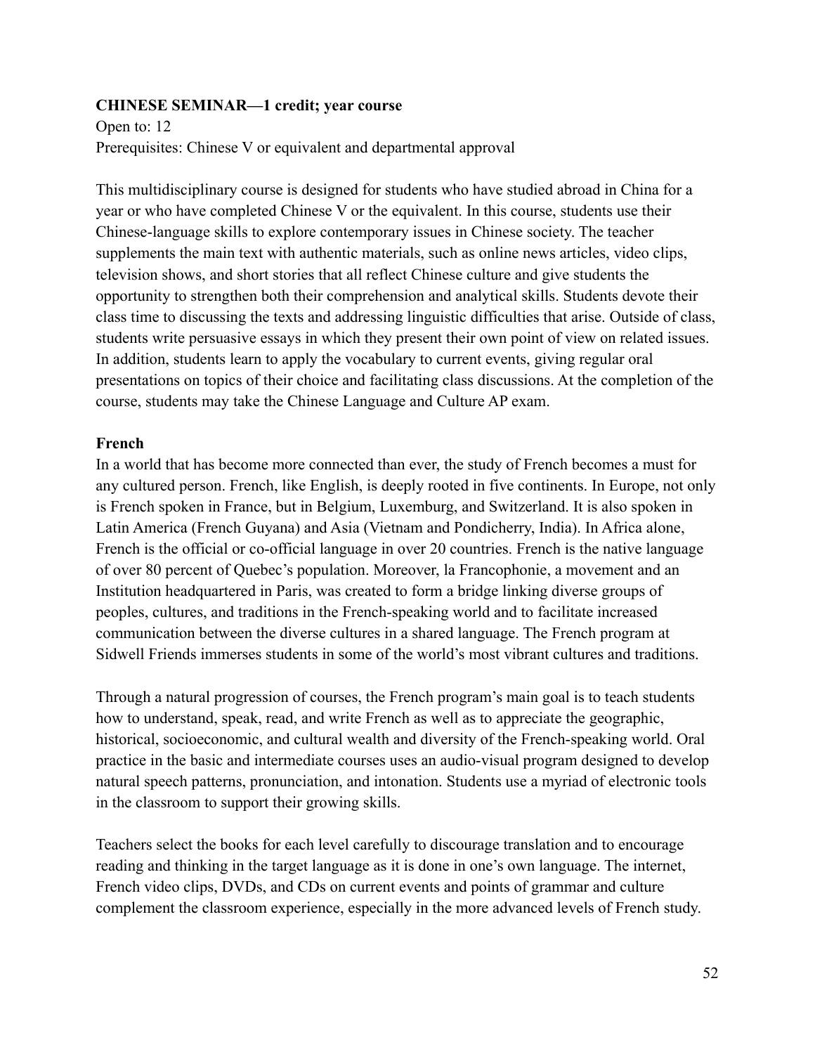**CHINESE SEMINAR—1 credit; year course**

Open to: 12

Prerequisites: Chinese V or equivalent and departmental approval

This multidisciplinary course is designed for students who have studied abroad in China for a year or who have completed Chinese V or the equivalent. In this course, students use their Chinese-language skills to explore contemporary issues in Chinese society. The teacher supplements the main text with authentic materials, such as online news articles, video clips, television shows, and short stories that all reflect Chinese culture and give students the opportunity to strengthen both their comprehension and analytical skills. Students devote their class time to discussing the texts and addressing linguistic difficulties that arise. Outside of class, students write persuasive essays in which they present their own point of view on related issues. In addition, students learn to apply the vocabulary to current events, giving regular oral presentations on topics of their choice and facilitating class discussions. At the completion of the course, students may take the Chinese Language and Culture AP exam.

## French

In a world that has become more connected than ever, the study of French becomes a must for any cultured person. French, like English, is deeply rooted in five continents. In Europe, not only is French spoken in France, but in Belgium, Luxemburg, and Switzerland. It is also spoken in Latin America (French Guyana) and Asia (Vietnam and Pondicherry, India). In Africa alone, French is the official or co-official language in over 20 countries. French is the native language of over 80 percent of Quebec's population. Moreover, la Francophonie, a movement and an Institution headquartered in Paris, was created to form a bridge linking diverse groups of peoples, cultures, and traditions in the French-speaking world and to facilitate increased communication between the diverse cultures in a shared language. The French program at Sidwell Friends immerses students in some of the world's most vibrant cultures and traditions.

Through a natural progression of courses, the French program's main goal is to teach students how to understand, speak, read, and write French as well as to appreciate the geographic, historical, socioeconomic, and cultural wealth and diversity of the French-speaking world. Oral practice in the basic and intermediate courses uses an audio-visual program designed to develop natural speech patterns, pronunciation, and intonation. Students use a myriad of electronic tools in the classroom to support their growing skills.

Teachers select the books for each level carefully to discourage translation and to encourage reading and thinking in the target language as it is done in one's own language. The internet, French video clips, DVDs, and CDs on current events and points of grammar and culture complement the classroom experience, especially in the more advanced levels of French study.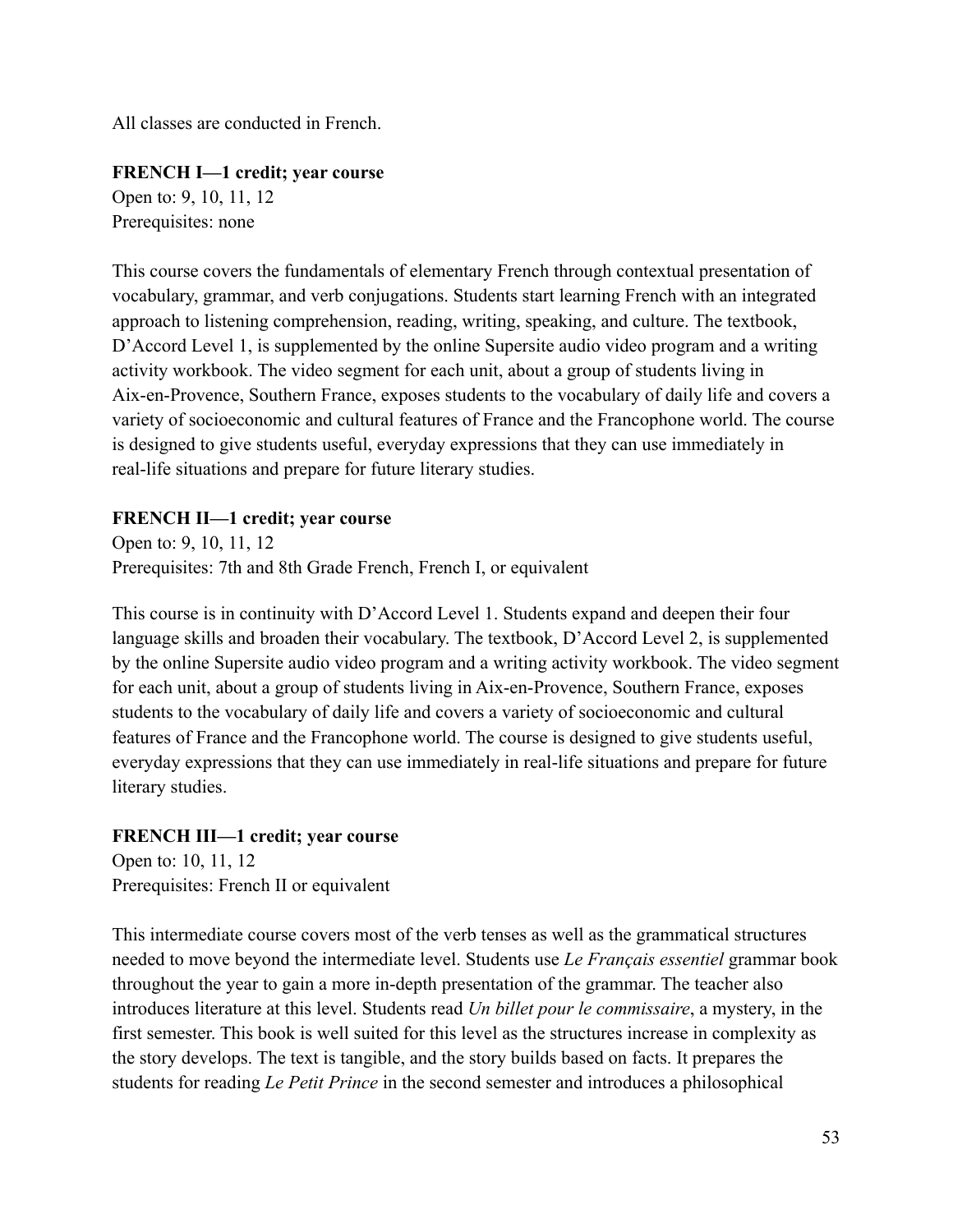All classes are conducted in French.

**FRENCH I—1 credit; year course**
Open to: 9, 10, 11, 12
Prerequisites: none

This course covers the fundamentals of elementary French through contextual presentation of vocabulary, grammar, and verb conjugations. Students start learning French with an integrated approach to listening comprehension, reading, writing, speaking, and culture. The textbook, D'Accord Level 1, is supplemented by the online Supersite audio video program and a writing activity workbook. The video segment for each unit, about a group of students living in Aix-en-Provence, Southern France, exposes students to the vocabulary of daily life and covers a variety of socioeconomic and cultural features of France and the Francophone world. The course is designed to give students useful, everyday expressions that they can use immediately in real-life situations and prepare for future literary studies.

**FRENCH II—1 credit; year course**
Open to: 9, 10, 11, 12
Prerequisites: 7th and 8th Grade French, French I, or equivalent

This course is in continuity with D'Accord Level 1. Students expand and deepen their four language skills and broaden their vocabulary. The textbook, D'Accord Level 2, is supplemented by the online Supersite audio video program and a writing activity workbook. The video segment for each unit, about a group of students living in Aix-en-Provence, Southern France, exposes students to the vocabulary of daily life and covers a variety of socioeconomic and cultural features of France and the Francophone world. The course is designed to give students useful, everyday expressions that they can use immediately in real-life situations and prepare for future literary studies.

**FRENCH III—1 credit; year course**
Open to: 10, 11, 12
Prerequisites: French II or equivalent

This intermediate course covers most of the verb tenses as well as the grammatical structures needed to move beyond the intermediate level. Students use *Le Français essentiel* grammar book throughout the year to gain a more in-depth presentation of the grammar. The teacher also introduces literature at this level. Students read *Un billet pour le commissaire*, a mystery, in the first semester. This book is well suited for this level as the structures increase in complexity as the story develops. The text is tangible, and the story builds based on facts. It prepares the students for reading *Le Petit Prince* in the second semester and introduces a philosophical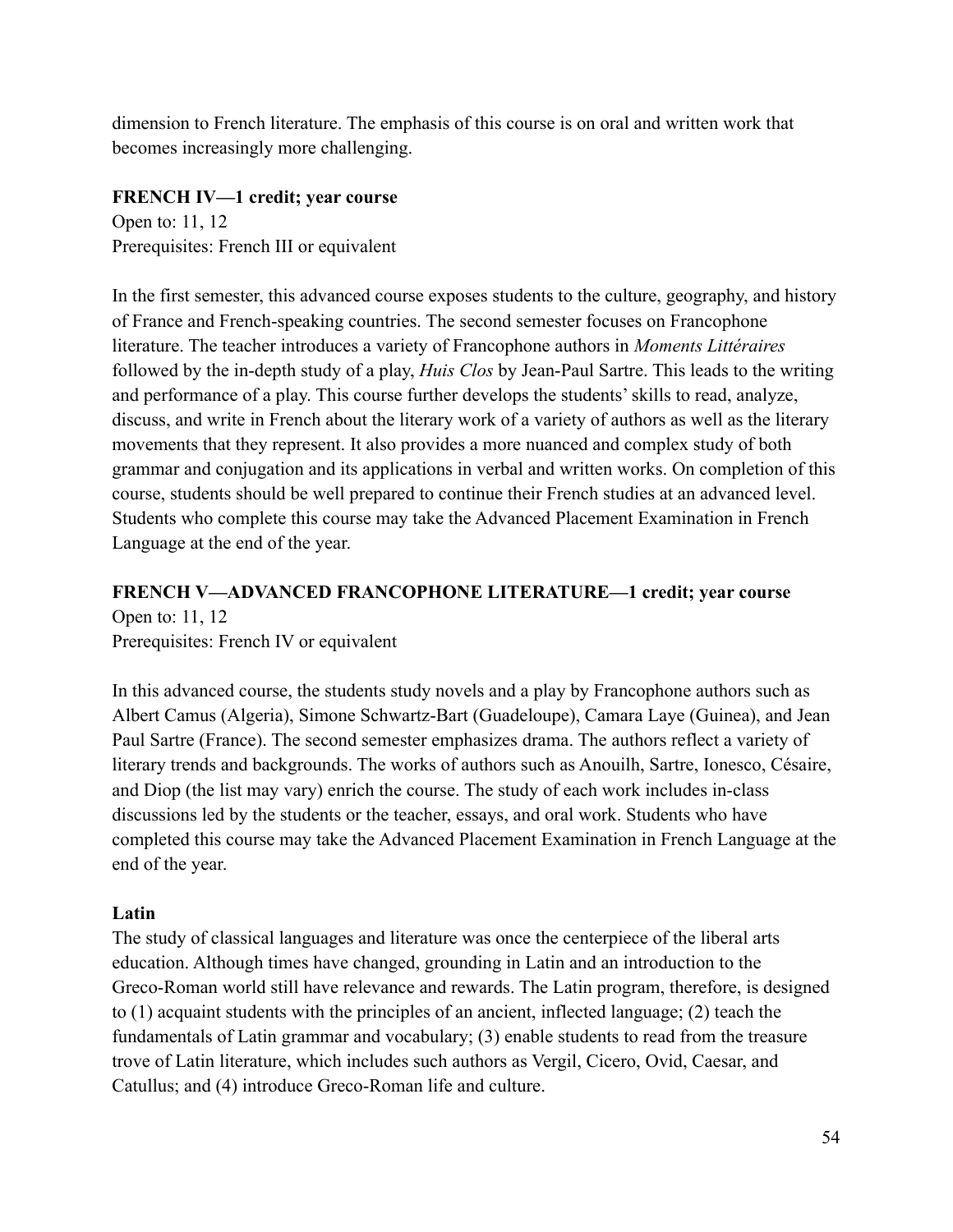dimension to French literature. The emphasis of this course is on oral and written work that becomes increasingly more challenging.

**FRENCH IV—1 credit; year course**
Open to: 11, 12
Prerequisites: French III or equivalent

In the first semester, this advanced course exposes students to the culture, geography, and history of France and French-speaking countries. The second semester focuses on Francophone literature. The teacher introduces a variety of Francophone authors in *Moments Littéraires* followed by the in-depth study of a play, *Huis Clos* by Jean-Paul Sartre. This leads to the writing and performance of a play. This course further develops the students' skills to read, analyze, discuss, and write in French about the literary work of a variety of authors as well as the literary movements that they represent. It also provides a more nuanced and complex study of both grammar and conjugation and its applications in verbal and written works. On completion of this course, students should be well prepared to continue their French studies at an advanced level. Students who complete this course may take the Advanced Placement Examination in French Language at the end of the year.

**FRENCH V—ADVANCED FRANCOPHONE LITERATURE—1 credit; year course**
Open to: 11, 12
Prerequisites: French IV or equivalent

In this advanced course, the students study novels and a play by Francophone authors such as Albert Camus (Algeria), Simone Schwartz-Bart (Guadeloupe), Camara Laye (Guinea), and Jean Paul Sartre (France). The second semester emphasizes drama. The authors reflect a variety of literary trends and backgrounds. The works of authors such as Anouilh, Sartre, Ionesco, Césaire, and Diop (the list may vary) enrich the course. The study of each work includes in-class discussions led by the students or the teacher, essays, and oral work. Students who have completed this course may take the Advanced Placement Examination in French Language at the end of the year.

**Latin**
The study of classical languages and literature was once the centerpiece of the liberal arts education. Although times have changed, grounding in Latin and an introduction to the Greco-Roman world still have relevance and rewards. The Latin program, therefore, is designed to (1) acquaint students with the principles of an ancient, inflected language; (2) teach the fundamentals of Latin grammar and vocabulary; (3) enable students to read from the treasure trove of Latin literature, which includes such authors as Vergil, Cicero, Ovid, Caesar, and Catullus; and (4) introduce Greco-Roman life and culture.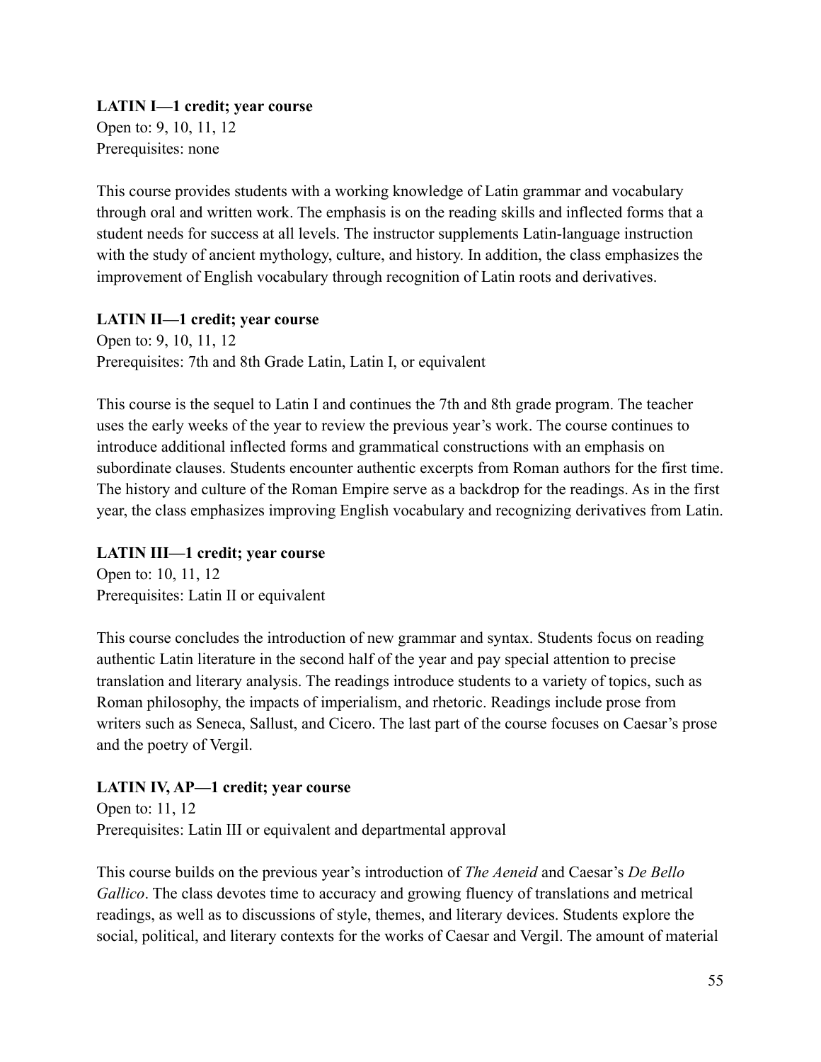**LATIN I—1 credit; year course**
Open to: 9, 10, 11, 12
Prerequisites: none

This course provides students with a working knowledge of Latin grammar and vocabulary through oral and written work. The emphasis is on the reading skills and inflected forms that a student needs for success at all levels. The instructor supplements Latin-language instruction with the study of ancient mythology, culture, and history. In addition, the class emphasizes the improvement of English vocabulary through recognition of Latin roots and derivatives.

**LATIN II—1 credit; year course**
Open to: 9, 10, 11, 12
Prerequisites: 7th and 8th Grade Latin, Latin I, or equivalent

This course is the sequel to Latin I and continues the 7th and 8th grade program. The teacher uses the early weeks of the year to review the previous year's work. The course continues to introduce additional inflected forms and grammatical constructions with an emphasis on subordinate clauses. Students encounter authentic excerpts from Roman authors for the first time. The history and culture of the Roman Empire serve as a backdrop for the readings. As in the first year, the class emphasizes improving English vocabulary and recognizing derivatives from Latin.

**LATIN III—1 credit; year course**
Open to: 10, 11, 12
Prerequisites: Latin II or equivalent

This course concludes the introduction of new grammar and syntax. Students focus on reading authentic Latin literature in the second half of the year and pay special attention to precise translation and literary analysis. The readings introduce students to a variety of topics, such as Roman philosophy, the impacts of imperialism, and rhetoric. Readings include prose from writers such as Seneca, Sallust, and Cicero. The last part of the course focuses on Caesar's prose and the poetry of Vergil.

**LATIN IV, AP—1 credit; year course**
Open to: 11, 12
Prerequisites: Latin III or equivalent and departmental approval

This course builds on the previous year's introduction of *The Aeneid* and Caesar's *De Bello Gallico*. The class devotes time to accuracy and growing fluency of translations and metrical readings, as well as to discussions of style, themes, and literary devices. Students explore the social, political, and literary contexts for the works of Caesar and Vergil. The amount of material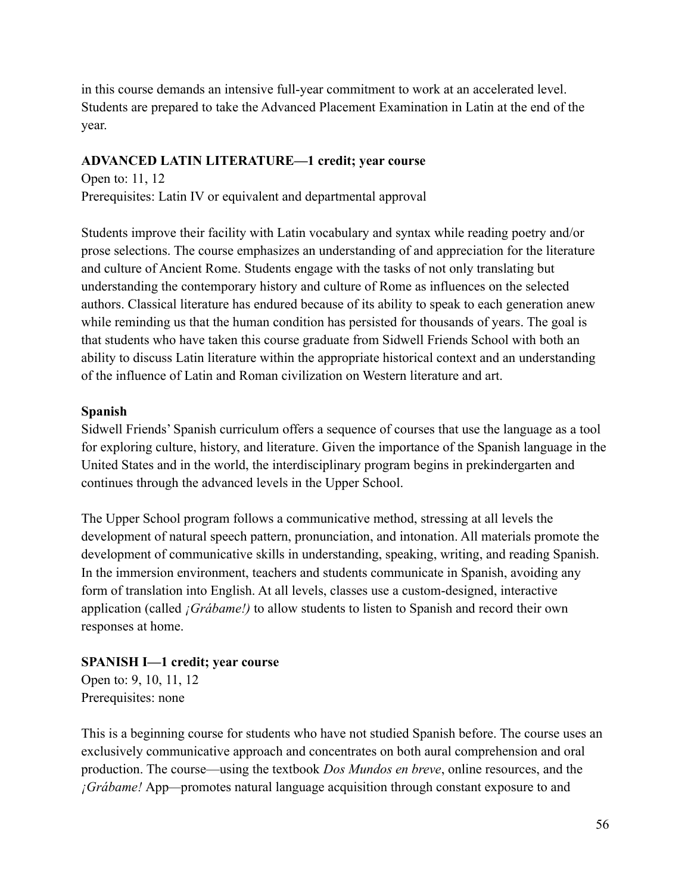in this course demands an intensive full-year commitment to work at an accelerated level. Students are prepared to take the Advanced Placement Examination in Latin at the end of the year.

**ADVANCED LATIN LITERATURE—1 credit; year course**

Open to: 11, 12
Prerequisites: Latin IV or equivalent and departmental approval

Students improve their facility with Latin vocabulary and syntax while reading poetry and/or prose selections. The course emphasizes an understanding of and appreciation for the literature and culture of Ancient Rome. Students engage with the tasks of not only translating but understanding the contemporary history and culture of Rome as influences on the selected authors. Classical literature has endured because of its ability to speak to each generation anew while reminding us that the human condition has persisted for thousands of years. The goal is that students who have taken this course graduate from Sidwell Friends School with both an ability to discuss Latin literature within the appropriate historical context and an understanding of the influence of Latin and Roman civilization on Western literature and art.

**Spanish**

Sidwell Friends' Spanish curriculum offers a sequence of courses that use the language as a tool for exploring culture, history, and literature. Given the importance of the Spanish language in the United States and in the world, the interdisciplinary program begins in prekindergarten and continues through the advanced levels in the Upper School.

The Upper School program follows a communicative method, stressing at all levels the development of natural speech pattern, pronunciation, and intonation. All materials promote the development of communicative skills in understanding, speaking, writing, and reading Spanish. In the immersion environment, teachers and students communicate in Spanish, avoiding any form of translation into English. At all levels, classes use a custom-designed, interactive application (called *¡Grábame!)* to allow students to listen to Spanish and record their own responses at home.

**SPANISH I—1 credit; year course**

Open to: 9, 10, 11, 12
Prerequisites: none

This is a beginning course for students who have not studied Spanish before. The course uses an exclusively communicative approach and concentrates on both aural comprehension and oral production. The course—using the textbook *Dos Mundos en breve*, online resources, and the *¡Grábame!* App—promotes natural language acquisition through constant exposure to and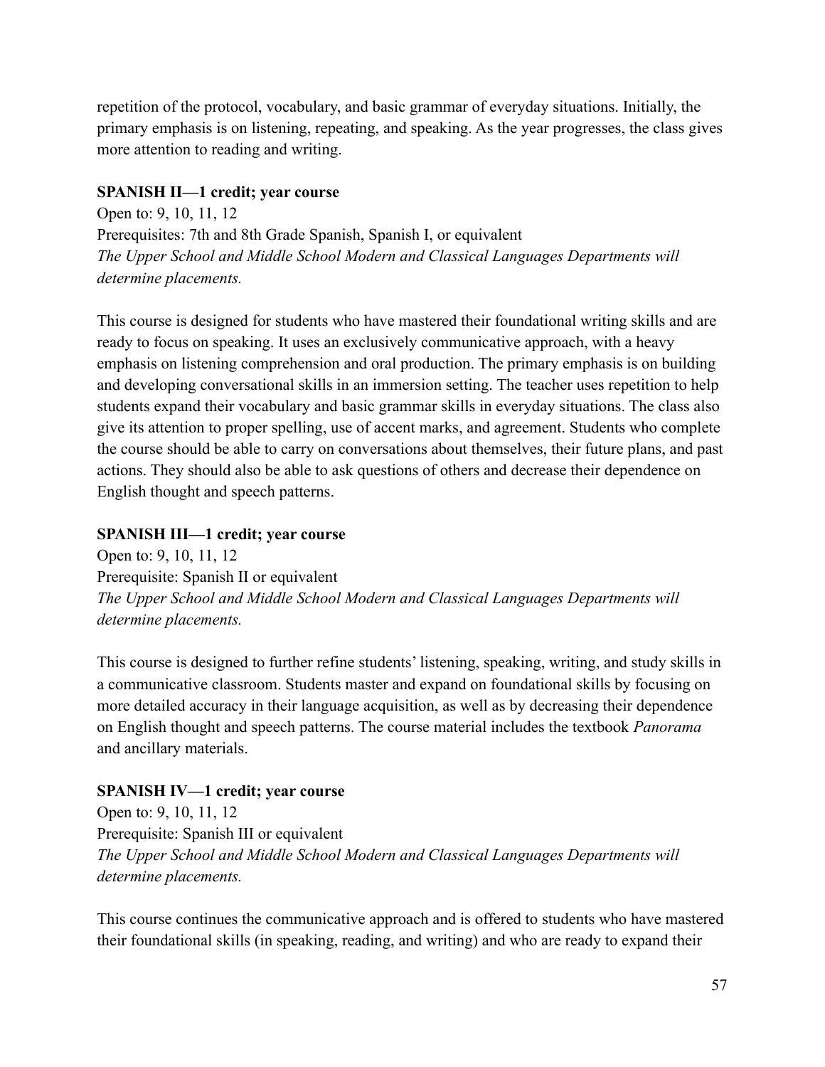repetition of the protocol, vocabulary, and basic grammar of everyday situations. Initially, the primary emphasis is on listening, repeating, and speaking. As the year progresses, the class gives more attention to reading and writing.

**SPANISH II—1 credit; year course**

Open to: 9, 10, 11, 12
Prerequisites: 7th and 8th Grade Spanish, Spanish I, or equivalent
*The Upper School and Middle School Modern and Classical Languages Departments will determine placements.*

This course is designed for students who have mastered their foundational writing skills and are ready to focus on speaking. It uses an exclusively communicative approach, with a heavy emphasis on listening comprehension and oral production. The primary emphasis is on building and developing conversational skills in an immersion setting. The teacher uses repetition to help students expand their vocabulary and basic grammar skills in everyday situations. The class also give its attention to proper spelling, use of accent marks, and agreement. Students who complete the course should be able to carry on conversations about themselves, their future plans, and past actions. They should also be able to ask questions of others and decrease their dependence on English thought and speech patterns.

**SPANISH III—1 credit; year course**

Open to: 9, 10, 11, 12
Prerequisite: Spanish II or equivalent
*The Upper School and Middle School Modern and Classical Languages Departments will determine placements.*

This course is designed to further refine students' listening, speaking, writing, and study skills in a communicative classroom. Students master and expand on foundational skills by focusing on more detailed accuracy in their language acquisition, as well as by decreasing their dependence on English thought and speech patterns. The course material includes the textbook *Panorama* and ancillary materials.

**SPANISH IV—1 credit; year course**

Open to: 9, 10, 11, 12
Prerequisite: Spanish III or equivalent
*The Upper School and Middle School Modern and Classical Languages Departments will determine placements.*

This course continues the communicative approach and is offered to students who have mastered their foundational skills (in speaking, reading, and writing) and who are ready to expand their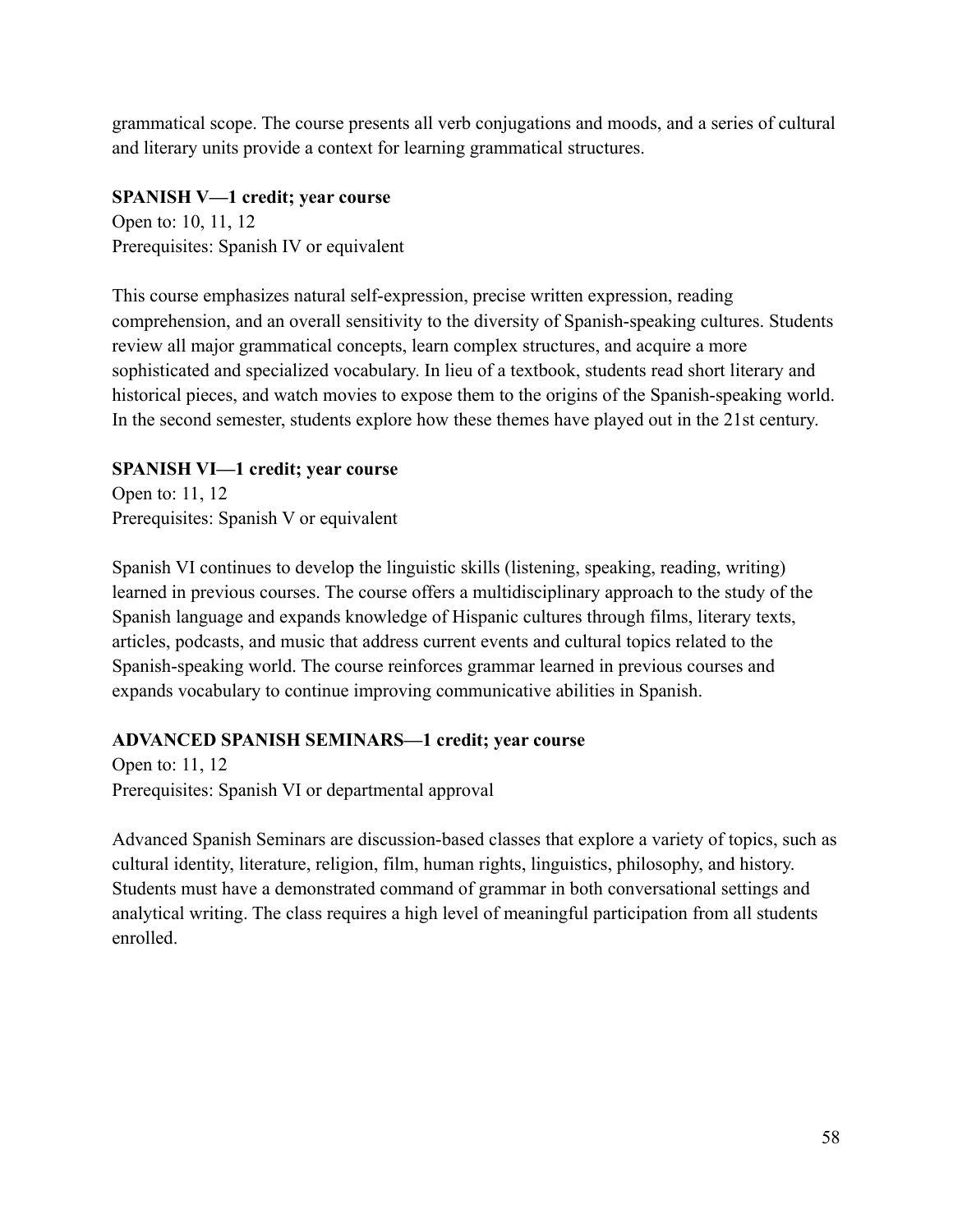grammatical scope. The course presents all verb conjugations and moods, and a series of cultural and literary units provide a context for learning grammatical structures.

**SPANISH V—1 credit; year course**

Open to: 10, 11, 12
Prerequisites: Spanish IV or equivalent

This course emphasizes natural self-expression, precise written expression, reading comprehension, and an overall sensitivity to the diversity of Spanish-speaking cultures. Students review all major grammatical concepts, learn complex structures, and acquire a more sophisticated and specialized vocabulary. In lieu of a textbook, students read short literary and historical pieces, and watch movies to expose them to the origins of the Spanish-speaking world. In the second semester, students explore how these themes have played out in the 21st century.

**SPANISH VI—1 credit; year course**

Open to: 11, 12
Prerequisites: Spanish V or equivalent

Spanish VI continues to develop the linguistic skills (listening, speaking, reading, writing) learned in previous courses. The course offers a multidisciplinary approach to the study of the Spanish language and expands knowledge of Hispanic cultures through films, literary texts, articles, podcasts, and music that address current events and cultural topics related to the Spanish-speaking world. The course reinforces grammar learned in previous courses and expands vocabulary to continue improving communicative abilities in Spanish.

**ADVANCED SPANISH SEMINARS—1 credit; year course**

Open to: 11, 12
Prerequisites: Spanish VI or departmental approval

Advanced Spanish Seminars are discussion-based classes that explore a variety of topics, such as cultural identity, literature, religion, film, human rights, linguistics, philosophy, and history. Students must have a demonstrated command of grammar in both conversational settings and analytical writing. The class requires a high level of meaningful participation from all students enrolled.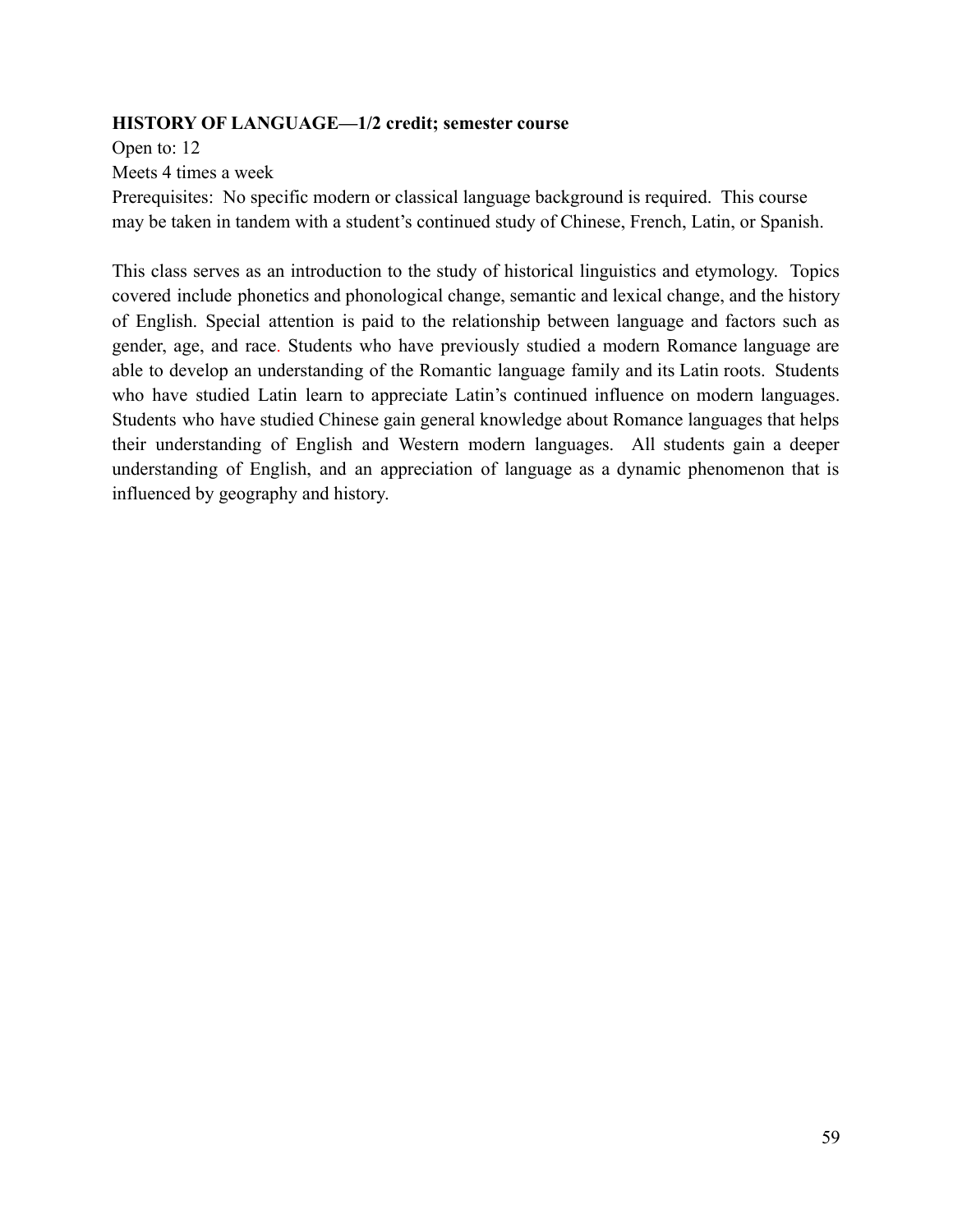**HISTORY OF LANGUAGE—1/2 credit; semester course**

Open to: 12

Meets 4 times a week

Prerequisites: No specific modern or classical language background is required. This course may be taken in tandem with a student's continued study of Chinese, French, Latin, or Spanish.

This class serves as an introduction to the study of historical linguistics and etymology. Topics covered include phonetics and phonological change, semantic and lexical change, and the history of English. Special attention is paid to the relationship between language and factors such as gender, age, and race. Students who have previously studied a modern Romance language are able to develop an understanding of the Romantic language family and its Latin roots. Students who have studied Latin learn to appreciate Latin's continued influence on modern languages. Students who have studied Chinese gain general knowledge about Romance languages that helps their understanding of English and Western modern languages. All students gain a deeper understanding of English, and an appreciation of language as a dynamic phenomenon that is influenced by geography and history.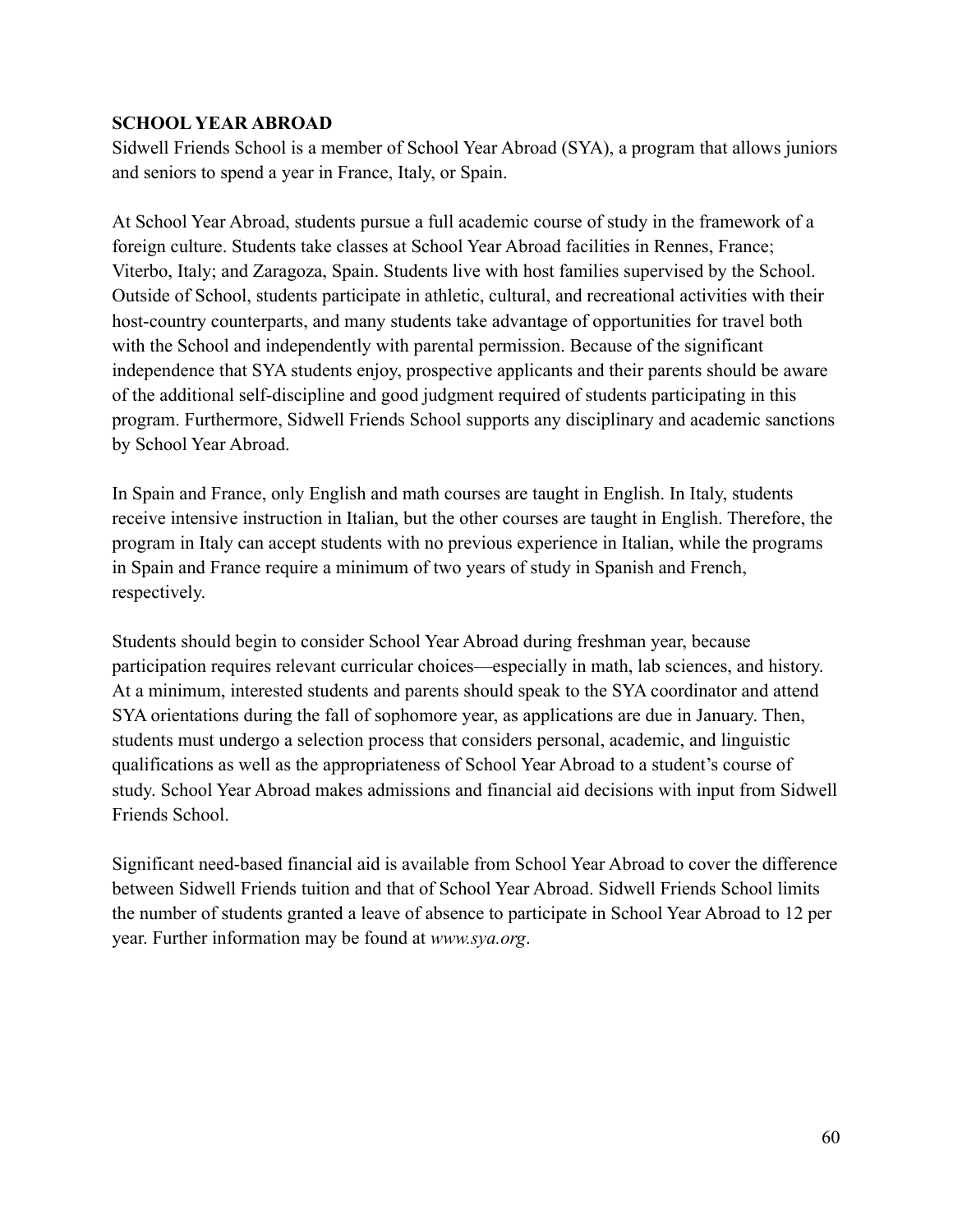## SCHOOL YEAR ABROAD

Sidwell Friends School is a member of School Year Abroad (SYA), a program that allows juniors and seniors to spend a year in France, Italy, or Spain.

At School Year Abroad, students pursue a full academic course of study in the framework of a foreign culture. Students take classes at School Year Abroad facilities in Rennes, France; Viterbo, Italy; and Zaragoza, Spain. Students live with host families supervised by the School. Outside of School, students participate in athletic, cultural, and recreational activities with their host-country counterparts, and many students take advantage of opportunities for travel both with the School and independently with parental permission. Because of the significant independence that SYA students enjoy, prospective applicants and their parents should be aware of the additional self-discipline and good judgment required of students participating in this program. Furthermore, Sidwell Friends School supports any disciplinary and academic sanctions by School Year Abroad.

In Spain and France, only English and math courses are taught in English. In Italy, students receive intensive instruction in Italian, but the other courses are taught in English. Therefore, the program in Italy can accept students with no previous experience in Italian, while the programs in Spain and France require a minimum of two years of study in Spanish and French, respectively.

Students should begin to consider School Year Abroad during freshman year, because participation requires relevant curricular choices—especially in math, lab sciences, and history. At a minimum, interested students and parents should speak to the SYA coordinator and attend SYA orientations during the fall of sophomore year, as applications are due in January. Then, students must undergo a selection process that considers personal, academic, and linguistic qualifications as well as the appropriateness of School Year Abroad to a student's course of study. School Year Abroad makes admissions and financial aid decisions with input from Sidwell Friends School.

Significant need-based financial aid is available from School Year Abroad to cover the difference between Sidwell Friends tuition and that of School Year Abroad. Sidwell Friends School limits the number of students granted a leave of absence to participate in School Year Abroad to 12 per year. Further information may be found at *www.sya.org*.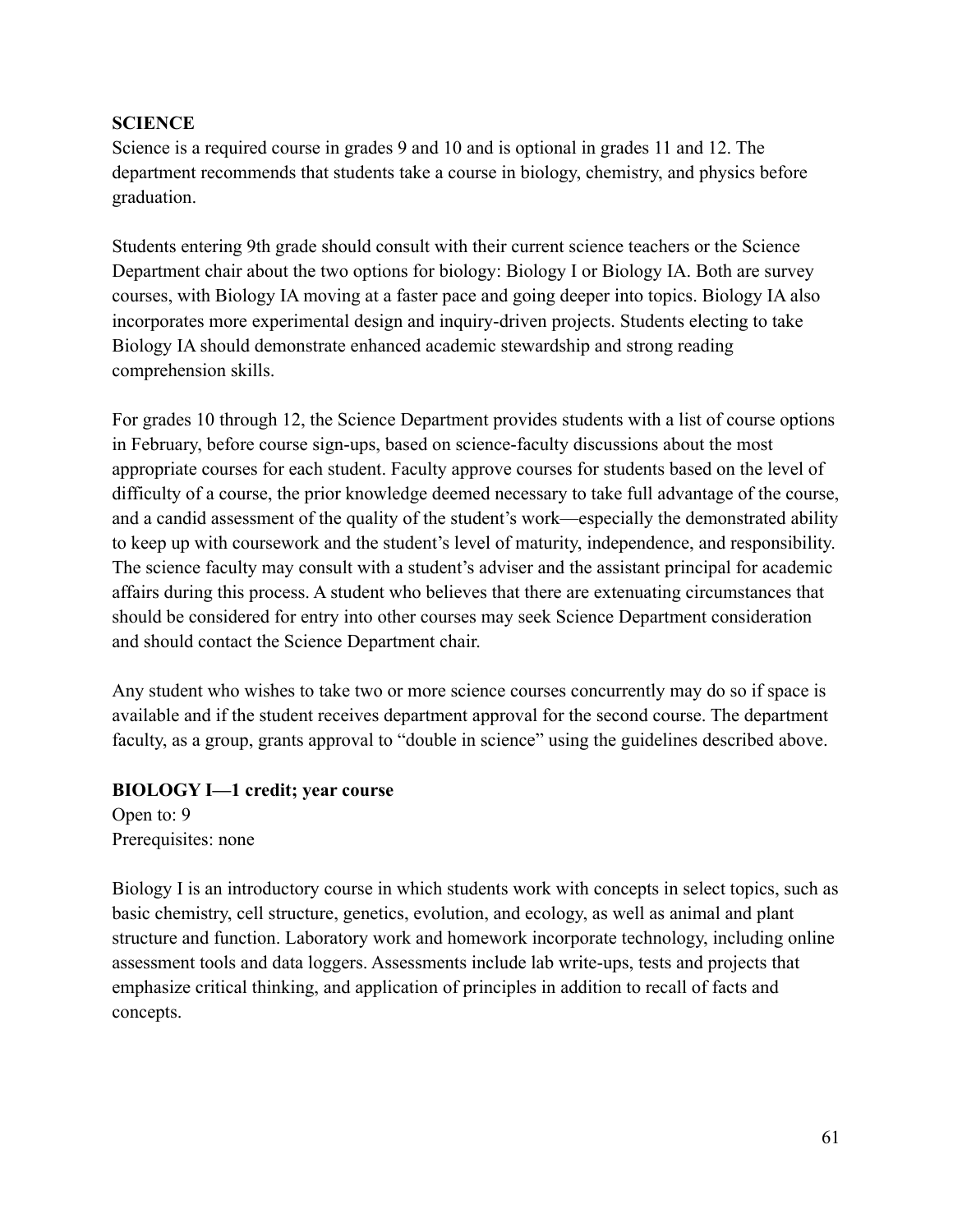## SCIENCE

Science is a required course in grades 9 and 10 and is optional in grades 11 and 12. The department recommends that students take a course in biology, chemistry, and physics before graduation.

Students entering 9th grade should consult with their current science teachers or the Science Department chair about the two options for biology: Biology I or Biology IA. Both are survey courses, with Biology IA moving at a faster pace and going deeper into topics. Biology IA also incorporates more experimental design and inquiry-driven projects. Students electing to take Biology IA should demonstrate enhanced academic stewardship and strong reading comprehension skills.

For grades 10 through 12, the Science Department provides students with a list of course options in February, before course sign-ups, based on science-faculty discussions about the most appropriate courses for each student. Faculty approve courses for students based on the level of difficulty of a course, the prior knowledge deemed necessary to take full advantage of the course, and a candid assessment of the quality of the student's work—especially the demonstrated ability to keep up with coursework and the student's level of maturity, independence, and responsibility. The science faculty may consult with a student's adviser and the assistant principal for academic affairs during this process. A student who believes that there are extenuating circumstances that should be considered for entry into other courses may seek Science Department consideration and should contact the Science Department chair.

Any student who wishes to take two or more science courses concurrently may do so if space is available and if the student receives department approval for the second course. The department faculty, as a group, grants approval to "double in science" using the guidelines described above.

### BIOLOGY I—1 credit; year course

Open to: 9
Prerequisites: none

Biology I is an introductory course in which students work with concepts in select topics, such as basic chemistry, cell structure, genetics, evolution, and ecology, as well as animal and plant structure and function. Laboratory work and homework incorporate technology, including online assessment tools and data loggers. Assessments include lab write-ups, tests and projects that emphasize critical thinking, and application of principles in addition to recall of facts and concepts.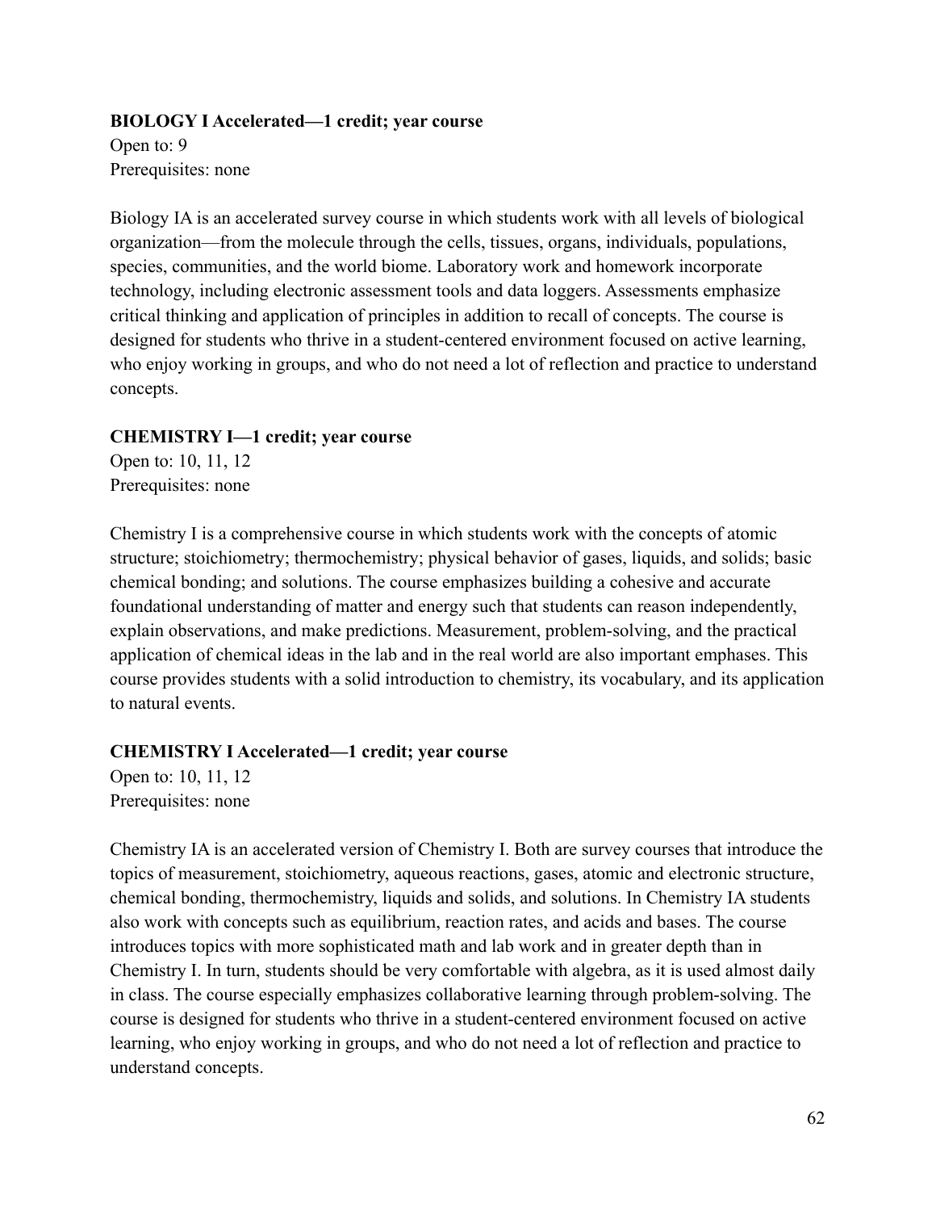**BIOLOGY I Accelerated—1 credit; year course**
Open to: 9
Prerequisites: none

Biology IA is an accelerated survey course in which students work with all levels of biological organization—from the molecule through the cells, tissues, organs, individuals, populations, species, communities, and the world biome. Laboratory work and homework incorporate technology, including electronic assessment tools and data loggers. Assessments emphasize critical thinking and application of principles in addition to recall of concepts. The course is designed for students who thrive in a student-centered environment focused on active learning, who enjoy working in groups, and who do not need a lot of reflection and practice to understand concepts.

**CHEMISTRY I—1 credit; year course**
Open to: 10, 11, 12
Prerequisites: none

Chemistry I is a comprehensive course in which students work with the concepts of atomic structure; stoichiometry; thermochemistry; physical behavior of gases, liquids, and solids; basic chemical bonding; and solutions. The course emphasizes building a cohesive and accurate foundational understanding of matter and energy such that students can reason independently, explain observations, and make predictions. Measurement, problem-solving, and the practical application of chemical ideas in the lab and in the real world are also important emphases. This course provides students with a solid introduction to chemistry, its vocabulary, and its application to natural events.

**CHEMISTRY I Accelerated—1 credit; year course**
Open to: 10, 11, 12
Prerequisites: none

Chemistry IA is an accelerated version of Chemistry I. Both are survey courses that introduce the topics of measurement, stoichiometry, aqueous reactions, gases, atomic and electronic structure, chemical bonding, thermochemistry, liquids and solids, and solutions. In Chemistry IA students also work with concepts such as equilibrium, reaction rates, and acids and bases. The course introduces topics with more sophisticated math and lab work and in greater depth than in Chemistry I. In turn, students should be very comfortable with algebra, as it is used almost daily in class. The course especially emphasizes collaborative learning through problem-solving. The course is designed for students who thrive in a student-centered environment focused on active learning, who enjoy working in groups, and who do not need a lot of reflection and practice to understand concepts.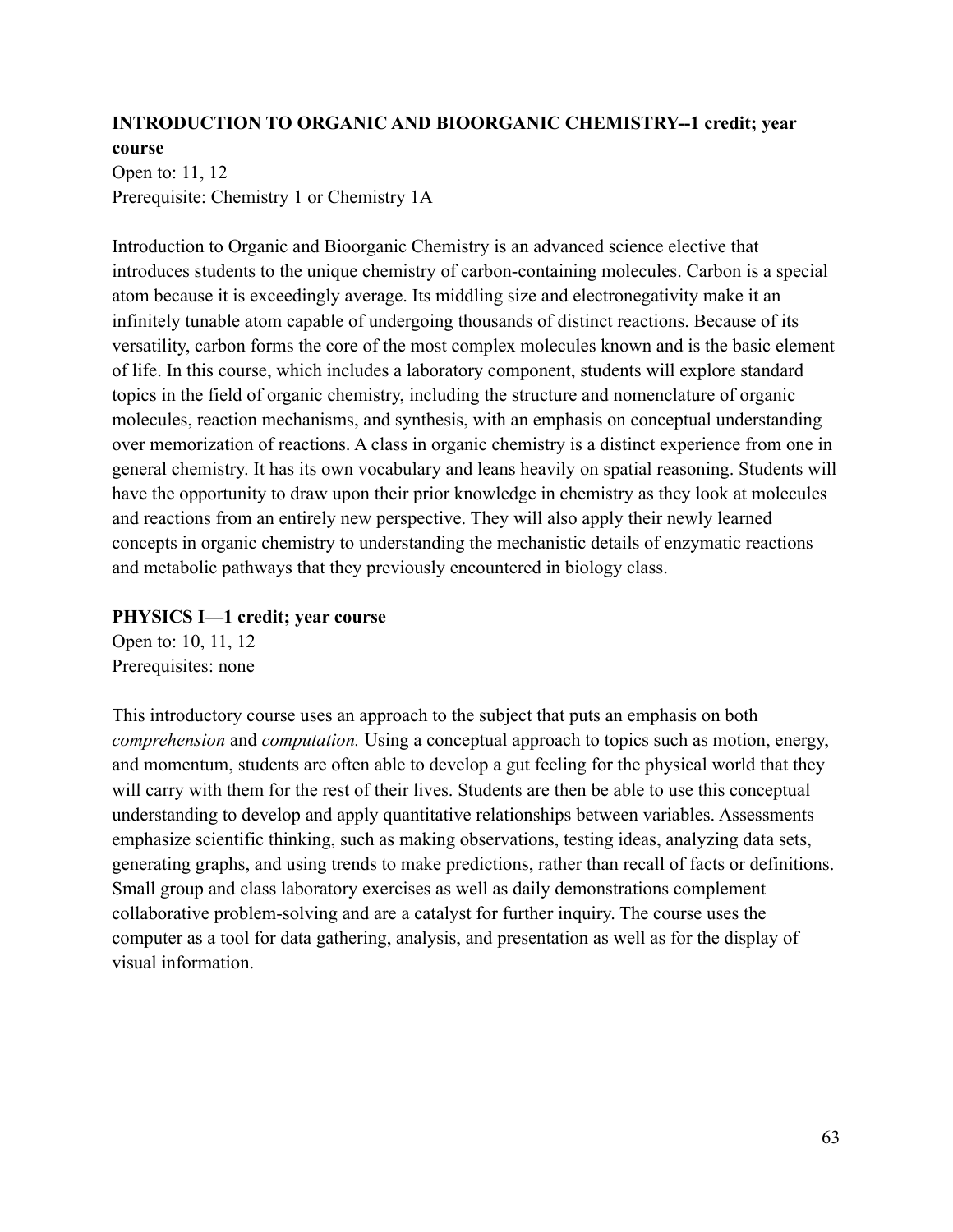**INTRODUCTION TO ORGANIC AND BIOORGANIC CHEMISTRY--1 credit; year course**

Open to: 11, 12
Prerequisite: Chemistry 1 or Chemistry 1A

Introduction to Organic and Bioorganic Chemistry is an advanced science elective that introduces students to the unique chemistry of carbon-containing molecules. Carbon is a special atom because it is exceedingly average. Its middling size and electronegativity make it an infinitely tunable atom capable of undergoing thousands of distinct reactions. Because of its versatility, carbon forms the core of the most complex molecules known and is the basic element of life. In this course, which includes a laboratory component, students will explore standard topics in the field of organic chemistry, including the structure and nomenclature of organic molecules, reaction mechanisms, and synthesis, with an emphasis on conceptual understanding over memorization of reactions. A class in organic chemistry is a distinct experience from one in general chemistry. It has its own vocabulary and leans heavily on spatial reasoning. Students will have the opportunity to draw upon their prior knowledge in chemistry as they look at molecules and reactions from an entirely new perspective. They will also apply their newly learned concepts in organic chemistry to understanding the mechanistic details of enzymatic reactions and metabolic pathways that they previously encountered in biology class.

**PHYSICS I—1 credit; year course**

Open to: 10, 11, 12
Prerequisites: none

This introductory course uses an approach to the subject that puts an emphasis on both *comprehension* and *computation.* Using a conceptual approach to topics such as motion, energy, and momentum, students are often able to develop a gut feeling for the physical world that they will carry with them for the rest of their lives. Students are then be able to use this conceptual understanding to develop and apply quantitative relationships between variables. Assessments emphasize scientific thinking, such as making observations, testing ideas, analyzing data sets, generating graphs, and using trends to make predictions, rather than recall of facts or definitions. Small group and class laboratory exercises as well as daily demonstrations complement collaborative problem-solving and are a catalyst for further inquiry. The course uses the computer as a tool for data gathering, analysis, and presentation as well as for the display of visual information.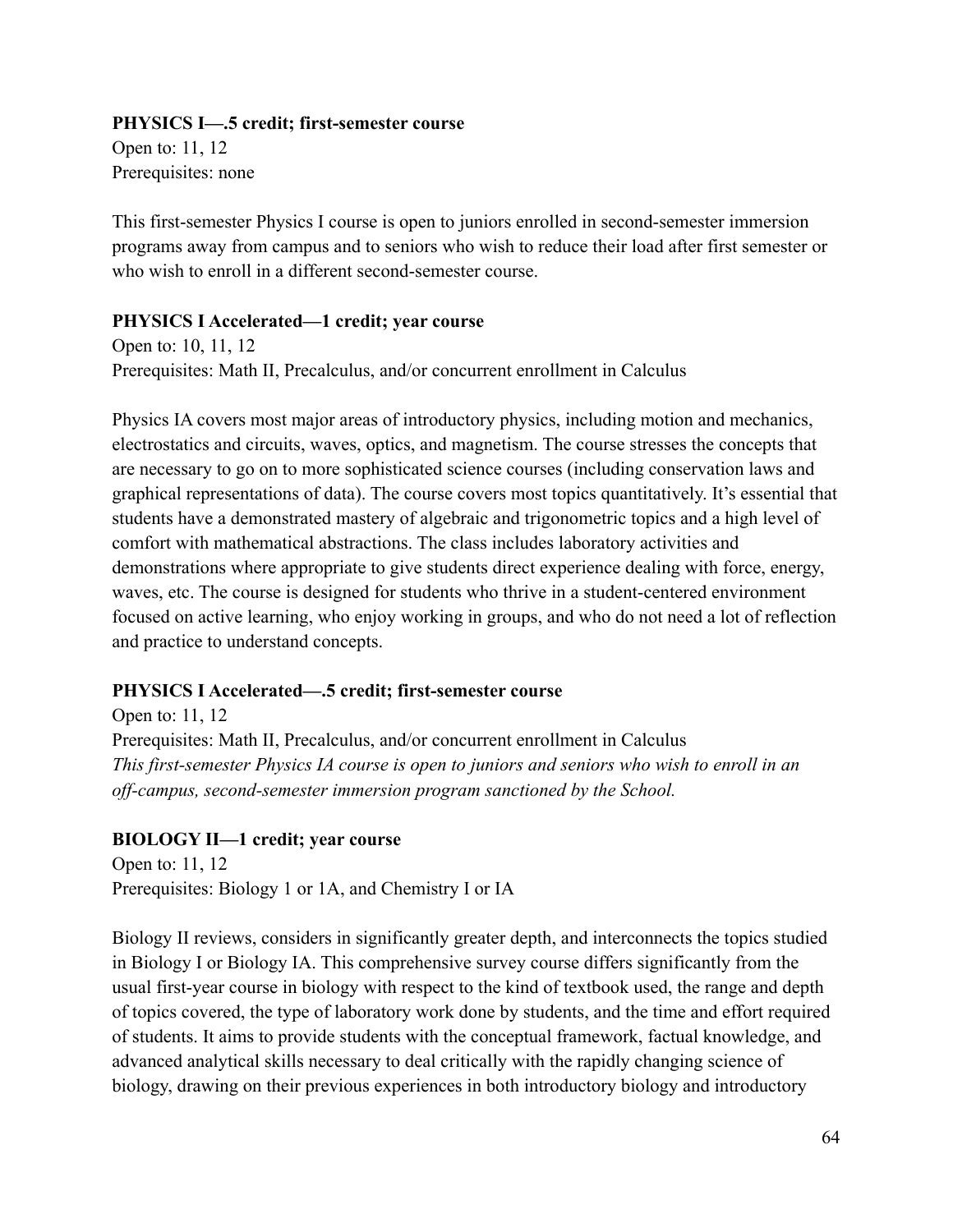**PHYSICS I—.5 credit; first-semester course**

Open to: 11, 12

Prerequisites: none

This first-semester Physics I course is open to juniors enrolled in second-semester immersion programs away from campus and to seniors who wish to reduce their load after first semester or who wish to enroll in a different second-semester course.

**PHYSICS I Accelerated—1 credit; year course**

Open to: 10, 11, 12

Prerequisites: Math II, Precalculus, and/or concurrent enrollment in Calculus

Physics IA covers most major areas of introductory physics, including motion and mechanics, electrostatics and circuits, waves, optics, and magnetism. The course stresses the concepts that are necessary to go on to more sophisticated science courses (including conservation laws and graphical representations of data). The course covers most topics quantitatively. It's essential that students have a demonstrated mastery of algebraic and trigonometric topics and a high level of comfort with mathematical abstractions. The class includes laboratory activities and demonstrations where appropriate to give students direct experience dealing with force, energy, waves, etc. The course is designed for students who thrive in a student-centered environment focused on active learning, who enjoy working in groups, and who do not need a lot of reflection and practice to understand concepts.

**PHYSICS I Accelerated—.5 credit; first-semester course**

Open to: 11, 12

Prerequisites: Math II, Precalculus, and/or concurrent enrollment in Calculus

*This first-semester Physics IA course is open to juniors and seniors who wish to enroll in an off-campus, second-semester immersion program sanctioned by the School.*

**BIOLOGY II—1 credit; year course**

Open to: 11, 12

Prerequisites: Biology 1 or 1A, and Chemistry I or IA

Biology II reviews, considers in significantly greater depth, and interconnects the topics studied in Biology I or Biology IA. This comprehensive survey course differs significantly from the usual first-year course in biology with respect to the kind of textbook used, the range and depth of topics covered, the type of laboratory work done by students, and the time and effort required of students. It aims to provide students with the conceptual framework, factual knowledge, and advanced analytical skills necessary to deal critically with the rapidly changing science of biology, drawing on their previous experiences in both introductory biology and introductory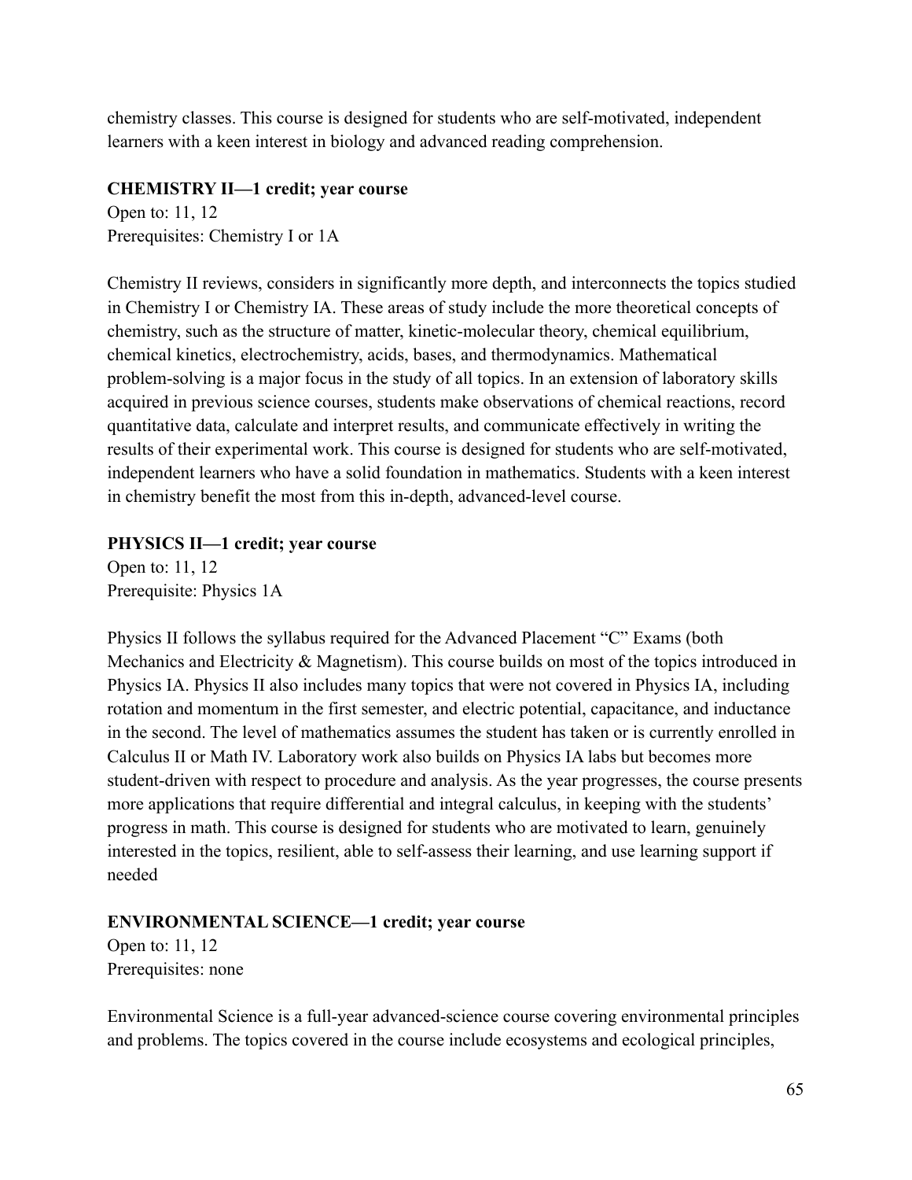chemistry classes. This course is designed for students who are self-motivated, independent learners with a keen interest in biology and advanced reading comprehension.

**CHEMISTRY II—1 credit; year course**
Open to: 11, 12
Prerequisites: Chemistry I or 1A

Chemistry II reviews, considers in significantly more depth, and interconnects the topics studied in Chemistry I or Chemistry IA. These areas of study include the more theoretical concepts of chemistry, such as the structure of matter, kinetic-molecular theory, chemical equilibrium, chemical kinetics, electrochemistry, acids, bases, and thermodynamics. Mathematical problem-solving is a major focus in the study of all topics. In an extension of laboratory skills acquired in previous science courses, students make observations of chemical reactions, record quantitative data, calculate and interpret results, and communicate effectively in writing the results of their experimental work. This course is designed for students who are self-motivated, independent learners who have a solid foundation in mathematics. Students with a keen interest in chemistry benefit the most from this in-depth, advanced-level course.

**PHYSICS II—1 credit; year course**
Open to: 11, 12
Prerequisite: Physics 1A

Physics II follows the syllabus required for the Advanced Placement "C" Exams (both Mechanics and Electricity & Magnetism). This course builds on most of the topics introduced in Physics IA. Physics II also includes many topics that were not covered in Physics IA, including rotation and momentum in the first semester, and electric potential, capacitance, and inductance in the second. The level of mathematics assumes the student has taken or is currently enrolled in Calculus II or Math IV. Laboratory work also builds on Physics IA labs but becomes more student-driven with respect to procedure and analysis. As the year progresses, the course presents more applications that require differential and integral calculus, in keeping with the students' progress in math. This course is designed for students who are motivated to learn, genuinely interested in the topics, resilient, able to self-assess their learning, and use learning support if needed

**ENVIRONMENTAL SCIENCE—1 credit; year course**
Open to: 11, 12
Prerequisites: none

Environmental Science is a full-year advanced-science course covering environmental principles and problems. The topics covered in the course include ecosystems and ecological principles,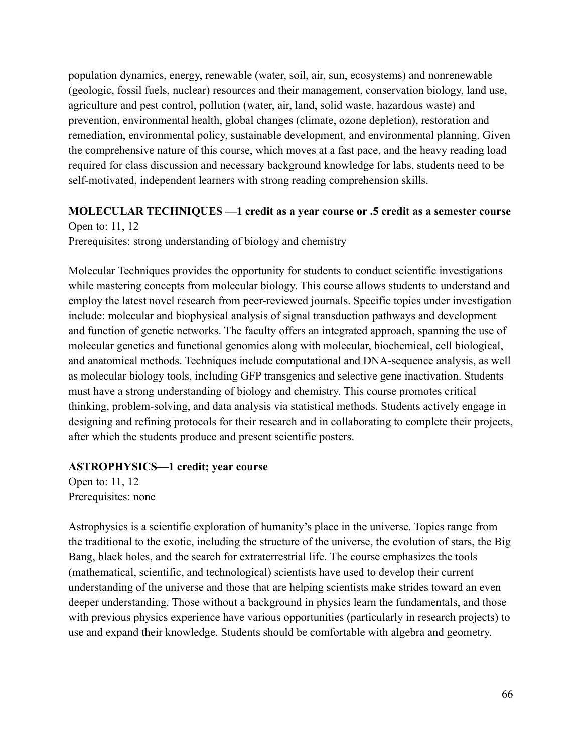population dynamics, energy, renewable (water, soil, air, sun, ecosystems) and nonrenewable (geologic, fossil fuels, nuclear) resources and their management, conservation biology, land use, agriculture and pest control, pollution (water, air, land, solid waste, hazardous waste) and prevention, environmental health, global changes (climate, ozone depletion), restoration and remediation, environmental policy, sustainable development, and environmental planning. Given the comprehensive nature of this course, which moves at a fast pace, and the heavy reading load required for class discussion and necessary background knowledge for labs, students need to be self-motivated, independent learners with strong reading comprehension skills.

**MOLECULAR TECHNIQUES —1 credit as a year course or .5 credit as a semester course**

Open to: 11, 12

Prerequisites: strong understanding of biology and chemistry

Molecular Techniques provides the opportunity for students to conduct scientific investigations while mastering concepts from molecular biology. This course allows students to understand and employ the latest novel research from peer-reviewed journals. Specific topics under investigation include: molecular and biophysical analysis of signal transduction pathways and development and function of genetic networks. The faculty offers an integrated approach, spanning the use of molecular genetics and functional genomics along with molecular, biochemical, cell biological, and anatomical methods. Techniques include computational and DNA-sequence analysis, as well as molecular biology tools, including GFP transgenics and selective gene inactivation. Students must have a strong understanding of biology and chemistry. This course promotes critical thinking, problem-solving, and data analysis via statistical methods. Students actively engage in designing and refining protocols for their research and in collaborating to complete their projects, after which the students produce and present scientific posters.

**ASTROPHYSICS—1 credit; year course**

Open to: 11, 12

Prerequisites: none

Astrophysics is a scientific exploration of humanity's place in the universe. Topics range from the traditional to the exotic, including the structure of the universe, the evolution of stars, the Big Bang, black holes, and the search for extraterrestrial life. The course emphasizes the tools (mathematical, scientific, and technological) scientists have used to develop their current understanding of the universe and those that are helping scientists make strides toward an even deeper understanding. Those without a background in physics learn the fundamentals, and those with previous physics experience have various opportunities (particularly in research projects) to use and expand their knowledge. Students should be comfortable with algebra and geometry.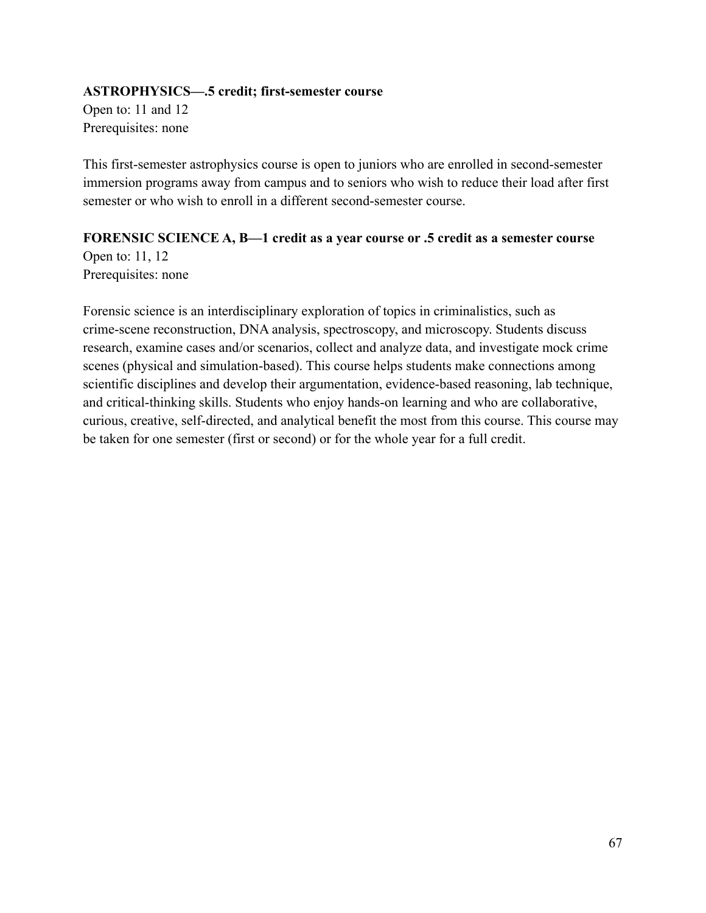**ASTROPHYSICS—.5 credit; first-semester course**

Open to: 11 and 12

Prerequisites: none

This first-semester astrophysics course is open to juniors who are enrolled in second-semester immersion programs away from campus and to seniors who wish to reduce their load after first semester or who wish to enroll in a different second-semester course.

**FORENSIC SCIENCE A, B—1 credit as a year course or .5 credit as a semester course**

Open to: 11, 12

Prerequisites: none

Forensic science is an interdisciplinary exploration of topics in criminalistics, such as crime-scene reconstruction, DNA analysis, spectroscopy, and microscopy. Students discuss research, examine cases and/or scenarios, collect and analyze data, and investigate mock crime scenes (physical and simulation-based). This course helps students make connections among scientific disciplines and develop their argumentation, evidence-based reasoning, lab technique, and critical-thinking skills. Students who enjoy hands-on learning and who are collaborative, curious, creative, self-directed, and analytical benefit the most from this course. This course may be taken for one semester (first or second) or for the whole year for a full credit.